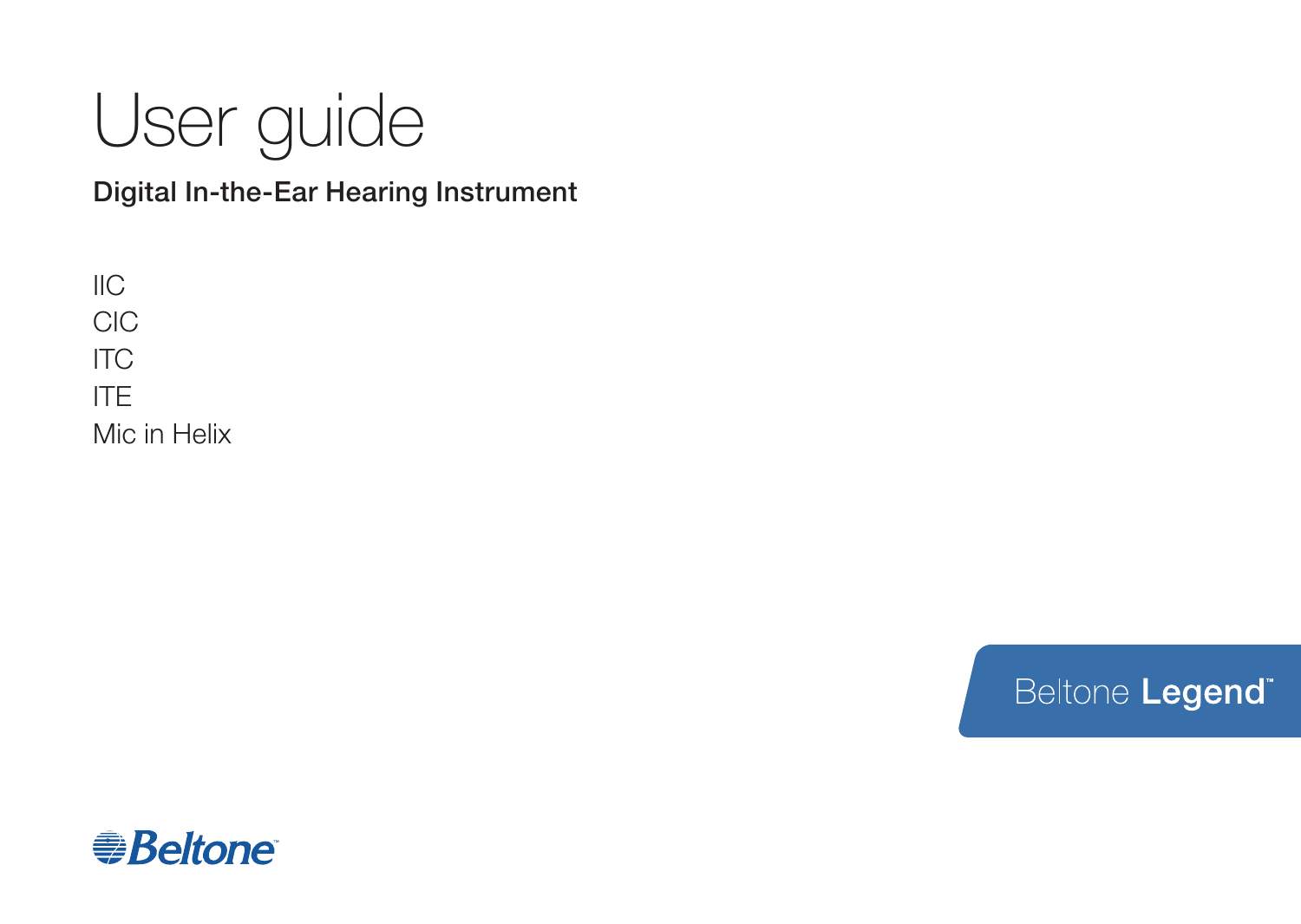# User guide

**Digital In-the-Ear Hearing Instrument**

IIC
CIC
ITC
ITE
Mic in Helix

Beltone **Legend**™

Beltone™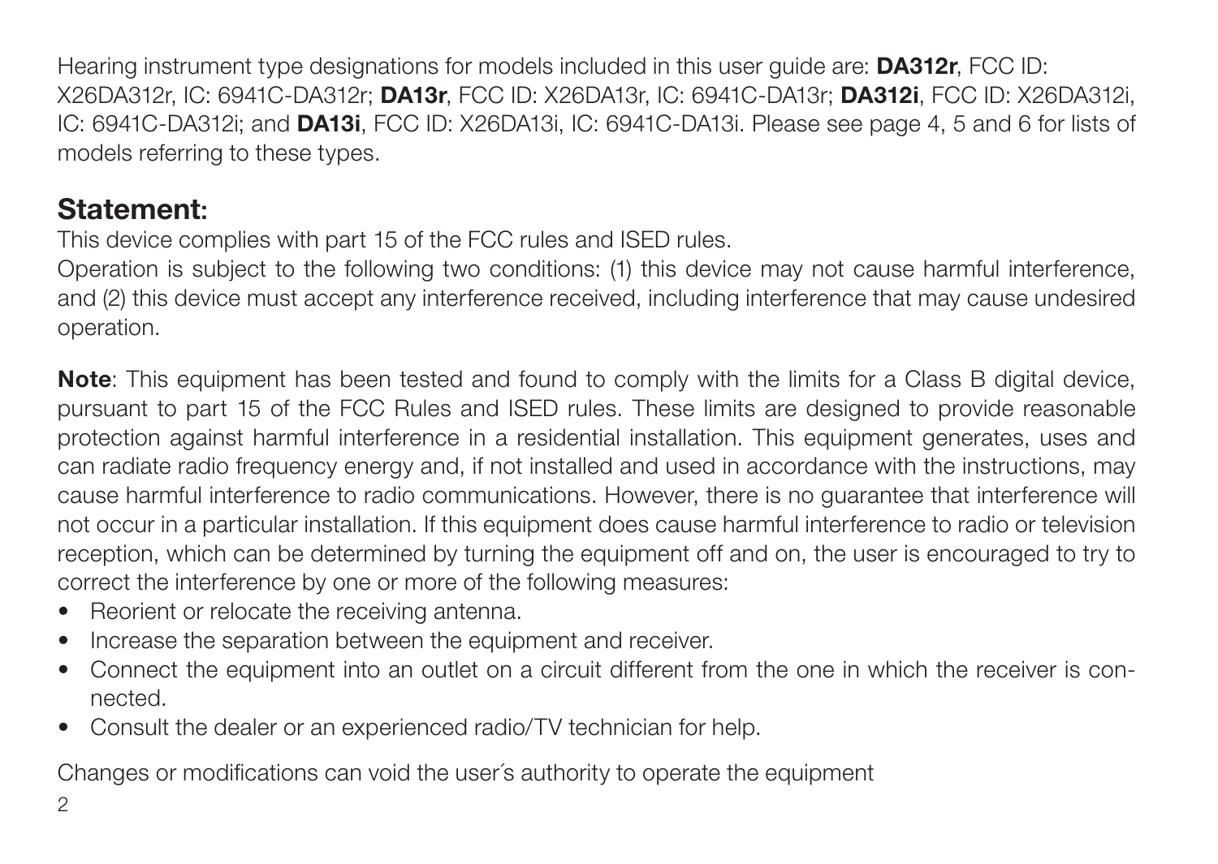Hearing instrument type designations for models included in this user guide are: **DA312r**, FCC ID: X26DA312r, IC: 6941C-DA312r; **DA13r**, FCC ID: X26DA13r, IC: 6941C-DA13r; **DA312i**, FCC ID: X26DA312i, IC: 6941C-DA312i; and **DA13i**, FCC ID: X26DA13i, IC: 6941C-DA13i. Please see page 4, 5 and 6 for lists of models referring to these types.

## Statement:

This device complies with part 15 of the FCC rules and ISED rules.
Operation is subject to the following two conditions: (1) this device may not cause harmful interference, and (2) this device must accept any interference received, including interference that may cause undesired operation.

**Note**: This equipment has been tested and found to comply with the limits for a Class B digital device, pursuant to part 15 of the FCC Rules and ISED rules. These limits are designed to provide reasonable protection against harmful interference in a residential installation. This equipment generates, uses and can radiate radio frequency energy and, if not installed and used in accordance with the instructions, may cause harmful interference to radio communications. However, there is no guarantee that interference will not occur in a particular installation. If this equipment does cause harmful interference to radio or television reception, which can be determined by turning the equipment off and on, the user is encouraged to try to correct the interference by one or more of the following measures:

- Reorient or relocate the receiving antenna.
- Increase the separation between the equipment and receiver.
- Connect the equipment into an outlet on a circuit different from the one in which the receiver is connected.
- Consult the dealer or an experienced radio/TV technician for help.

Changes or modifications can void the user´s authority to operate the equipment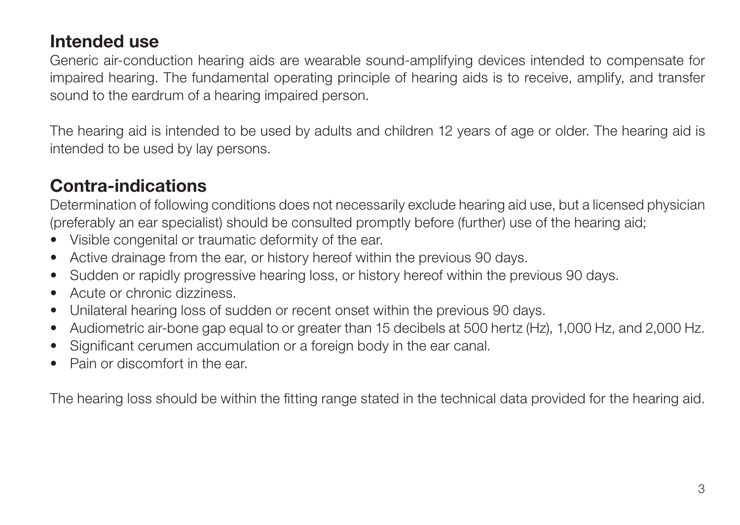## Intended use

Generic air-conduction hearing aids are wearable sound-amplifying devices intended to compensate for impaired hearing. The fundamental operating principle of hearing aids is to receive, amplify, and transfer sound to the eardrum of a hearing impaired person.

The hearing aid is intended to be used by adults and children 12 years of age or older. The hearing aid is intended to be used by lay persons.

## Contra-indications

Determination of following conditions does not necessarily exclude hearing aid use, but a licensed physician (preferably an ear specialist) should be consulted promptly before (further) use of the hearing aid;

- Visible congenital or traumatic deformity of the ear.
- Active drainage from the ear, or history hereof within the previous 90 days.
- Sudden or rapidly progressive hearing loss, or history hereof within the previous 90 days.
- Acute or chronic dizziness.
- Unilateral hearing loss of sudden or recent onset within the previous 90 days.
- Audiometric air-bone gap equal to or greater than 15 decibels at 500 hertz (Hz), 1,000 Hz, and 2,000 Hz.
- Significant cerumen accumulation or a foreign body in the ear canal.
- Pain or discomfort in the ear.

The hearing loss should be within the fitting range stated in the technical data provided for the hearing aid.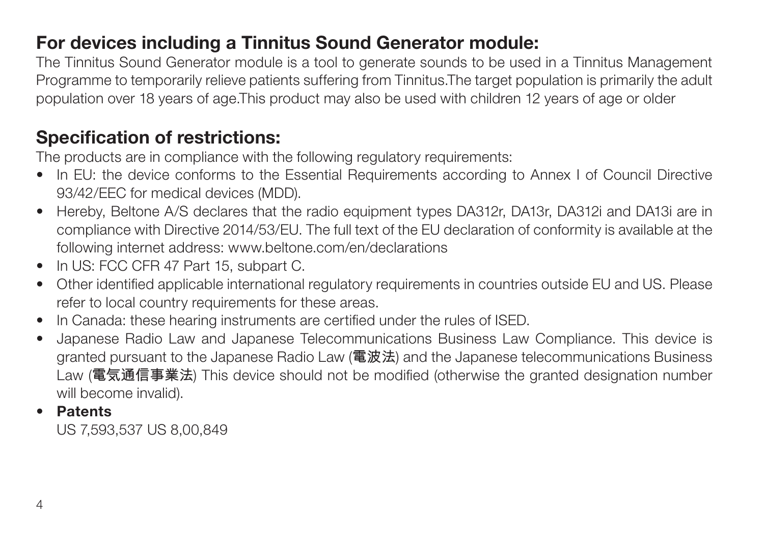## For devices including a Tinnitus Sound Generator module:

The Tinnitus Sound Generator module is a tool to generate sounds to be used in a Tinnitus Management Programme to temporarily relieve patients suffering from Tinnitus.The target population is primarily the adult population over 18 years of age.This product may also be used with children 12 years of age or older

## Specification of restrictions:

The products are in compliance with the following regulatory requirements:

- In EU: the device conforms to the Essential Requirements according to Annex I of Council Directive 93/42/EEC for medical devices (MDD).
- Hereby, Beltone A/S declares that the radio equipment types DA312r, DA13r, DA312i and DA13i are in compliance with Directive 2014/53/EU. The full text of the EU declaration of conformity is available at the following internet address: www.beltone.com/en/declarations
- In US: FCC CFR 47 Part 15, subpart C.
- Other identified applicable international regulatory requirements in countries outside EU and US. Please refer to local country requirements for these areas.
- In Canada: these hearing instruments are certified under the rules of ISED.
- Japanese Radio Law and Japanese Telecommunications Business Law Compliance. This device is granted pursuant to the Japanese Radio Law (電波法) and the Japanese telecommunications Business Law (電気通信事業法) This device should not be modified (otherwise the granted designation number will become invalid).
- **Patents**

  US 7,593,537 US 8,00,849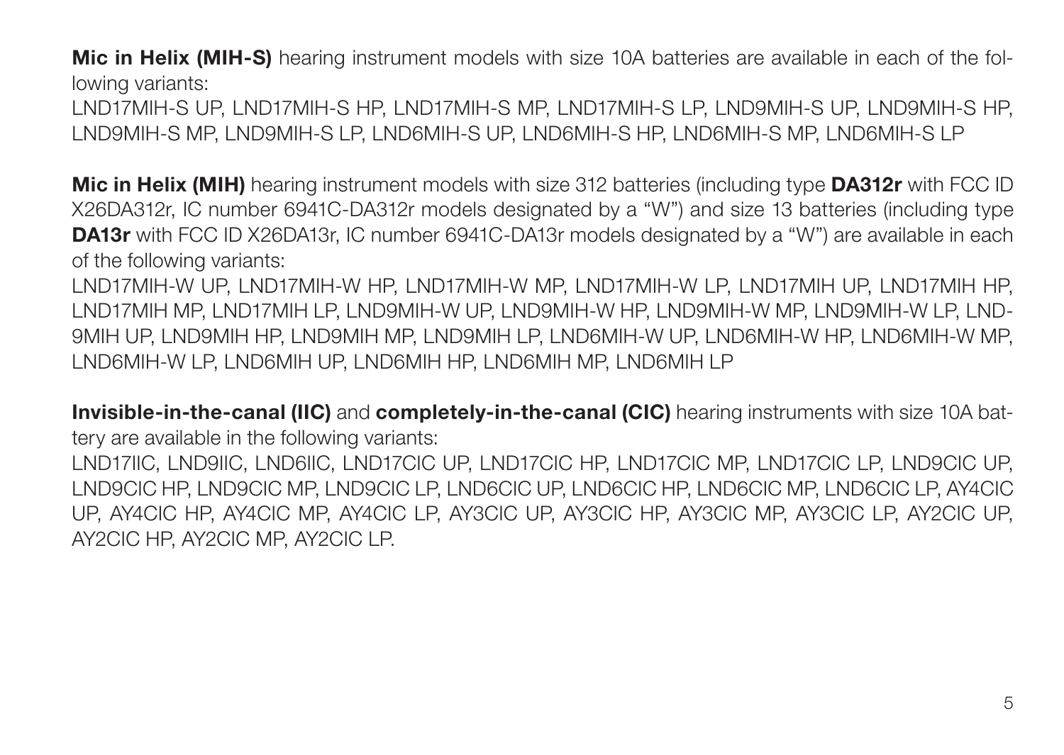**Mic in Helix (MIH-S)** hearing instrument models with size 10A batteries are available in each of the following variants:
LND17MIH-S UP, LND17MIH-S HP, LND17MIH-S MP, LND17MIH-S LP, LND9MIH-S UP, LND9MIH-S HP, LND9MIH-S MP, LND9MIH-S LP, LND6MIH-S UP, LND6MIH-S HP, LND6MIH-S MP, LND6MIH-S LP

**Mic in Helix (MIH)** hearing instrument models with size 312 batteries (including type **DA312r** with FCC ID X26DA312r, IC number 6941C-DA312r models designated by a "W") and size 13 batteries (including type **DA13r** with FCC ID X26DA13r, IC number 6941C-DA13r models designated by a "W") are available in each of the following variants:
LND17MIH-W UP, LND17MIH-W HP, LND17MIH-W MP, LND17MIH-W LP, LND17MIH UP, LND17MIH HP, LND17MIH MP, LND17MIH LP, LND9MIH-W UP, LND9MIH-W HP, LND9MIH-W MP, LND9MIH-W LP, LND9MIH UP, LND9MIH HP, LND9MIH MP, LND9MIH LP, LND6MIH-W UP, LND6MIH-W HP, LND6MIH-W MP, LND6MIH-W LP, LND6MIH UP, LND6MIH HP, LND6MIH MP, LND6MIH LP

**Invisible-in-the-canal (IIC)** and **completely-in-the-canal (CIC)** hearing instruments with size 10A battery are available in the following variants:
LND17IIC, LND9IIC, LND6IIC, LND17CIC UP, LND17CIC HP, LND17CIC MP, LND17CIC LP, LND9CIC UP, LND9CIC HP, LND9CIC MP, LND9CIC LP, LND6CIC UP, LND6CIC HP, LND6CIC MP, LND6CIC LP, AY4CIC UP, AY4CIC HP, AY4CIC MP, AY4CIC LP, AY3CIC UP, AY3CIC HP, AY3CIC MP, AY3CIC LP, AY2CIC UP, AY2CIC HP, AY2CIC MP, AY2CIC LP.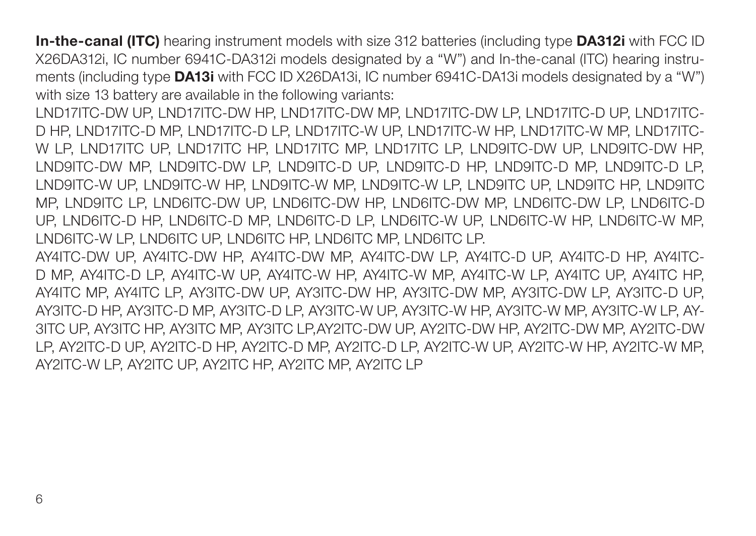**In-the-canal (ITC)** hearing instrument models with size 312 batteries (including type **DA312i** with FCC ID X26DA312i, IC number 6941C-DA312i models designated by a "W") and In-the-canal (ITC) hearing instruments (including type **DA13i** with FCC ID X26DA13i, IC number 6941C-DA13i models designated by a "W") with size 13 battery are available in the following variants:

LND17ITC-DW UP, LND17ITC-DW HP, LND17ITC-DW MP, LND17ITC-DW LP, LND17ITC-D UP, LND17ITC-D HP, LND17ITC-D MP, LND17ITC-D LP, LND17ITC-W UP, LND17ITC-W HP, LND17ITC-W MP, LND17ITC-W LP, LND17ITC UP, LND17ITC HP, LND17ITC MP, LND17ITC LP, LND9ITC-DW UP, LND9ITC-DW HP, LND9ITC-DW MP, LND9ITC-DW LP, LND9ITC-D UP, LND9ITC-D HP, LND9ITC-D MP, LND9ITC-D LP, LND9ITC-W UP, LND9ITC-W HP, LND9ITC-W MP, LND9ITC-W LP, LND9ITC UP, LND9ITC HP, LND9ITC MP, LND9ITC LP, LND6ITC-DW UP, LND6ITC-DW HP, LND6ITC-DW MP, LND6ITC-DW LP, LND6ITC-D UP, LND6ITC-D HP, LND6ITC-D MP, LND6ITC-D LP, LND6ITC-W UP, LND6ITC-W HP, LND6ITC-W MP, LND6ITC-W LP, LND6ITC UP, LND6ITC HP, LND6ITC MP, LND6ITC LP.

AY4ITC-DW UP, AY4ITC-DW HP, AY4ITC-DW MP, AY4ITC-DW LP, AY4ITC-D UP, AY4ITC-D HP, AY4ITC-D MP, AY4ITC-D LP, AY4ITC-W UP, AY4ITC-W HP, AY4ITC-W MP, AY4ITC-W LP, AY4ITC UP, AY4ITC HP, AY4ITC MP, AY4ITC LP, AY3ITC-DW UP, AY3ITC-DW HP, AY3ITC-DW MP, AY3ITC-DW LP, AY3ITC-D UP, AY3ITC-D HP, AY3ITC-D MP, AY3ITC-D LP, AY3ITC-W UP, AY3ITC-W HP, AY3ITC-W MP, AY3ITC-W LP, AY3ITC UP, AY3ITC HP, AY3ITC MP, AY3ITC LP,AY2ITC-DW UP, AY2ITC-DW HP, AY2ITC-DW MP, AY2ITC-DW LP, AY2ITC-D UP, AY2ITC-D HP, AY2ITC-D MP, AY2ITC-D LP, AY2ITC-W UP, AY2ITC-W HP, AY2ITC-W MP, AY2ITC-W LP, AY2ITC UP, AY2ITC HP, AY2ITC MP, AY2ITC LP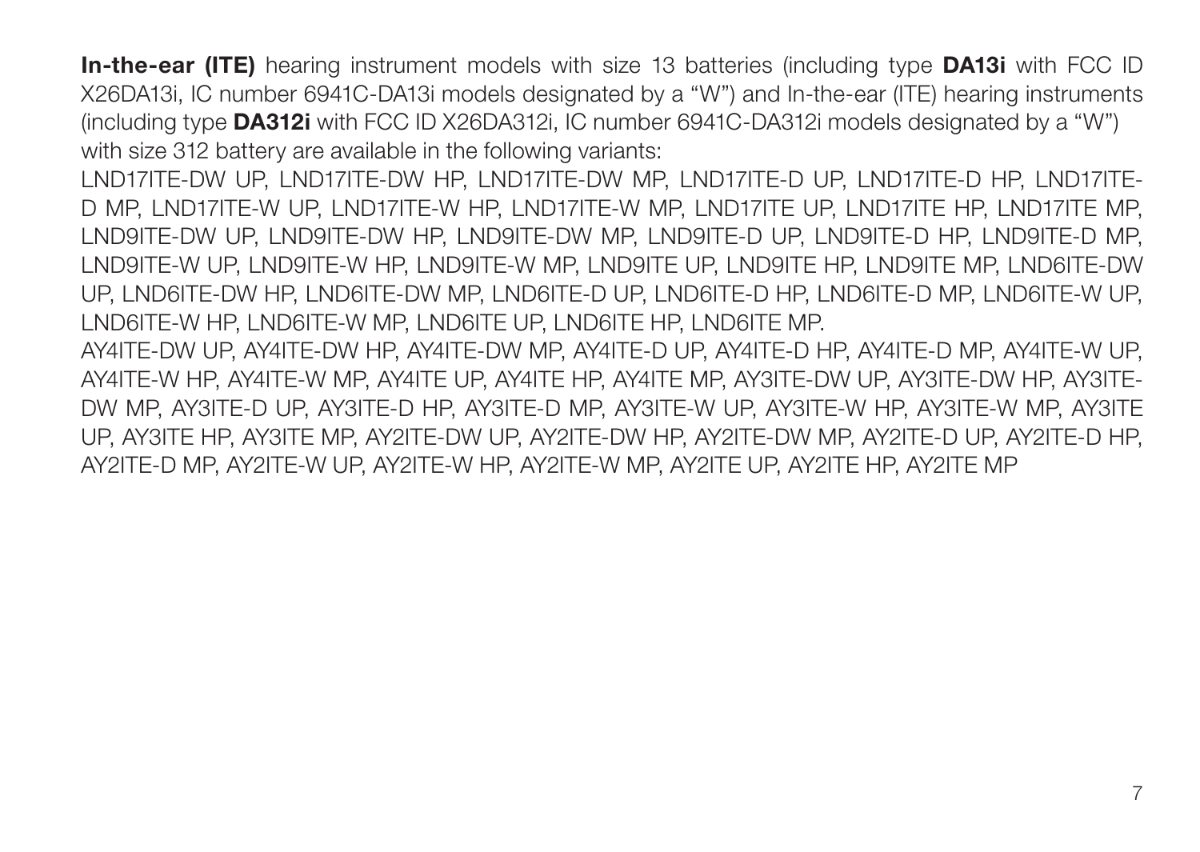**In-the-ear (ITE)** hearing instrument models with size 13 batteries (including type **DA13i** with FCC ID X26DA13i, IC number 6941C-DA13i models designated by a “W”) and In-the-ear (ITE) hearing instruments (including type **DA312i** with FCC ID X26DA312i, IC number 6941C-DA312i models designated by a “W”) with size 312 battery are available in the following variants:

LND17ITE-DW UP, LND17ITE-DW HP, LND17ITE-DW MP, LND17ITE-D UP, LND17ITE-D HP, LND17ITE-D MP, LND17ITE-W UP, LND17ITE-W HP, LND17ITE-W MP, LND17ITE UP, LND17ITE HP, LND17ITE MP, LND9ITE-DW UP, LND9ITE-DW HP, LND9ITE-DW MP, LND9ITE-D UP, LND9ITE-D HP, LND9ITE-D MP, LND9ITE-W UP, LND9ITE-W HP, LND9ITE-W MP, LND9ITE UP, LND9ITE HP, LND9ITE MP, LND6ITE-DW UP, LND6ITE-DW HP, LND6ITE-DW MP, LND6ITE-D UP, LND6ITE-D HP, LND6ITE-D MP, LND6ITE-W UP, LND6ITE-W HP, LND6ITE-W MP, LND6ITE UP, LND6ITE HP, LND6ITE MP.

AY4ITE-DW UP, AY4ITE-DW HP, AY4ITE-DW MP, AY4ITE-D UP, AY4ITE-D HP, AY4ITE-D MP, AY4ITE-W UP, AY4ITE-W HP, AY4ITE-W MP, AY4ITE UP, AY4ITE HP, AY4ITE MP, AY3ITE-DW UP, AY3ITE-DW HP, AY3ITE-DW MP, AY3ITE-D UP, AY3ITE-D HP, AY3ITE-D MP, AY3ITE-W UP, AY3ITE-W HP, AY3ITE-W MP, AY3ITE UP, AY3ITE HP, AY3ITE MP, AY2ITE-DW UP, AY2ITE-DW HP, AY2ITE-DW MP, AY2ITE-D UP, AY2ITE-D HP, AY2ITE-D MP, AY2ITE-W UP, AY2ITE-W HP, AY2ITE-W MP, AY2ITE UP, AY2ITE HP, AY2ITE MP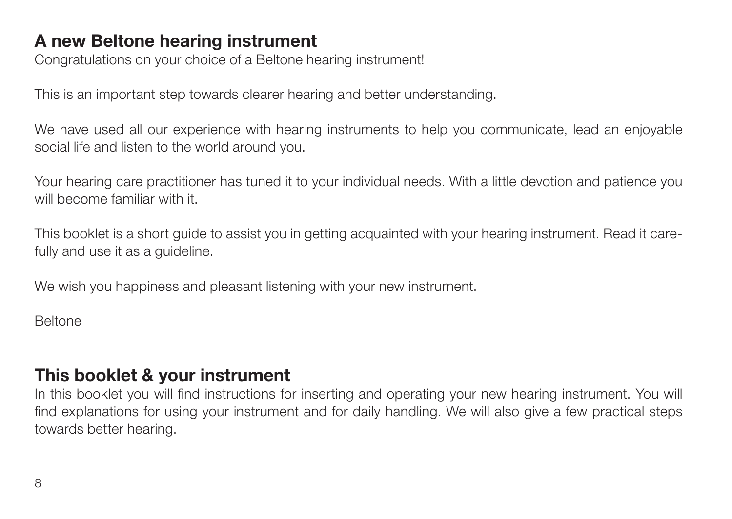## A new Beltone hearing instrument

Congratulations on your choice of a Beltone hearing instrument!

This is an important step towards clearer hearing and better understanding.

We have used all our experience with hearing instruments to help you communicate, lead an enjoyable social life and listen to the world around you.

Your hearing care practitioner has tuned it to your individual needs. With a little devotion and patience you will become familiar with it.

This booklet is a short guide to assist you in getting acquainted with your hearing instrument. Read it carefully and use it as a guideline.

We wish you happiness and pleasant listening with your new instrument.

Beltone

## This booklet & your instrument

In this booklet you will find instructions for inserting and operating your new hearing instrument. You will find explanations for using your instrument and for daily handling. We will also give a few practical steps towards better hearing.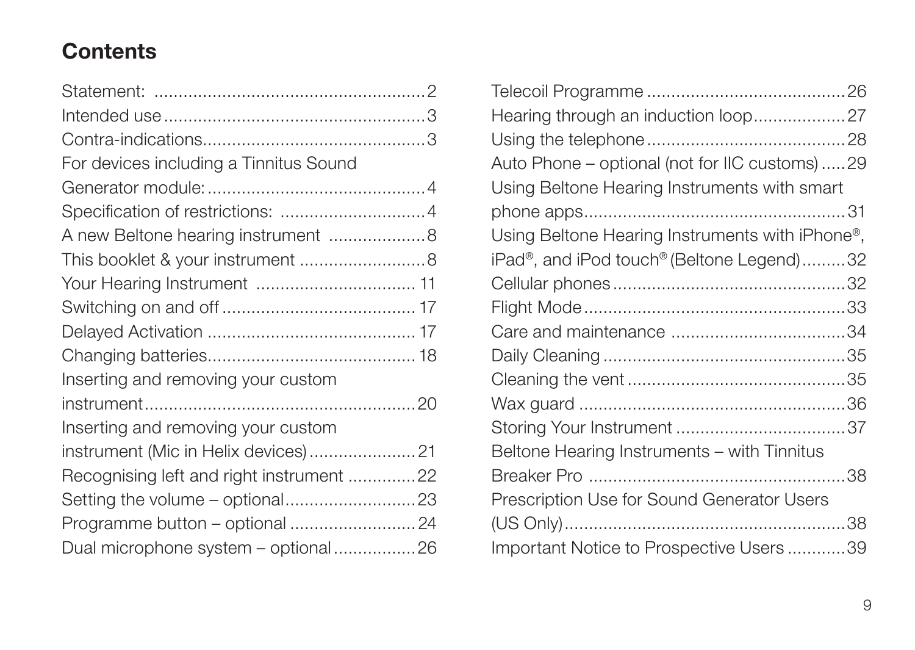## Contents

Statement: ........................................................2
Intended use......................................................3
Contra-indications..............................................3
For devices including a Tinnitus Sound Generator module:.............................................4
Specification of restrictions: ..............................4
A new Beltone hearing instrument ....................8
This booklet & your instrument ..........................8
Your Hearing Instrument ................................. 11
Switching on and off ........................................ 17
Delayed Activation ........................................... 17
Changing batteries........................................... 18
Inserting and removing your custom instrument........................................................20
Inserting and removing your custom instrument (Mic in Helix devices)......................21
Recognising left and right instrument ..............22
Setting the volume – optional...........................23
Programme button – optional ..........................24
Dual microphone system – optional.................26
Telecoil Programme .........................................26
Hearing through an induction loop...................27
Using the telephone .........................................28
Auto Phone – optional (not for IIC customs) .....29
Using Beltone Hearing Instruments with smart phone apps......................................................31
Using Beltone Hearing Instruments with iPhone®, iPad®, and iPod touch® (Beltone Legend).........32
Cellular phones ................................................32
Flight Mode......................................................33
Care and maintenance ....................................34
Daily Cleaning ..................................................35
Cleaning the vent .............................................35
Wax guard .......................................................36
Storing Your Instrument ...................................37
Beltone Hearing Instruments – with Tinnitus Breaker Pro ......................................................38
Prescription Use for Sound Generator Users (US Only)..........................................................38
Important Notice to Prospective Users ............39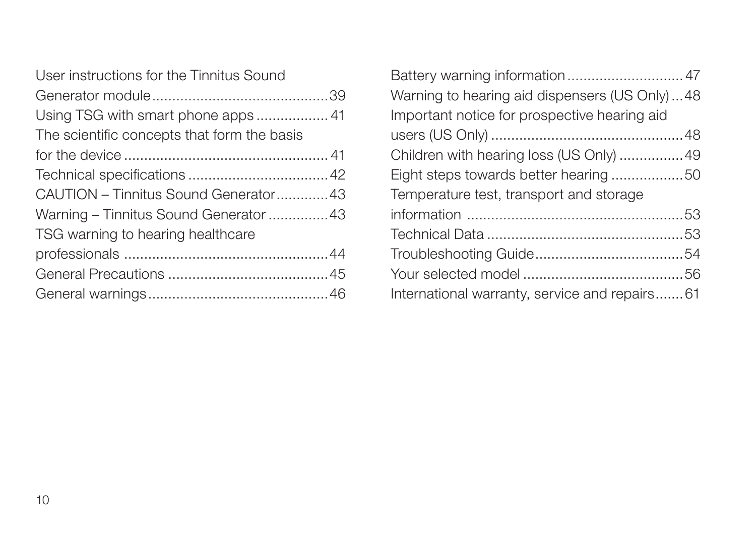User instructions for the Tinnitus Sound Generator module............................................39
Using TSG with smart phone apps.................. 41
The scientific concepts that form the basis for the device.................................................... 41
Technical specifications...................................42
CAUTION – Tinnitus Sound Generator.............43
Warning – Tinnitus Sound Generator...............43
TSG warning to hearing healthcare professionals ...................................................44
General Precautions ........................................45
General warnings.............................................46
Battery warning information............................47
Warning to hearing aid dispensers (US Only)...48
Important notice for prospective hearing aid users (US Only) ................................................48
Children with hearing loss (US Only) ................49
Eight steps towards better hearing ..................50
Temperature test, transport and storage information ......................................................53
Technical Data .................................................53
Troubleshooting Guide.....................................54
Your selected model ........................................56
International warranty, service and repairs.......61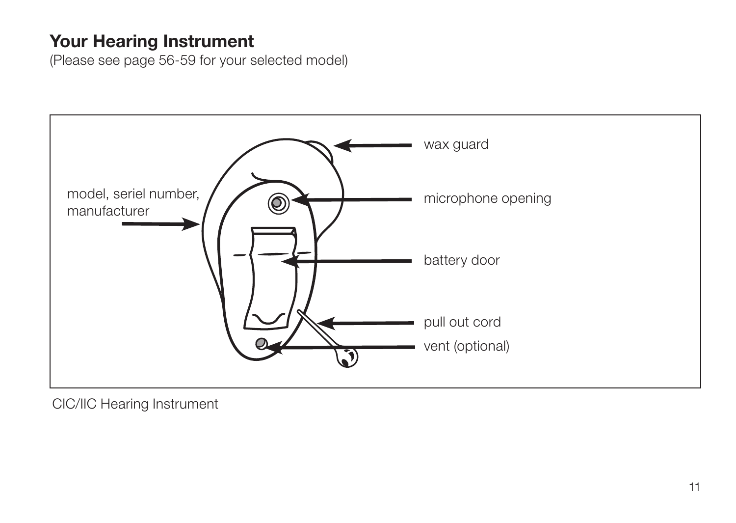## Your Hearing Instrument

(Please see page 56-59 for your selected model)

wax guard

model, seriel number, manufacturer

microphone opening

battery door

pull out cord

vent (optional)

CIC/IIC Hearing Instrument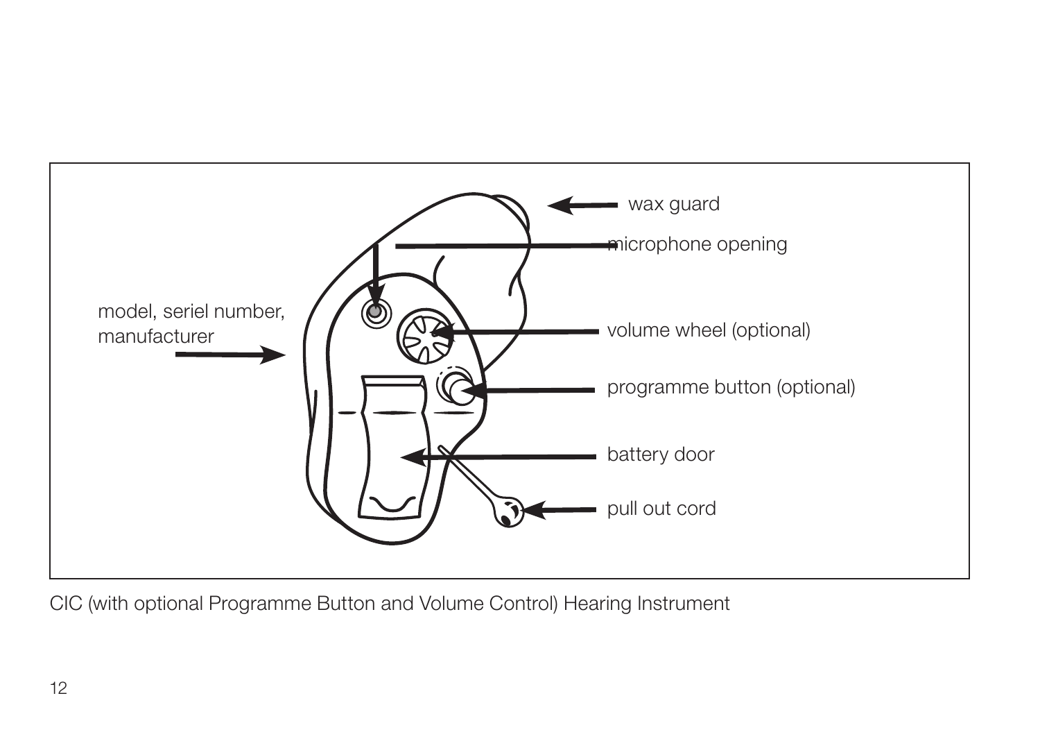wax guard

microphone opening

model, seriel number, manufacturer

volume wheel (optional)

programme button (optional)

battery door

pull out cord

CIC (with optional Programme Button and Volume Control) Hearing Instrument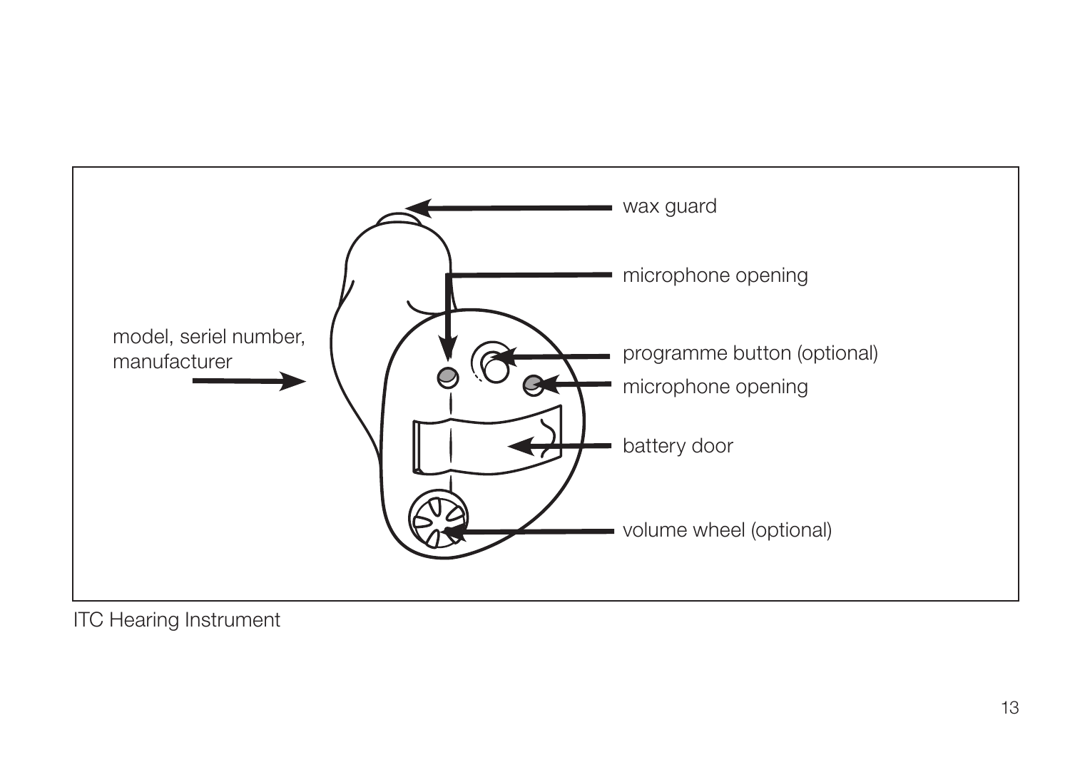wax guard

microphone opening

model, seriel number,
manufacturer

programme button (optional)

microphone opening

battery door

volume wheel (optional)

ITC Hearing Instrument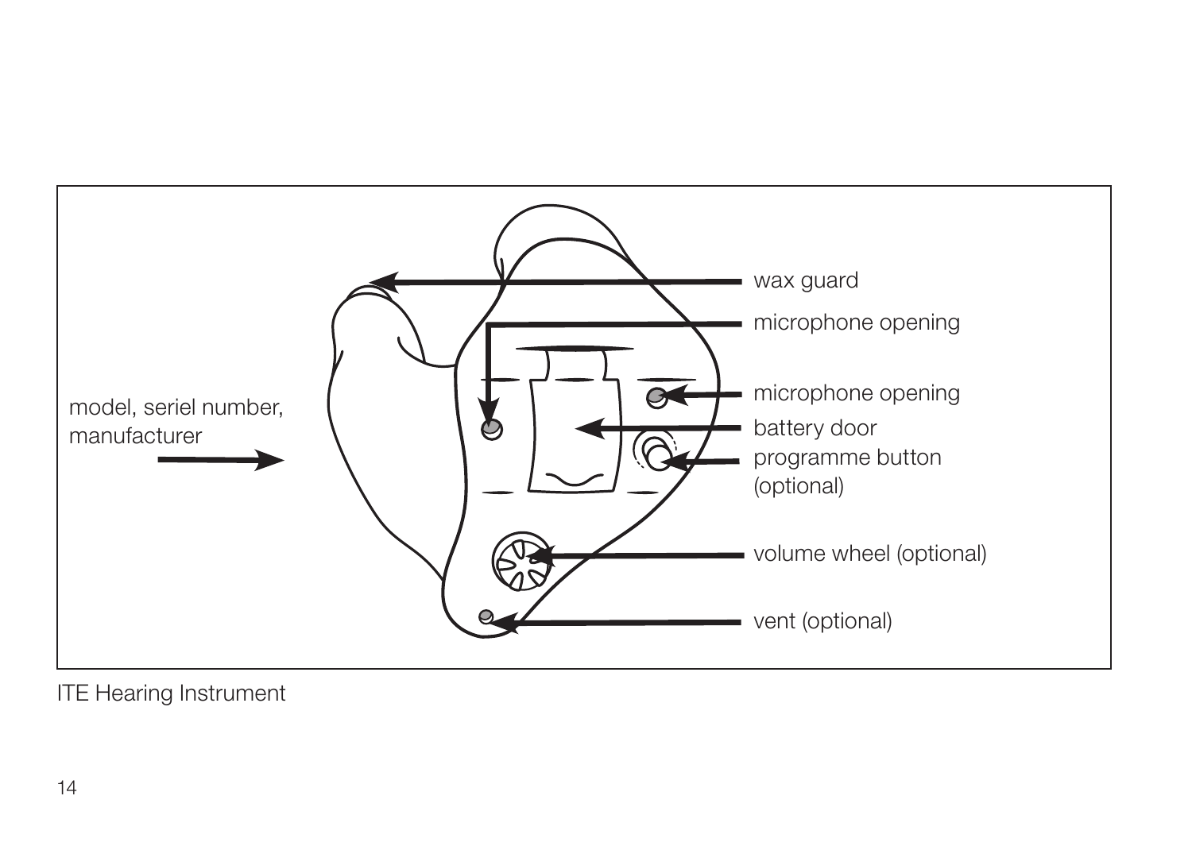wax guard

microphone opening

microphone opening

battery door

programme button (optional)

volume wheel (optional)

vent (optional)

model, seriel number, manufacturer

ITE Hearing Instrument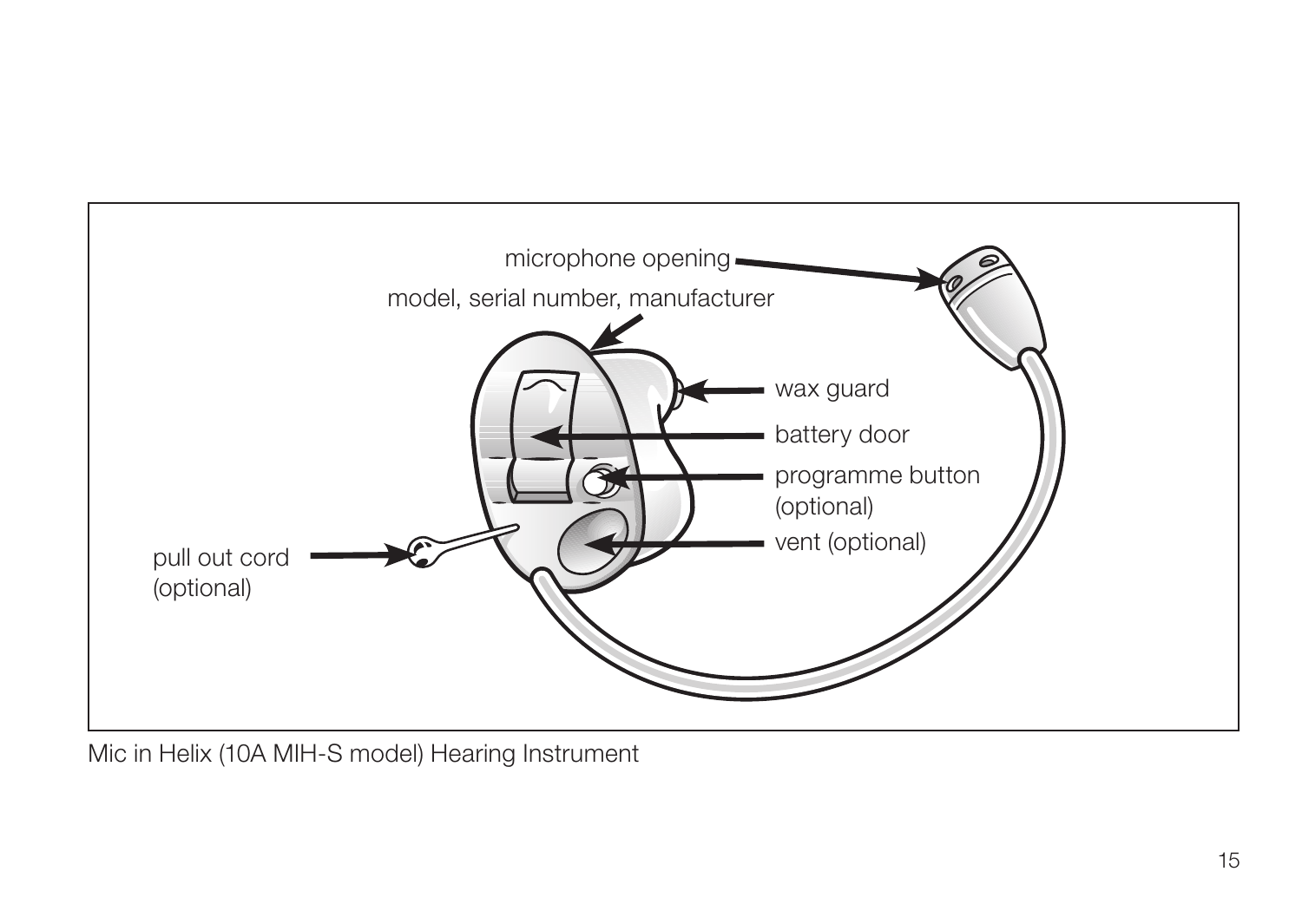microphone opening

model, serial number, manufacturer

wax guard

battery door

programme button
(optional)

vent (optional)

pull out cord
(optional)

Mic in Helix (10A MIH-S model) Hearing Instrument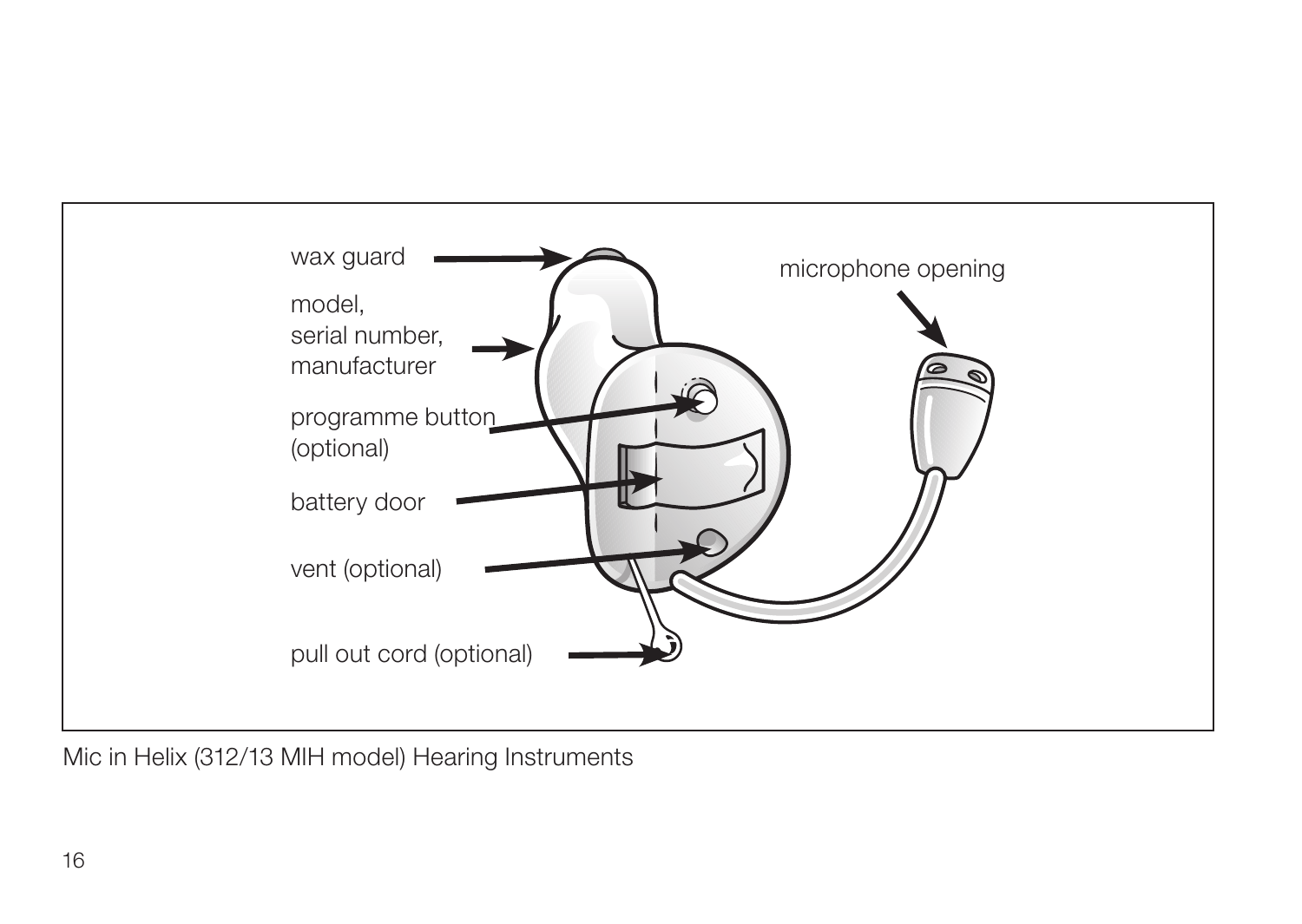wax guard

model,
serial number,
manufacturer

programme button
(optional)

battery door

vent (optional)

pull out cord (optional)

microphone opening

Mic in Helix (312/13 MIH model) Hearing Instruments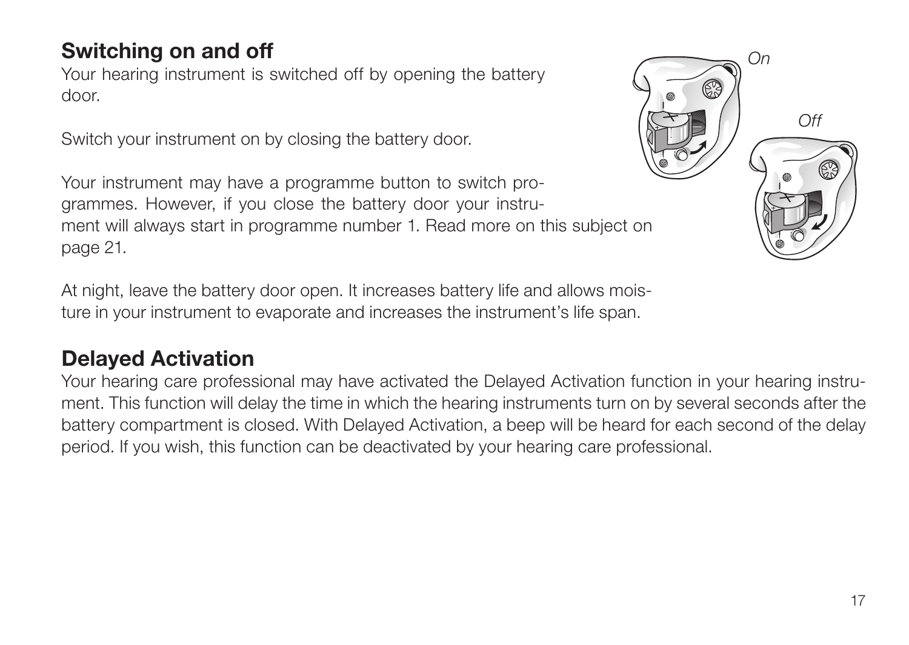## Switching on and off

Your hearing instrument is switched off by opening the battery door.

Switch your instrument on by closing the battery door.

Your instrument may have a programme button to switch programmes. However, if you close the battery door your instrument will always start in programme number 1. Read more on this subject on page 21.

*On*

*Off*

At night, leave the battery door open. It increases battery life and allows moisture in your instrument to evaporate and increases the instrument's life span.

## Delayed Activation

Your hearing care professional may have activated the Delayed Activation function in your hearing instrument. This function will delay the time in which the hearing instruments turn on by several seconds after the battery compartment is closed. With Delayed Activation, a beep will be heard for each second of the delay period. If you wish, this function can be deactivated by your hearing care professional.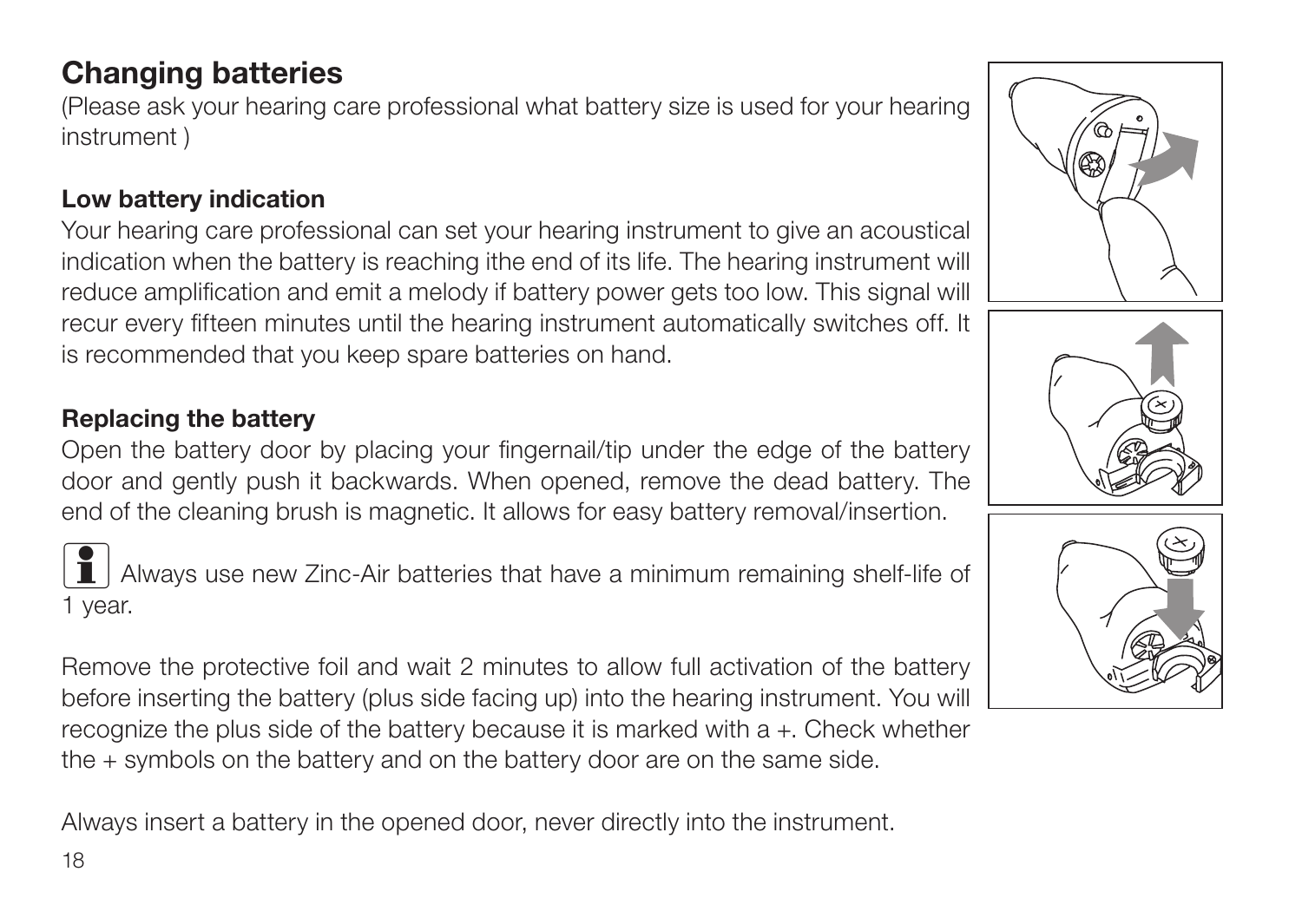## Changing batteries

(Please ask your hearing care professional what battery size is used for your hearing instrument )

### Low battery indication

Your hearing care professional can set your hearing instrument to give an acoustical indication when the battery is reaching ithe end of its life. The hearing instrument will reduce amplification and emit a melody if battery power gets too low. This signal will recur every fifteen minutes until the hearing instrument automatically switches off. It is recommended that you keep spare batteries on hand.

### Replacing the battery

Open the battery door by placing your fingernail/tip under the edge of the battery door and gently push it backwards. When opened, remove the dead battery. The end of the cleaning brush is magnetic. It allows for easy battery removal/insertion.

Always use new Zinc-Air batteries that have a minimum remaining shelf-life of 1 year.

Remove the protective foil and wait 2 minutes to allow full activation of the battery before inserting the battery (plus side facing up) into the hearing instrument. You will recognize the plus side of the battery because it is marked with a +. Check whether the + symbols on the battery and on the battery door are on the same side.

Always insert a battery in the opened door, never directly into the instrument.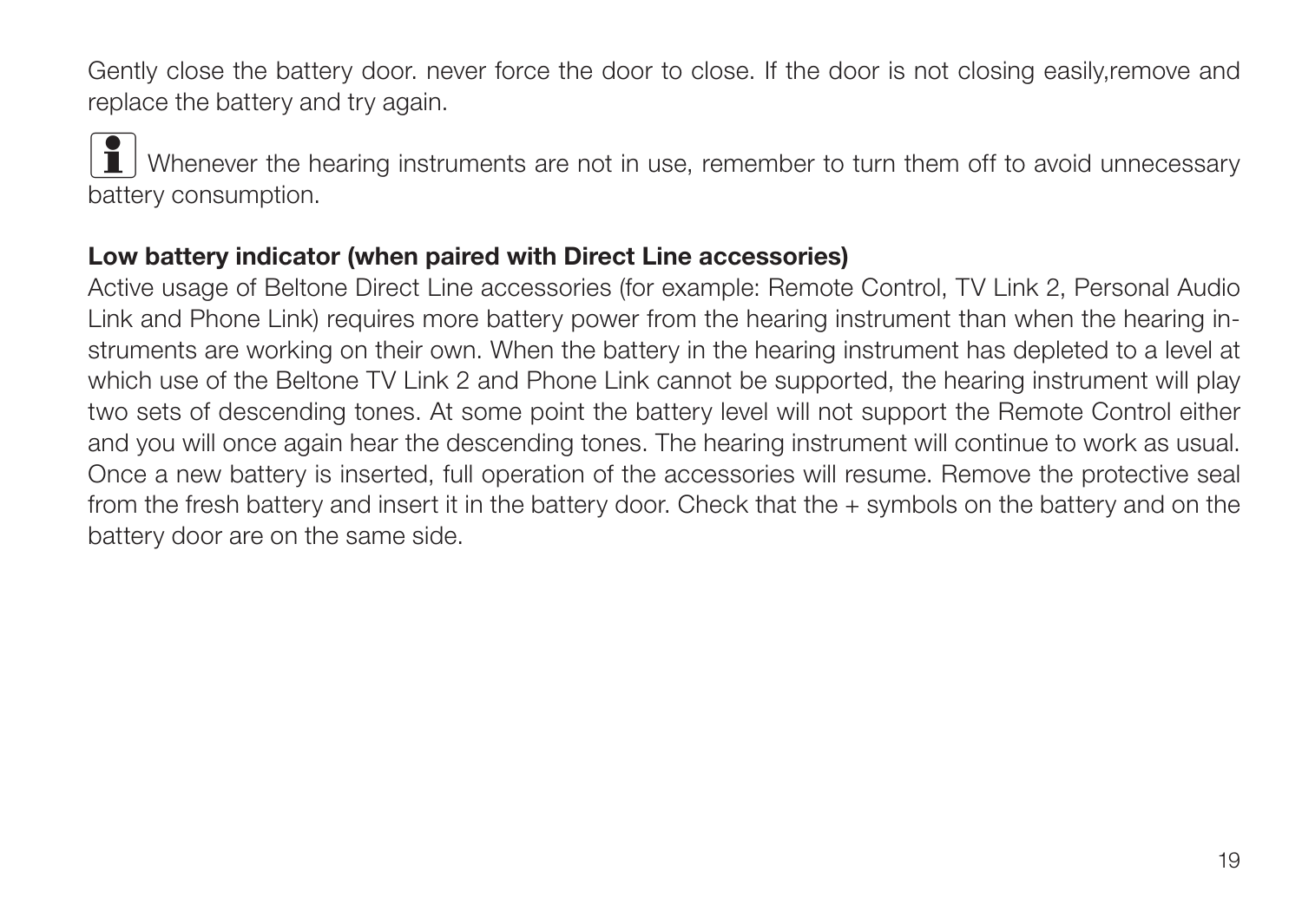Gently close the battery door. never force the door to close. If the door is not closing easily,remove and replace the battery and try again.

Whenever the hearing instruments are not in use, remember to turn them off to avoid unnecessary battery consumption.

**Low battery indicator (when paired with Direct Line accessories)**

Active usage of Beltone Direct Line accessories (for example: Remote Control, TV Link 2, Personal Audio Link and Phone Link) requires more battery power from the hearing instrument than when the hearing instruments are working on their own. When the battery in the hearing instrument has depleted to a level at which use of the Beltone TV Link 2 and Phone Link cannot be supported, the hearing instrument will play two sets of descending tones. At some point the battery level will not support the Remote Control either and you will once again hear the descending tones. The hearing instrument will continue to work as usual. Once a new battery is inserted, full operation of the accessories will resume. Remove the protective seal from the fresh battery and insert it in the battery door. Check that the + symbols on the battery and on the battery door are on the same side.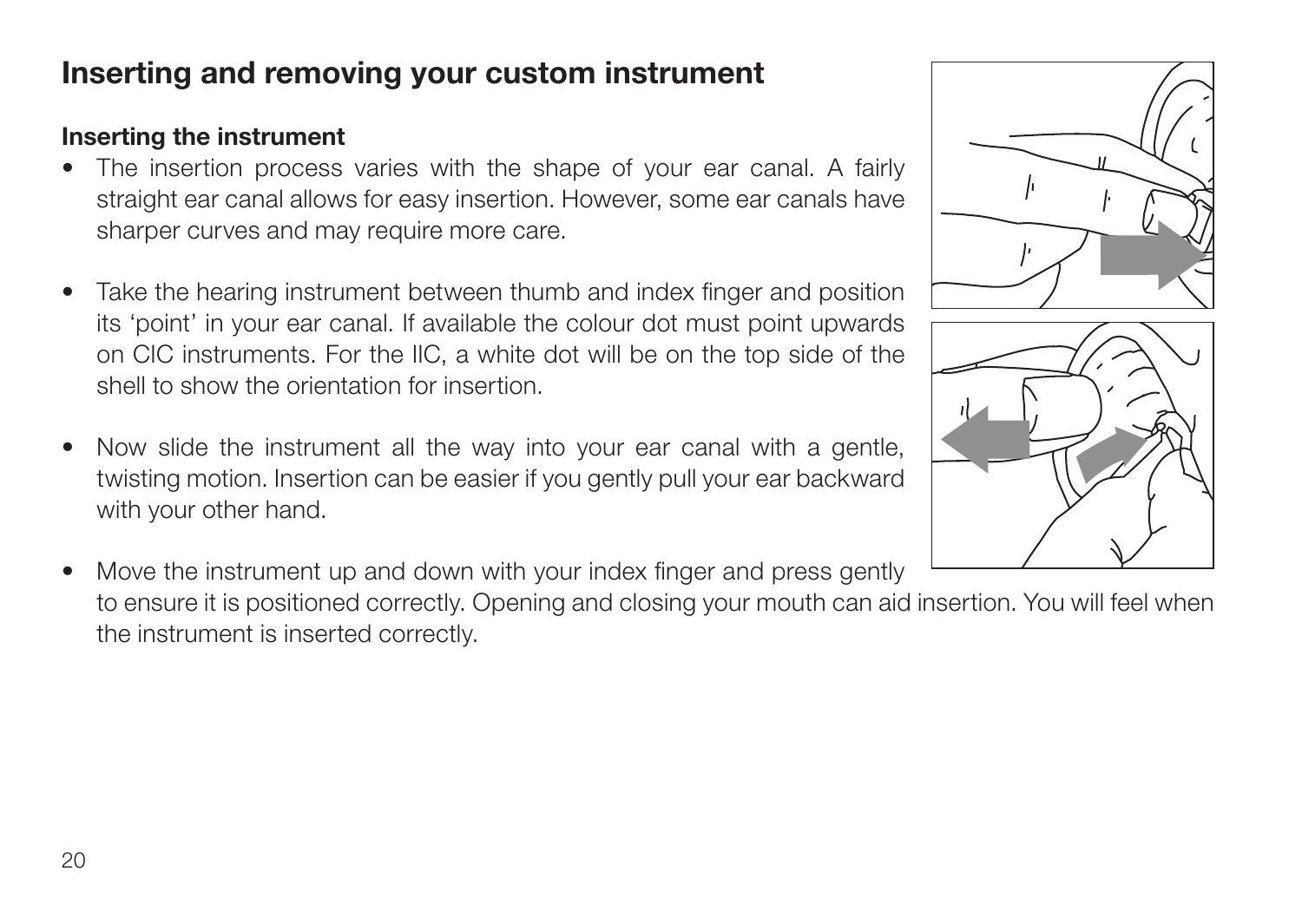## Inserting and removing your custom instrument

### Inserting the instrument

- The insertion process varies with the shape of your ear canal. A fairly straight ear canal allows for easy insertion. However, some ear canals have sharper curves and may require more care.
- Take the hearing instrument between thumb and index finger and position its 'point' in your ear canal. If available the colour dot must point upwards on CIC instruments. For the IIC, a white dot will be on the top side of the shell to show the orientation for insertion.
- Now slide the instrument all the way into your ear canal with a gentle, twisting motion. Insertion can be easier if you gently pull your ear backward with your other hand.
- Move the instrument up and down with your index finger and press gently to ensure it is positioned correctly. Opening and closing your mouth can aid insertion. You will feel when the instrument is inserted correctly.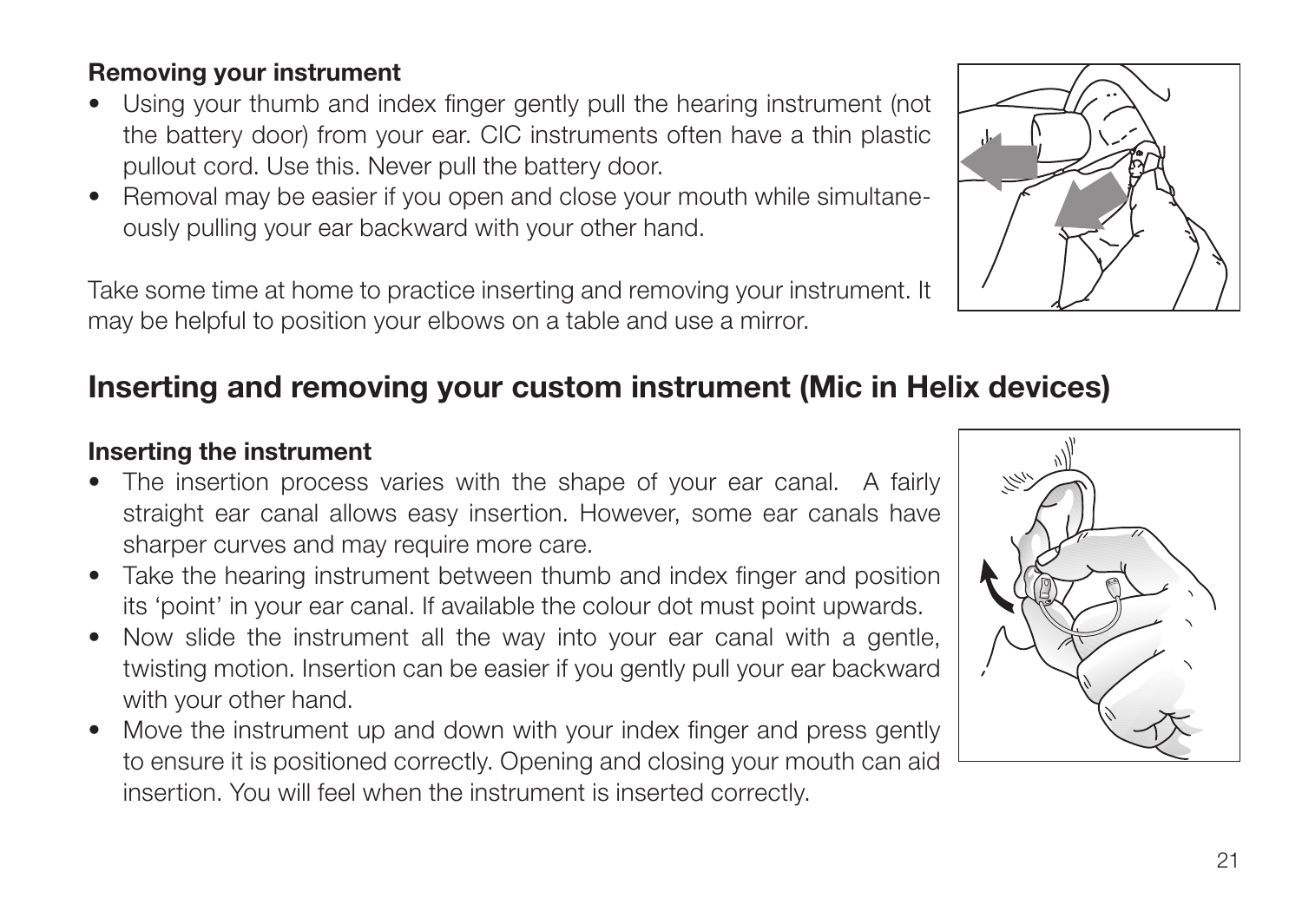**Removing your instrument**

- Using your thumb and index finger gently pull the hearing instrument (not the battery door) from your ear. CIC instruments often have a thin plastic pullout cord. Use this. Never pull the battery door.
- Removal may be easier if you open and close your mouth while simultaneously pulling your ear backward with your other hand.

Take some time at home to practice inserting and removing your instrument. It may be helpful to position your elbows on a table and use a mirror.

## Inserting and removing your custom instrument (Mic in Helix devices)

**Inserting the instrument**

- The insertion process varies with the shape of your ear canal. A fairly straight ear canal allows easy insertion. However, some ear canals have sharper curves and may require more care.
- Take the hearing instrument between thumb and index finger and position its 'point' in your ear canal. If available the colour dot must point upwards.
- Now slide the instrument all the way into your ear canal with a gentle, twisting motion. Insertion can be easier if you gently pull your ear backward with your other hand.
- Move the instrument up and down with your index finger and press gently to ensure it is positioned correctly. Opening and closing your mouth can aid insertion. You will feel when the instrument is inserted correctly.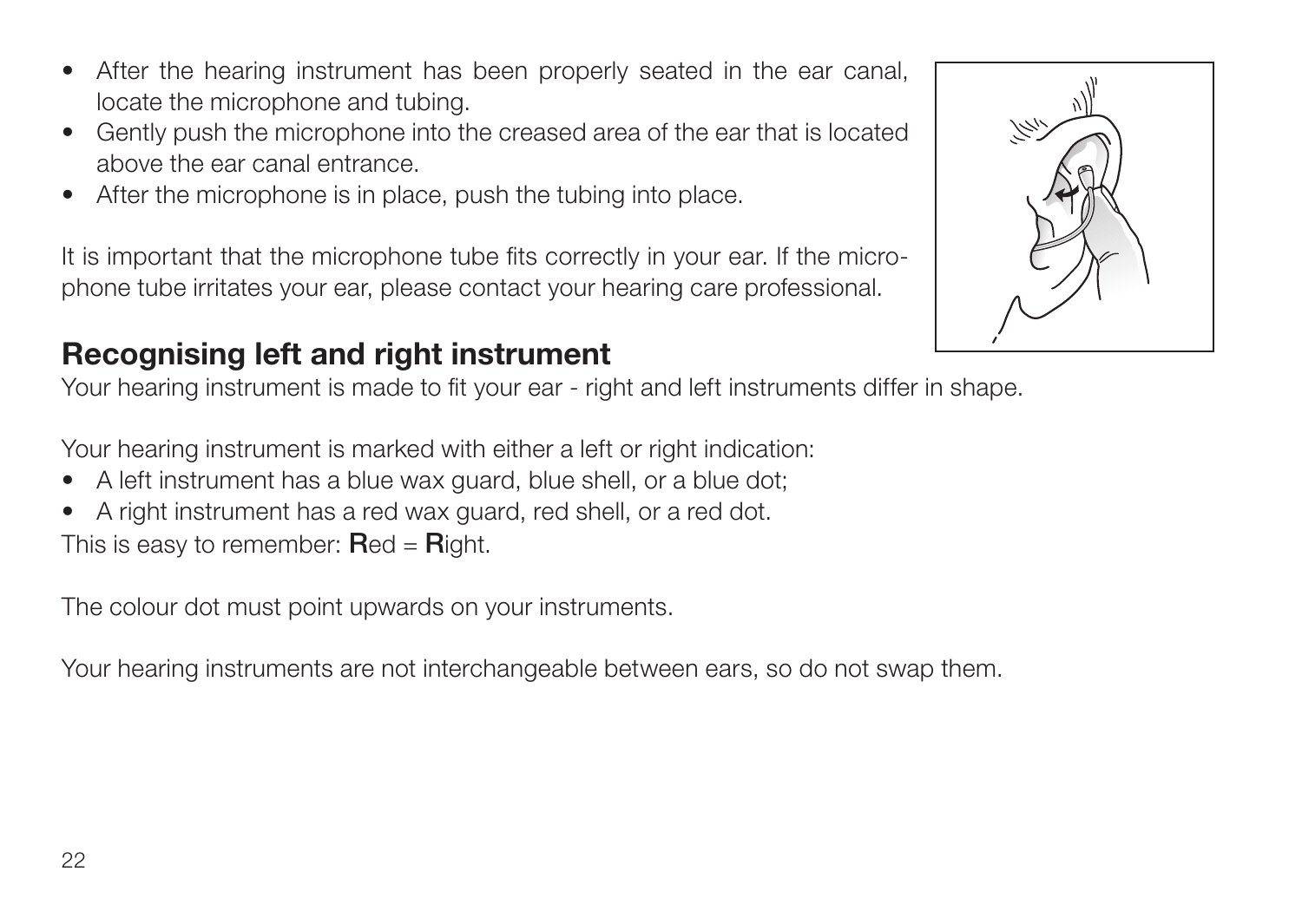- After the hearing instrument has been properly seated in the ear canal, locate the microphone and tubing.
- Gently push the microphone into the creased area of the ear that is located above the ear canal entrance.
- After the microphone is in place, push the tubing into place.

It is important that the microphone tube fits correctly in your ear. If the microphone tube irritates your ear, please contact your hearing care professional.

## Recognising left and right instrument

Your hearing instrument is made to fit your ear - right and left instruments differ in shape.

Your hearing instrument is marked with either a left or right indication:

- A left instrument has a blue wax guard, blue shell, or a blue dot;
- A right instrument has a red wax guard, red shell, or a red dot.

This is easy to remember: **R**ed = **R**ight.

The colour dot must point upwards on your instruments.

Your hearing instruments are not interchangeable between ears, so do not swap them.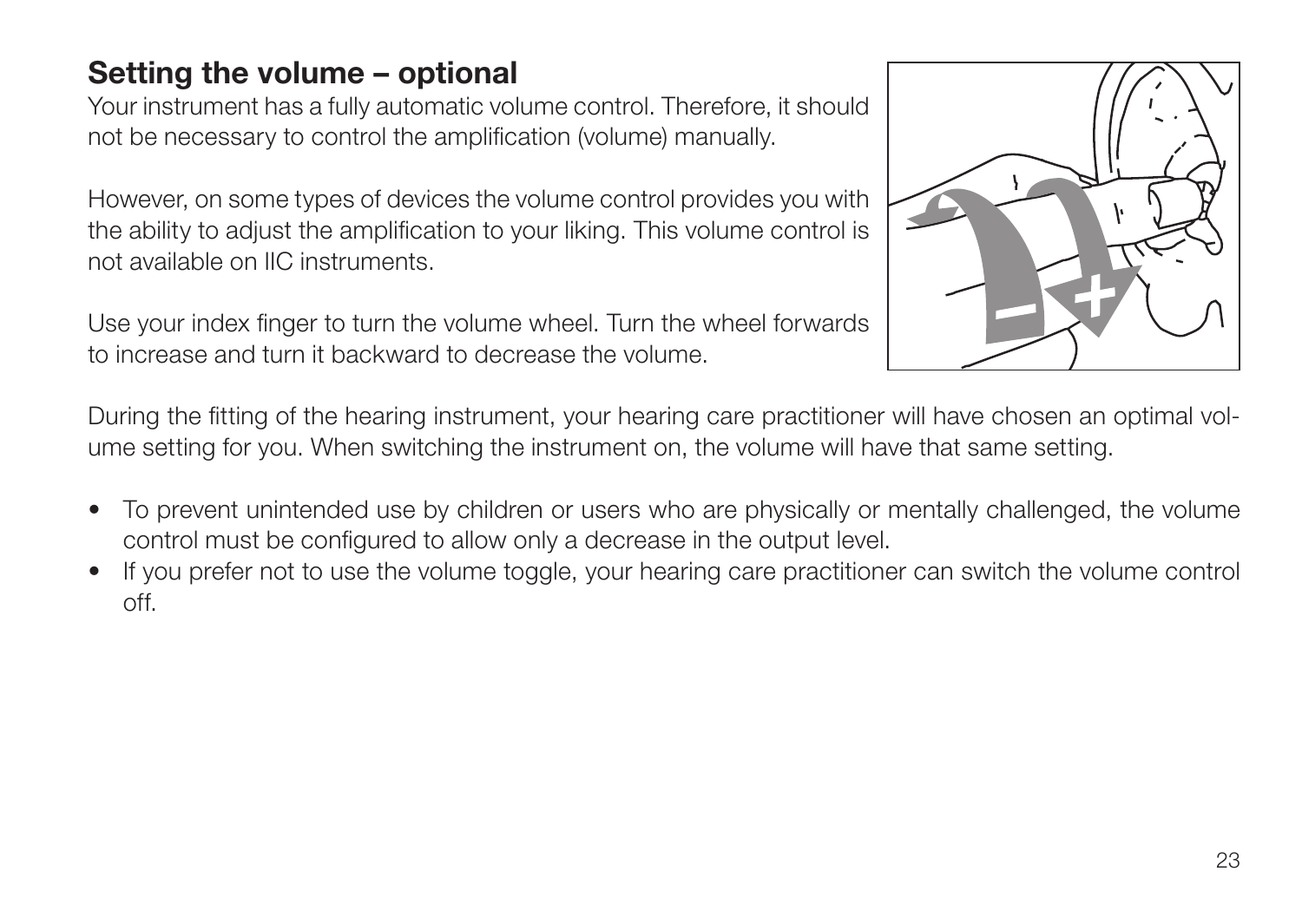## Setting the volume – optional

Your instrument has a fully automatic volume control. Therefore, it should not be necessary to control the amplification (volume) manually.

However, on some types of devices the volume control provides you with the ability to adjust the amplification to your liking. This volume control is not available on IIC instruments.

Use your index finger to turn the volume wheel. Turn the wheel forwards to increase and turn it backward to decrease the volume.

During the fitting of the hearing instrument, your hearing care practitioner will have chosen an optimal volume setting for you. When switching the instrument on, the volume will have that same setting.

- To prevent unintended use by children or users who are physically or mentally challenged, the volume control must be configured to allow only a decrease in the output level.
- If you prefer not to use the volume toggle, your hearing care practitioner can switch the volume control off.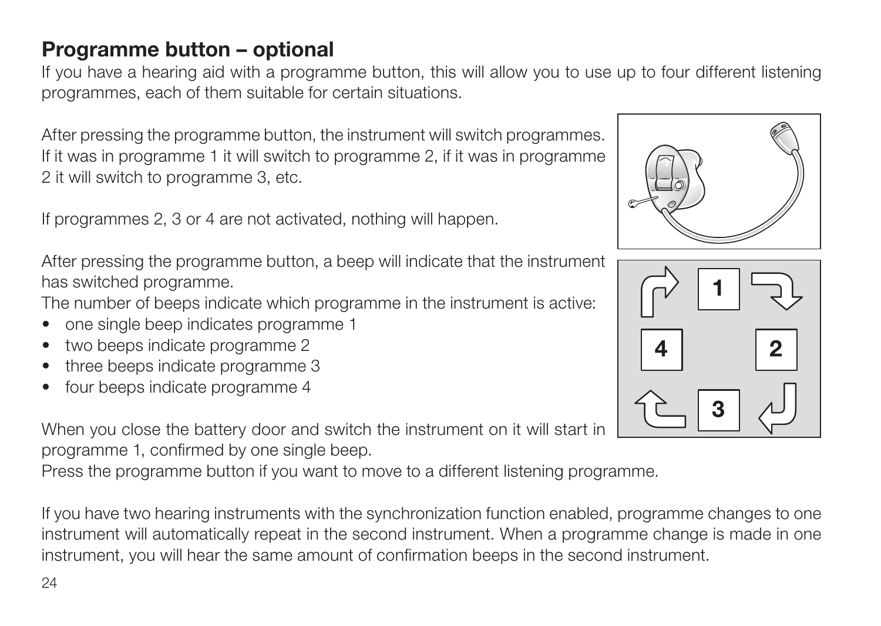## Programme button – optional

If you have a hearing aid with a programme button, this will allow you to use up to four different listening programmes, each of them suitable for certain situations.

After pressing the programme button, the instrument will switch programmes. If it was in programme 1 it will switch to programme 2, if it was in programme 2 it will switch to programme 3, etc.

If programmes 2, 3 or 4 are not activated, nothing will happen.

After pressing the programme button, a beep will indicate that the instrument has switched programme.

The number of beeps indicate which programme in the instrument is active:

- one single beep indicates programme 1
- two beeps indicate programme 2
- three beeps indicate programme 3
- four beeps indicate programme 4

When you close the battery door and switch the instrument on it will start in programme 1, confirmed by one single beep.

Press the programme button if you want to move to a different listening programme.

If you have two hearing instruments with the synchronization function enabled, programme changes to one instrument will automatically repeat in the second instrument. When a programme change is made in one instrument, you will hear the same amount of confirmation beeps in the second instrument.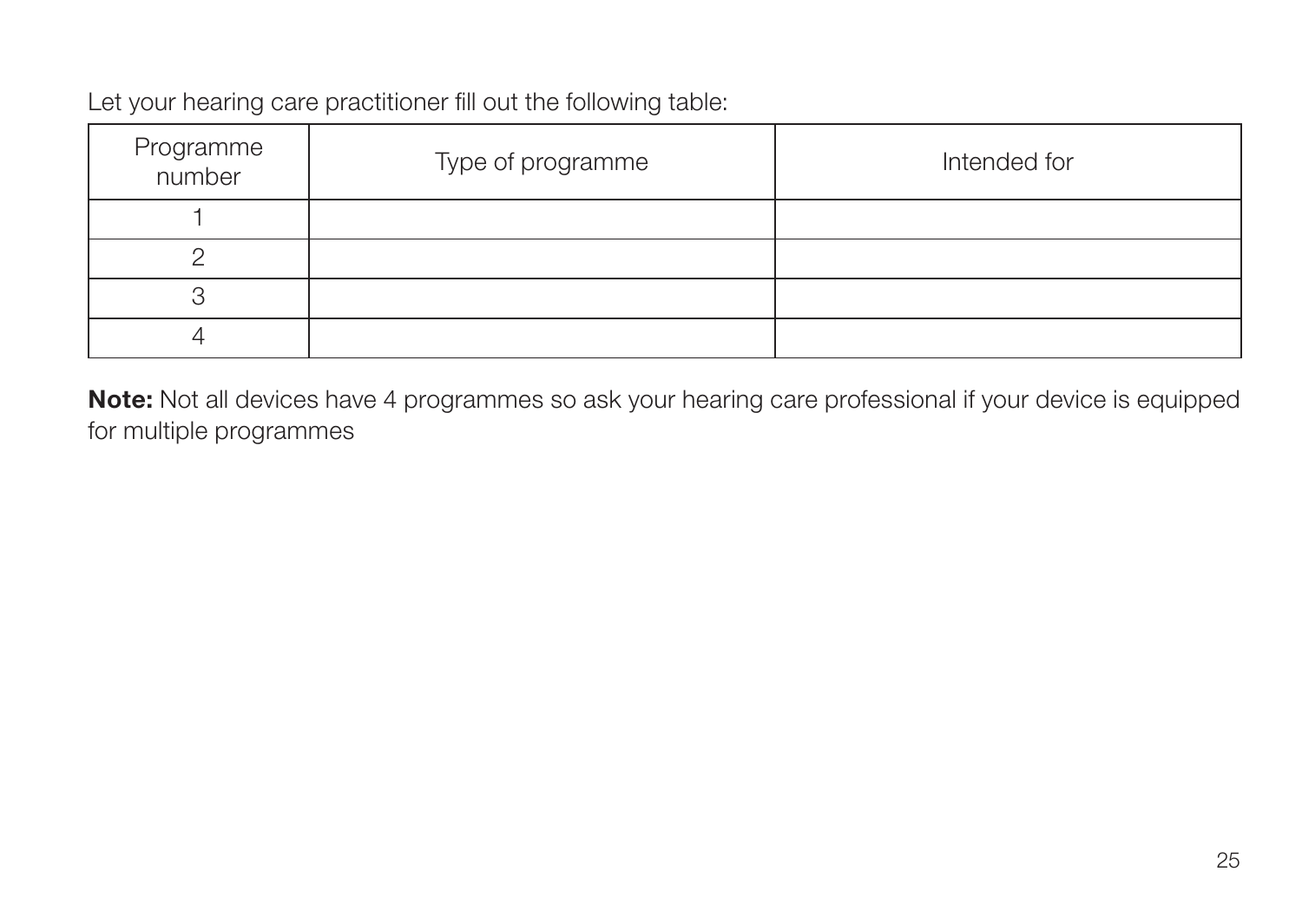Let your hearing care practitioner fill out the following table:

| Programme number | Type of programme | Intended for |
| --- | --- | --- |
| 1 | | |
| 2 | | |
| 3 | | |
| 4 | | |

**Note:** Not all devices have 4 programmes so ask your hearing care professional if your device is equipped for multiple programmes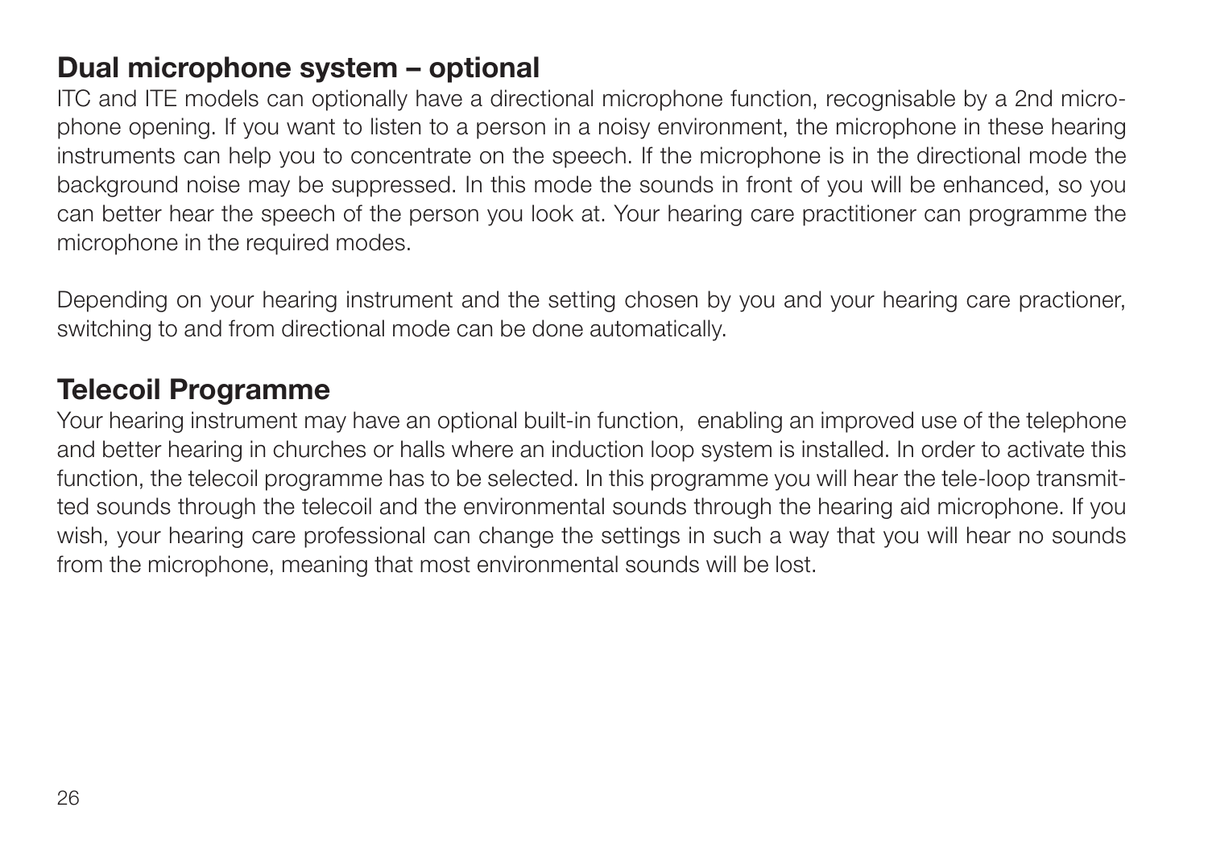## Dual microphone system – optional

ITC and ITE models can optionally have a directional microphone function, recognisable by a 2nd microphone opening. If you want to listen to a person in a noisy environment, the microphone in these hearing instruments can help you to concentrate on the speech. If the microphone is in the directional mode the background noise may be suppressed. In this mode the sounds in front of you will be enhanced, so you can better hear the speech of the person you look at. Your hearing care practitioner can programme the microphone in the required modes.

Depending on your hearing instrument and the setting chosen by you and your hearing care practioner, switching to and from directional mode can be done automatically.

## Telecoil Programme

Your hearing instrument may have an optional built-in function, enabling an improved use of the telephone and better hearing in churches or halls where an induction loop system is installed. In order to activate this function, the telecoil programme has to be selected. In this programme you will hear the tele-loop transmitted sounds through the telecoil and the environmental sounds through the hearing aid microphone. If you wish, your hearing care professional can change the settings in such a way that you will hear no sounds from the microphone, meaning that most environmental sounds will be lost.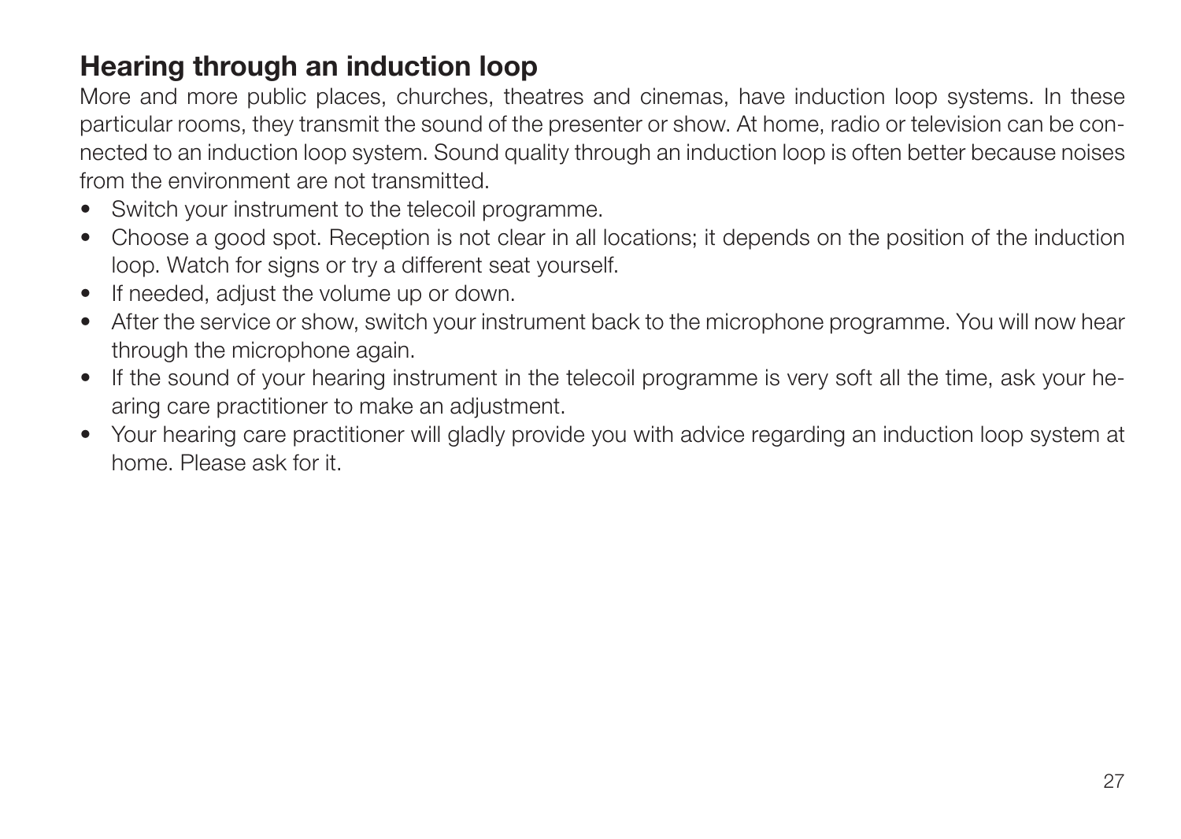## Hearing through an induction loop

More and more public places, churches, theatres and cinemas, have induction loop systems. In these particular rooms, they transmit the sound of the presenter or show. At home, radio or television can be connected to an induction loop system. Sound quality through an induction loop is often better because noises from the environment are not transmitted.

- Switch your instrument to the telecoil programme.
- Choose a good spot. Reception is not clear in all locations; it depends on the position of the induction loop. Watch for signs or try a different seat yourself.
- If needed, adjust the volume up or down.
- After the service or show, switch your instrument back to the microphone programme. You will now hear through the microphone again.
- If the sound of your hearing instrument in the telecoil programme is very soft all the time, ask your hearing care practitioner to make an adjustment.
- Your hearing care practitioner will gladly provide you with advice regarding an induction loop system at home. Please ask for it.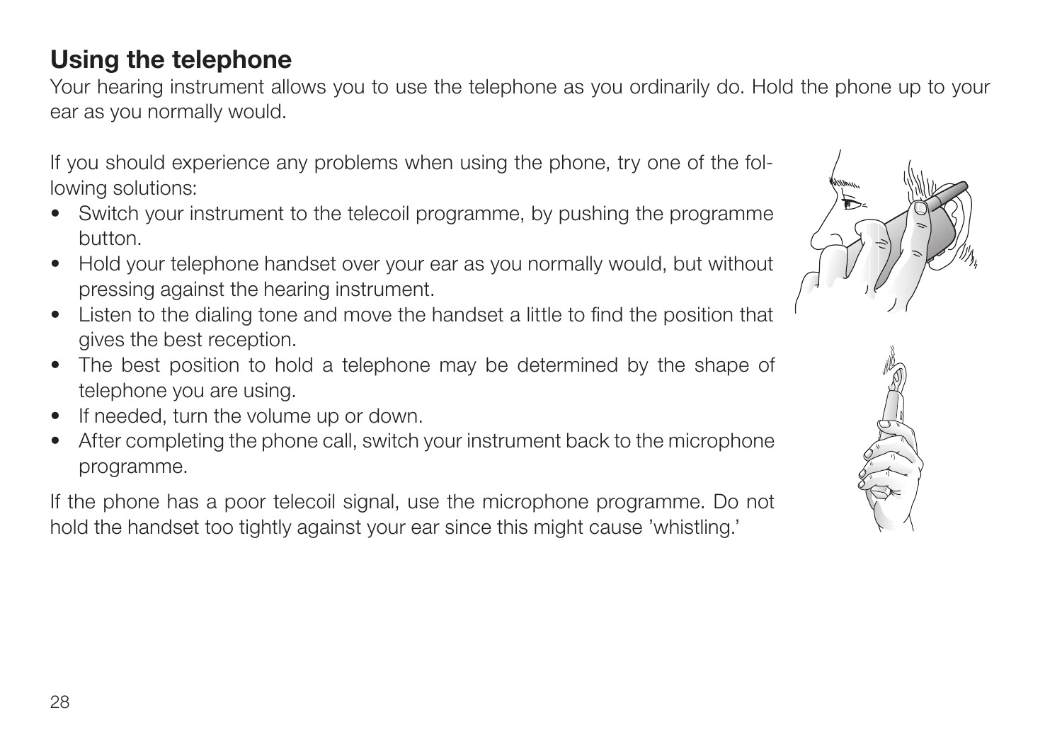## Using the telephone

Your hearing instrument allows you to use the telephone as you ordinarily do. Hold the phone up to your ear as you normally would.

If you should experience any problems when using the phone, try one of the following solutions:

- Switch your instrument to the telecoil programme, by pushing the programme button.
- Hold your telephone handset over your ear as you normally would, but without pressing against the hearing instrument.
- Listen to the dialing tone and move the handset a little to find the position that gives the best reception.
- The best position to hold a telephone may be determined by the shape of telephone you are using.
- If needed, turn the volume up or down.
- After completing the phone call, switch your instrument back to the microphone programme.

If the phone has a poor telecoil signal, use the microphone programme. Do not hold the handset too tightly against your ear since this might cause 'whistling.'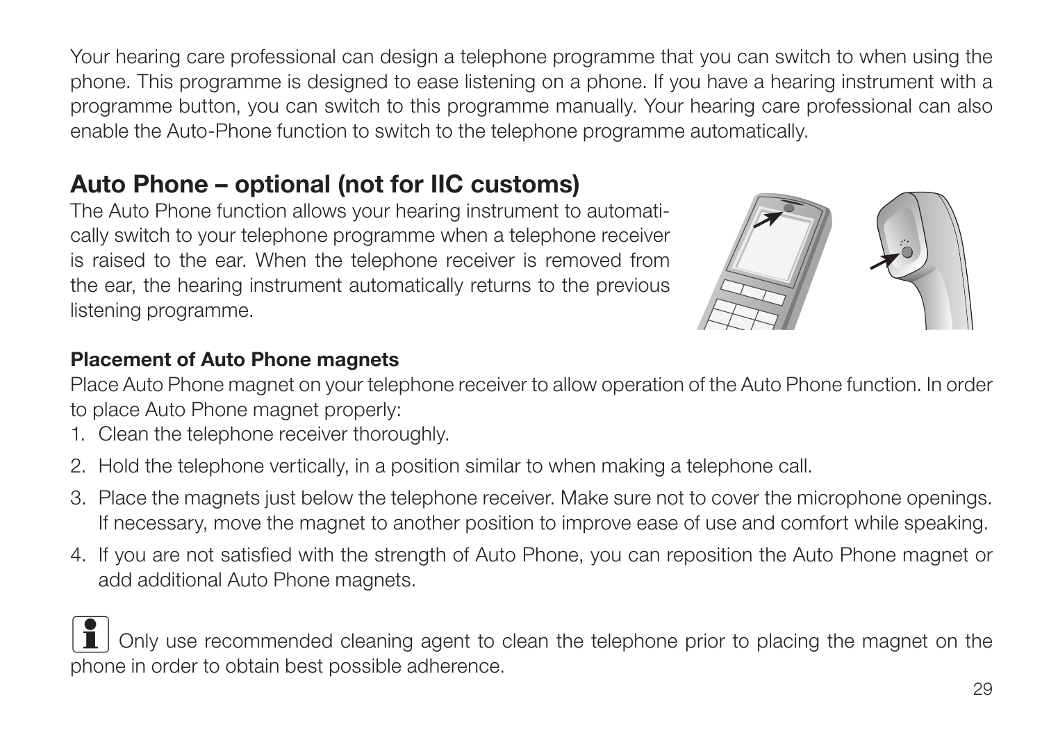Your hearing care professional can design a telephone programme that you can switch to when using the phone. This programme is designed to ease listening on a phone. If you have a hearing instrument with a programme button, you can switch to this programme manually. Your hearing care professional can also enable the Auto-Phone function to switch to the telephone programme automatically.

## Auto Phone – optional (not for IIC customs)

The Auto Phone function allows your hearing instrument to automatically switch to your telephone programme when a telephone receiver is raised to the ear. When the telephone receiver is removed from the ear, the hearing instrument automatically returns to the previous listening programme.

### Placement of Auto Phone magnets

Place Auto Phone magnet on your telephone receiver to allow operation of the Auto Phone function. In order to place Auto Phone magnet properly:

1. Clean the telephone receiver thoroughly.
2. Hold the telephone vertically, in a position similar to when making a telephone call.
3. Place the magnets just below the telephone receiver. Make sure not to cover the microphone openings. If necessary, move the magnet to another position to improve ease of use and comfort while speaking.
4. If you are not satisfied with the strength of Auto Phone, you can reposition the Auto Phone magnet or add additional Auto Phone magnets.

Only use recommended cleaning agent to clean the telephone prior to placing the magnet on the phone in order to obtain best possible adherence.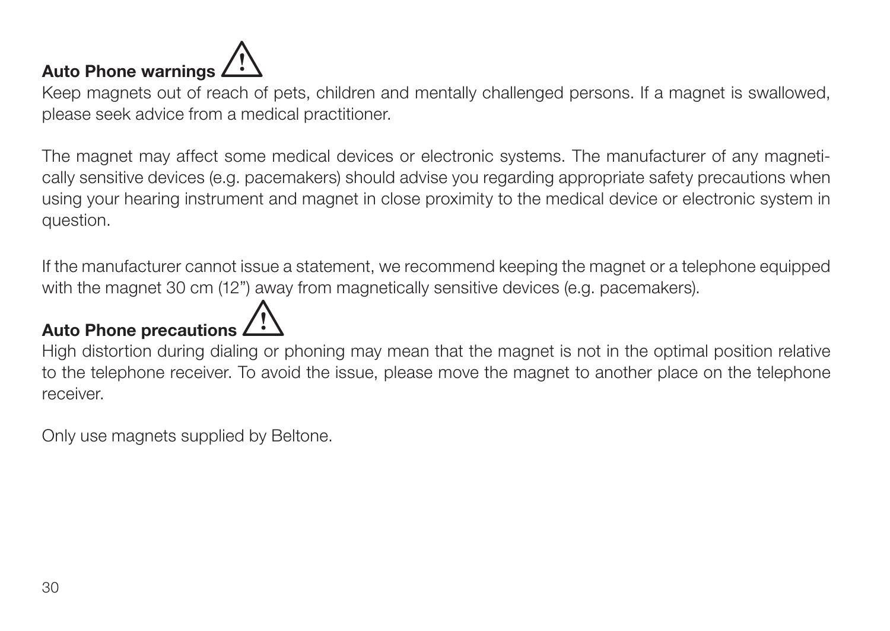### Auto Phone warnings ⚠

Keep magnets out of reach of pets, children and mentally challenged persons. If a magnet is swallowed, please seek advice from a medical practitioner.

The magnet may affect some medical devices or electronic systems. The manufacturer of any magnetically sensitive devices (e.g. pacemakers) should advise you regarding appropriate safety precautions when using your hearing instrument and magnet in close proximity to the medical device or electronic system in question.

If the manufacturer cannot issue a statement, we recommend keeping the magnet or a telephone equipped with the magnet 30 cm (12") away from magnetically sensitive devices (e.g. pacemakers).

### Auto Phone precautions ⚠

High distortion during dialing or phoning may mean that the magnet is not in the optimal position relative to the telephone receiver. To avoid the issue, please move the magnet to another place on the telephone receiver.

Only use magnets supplied by Beltone.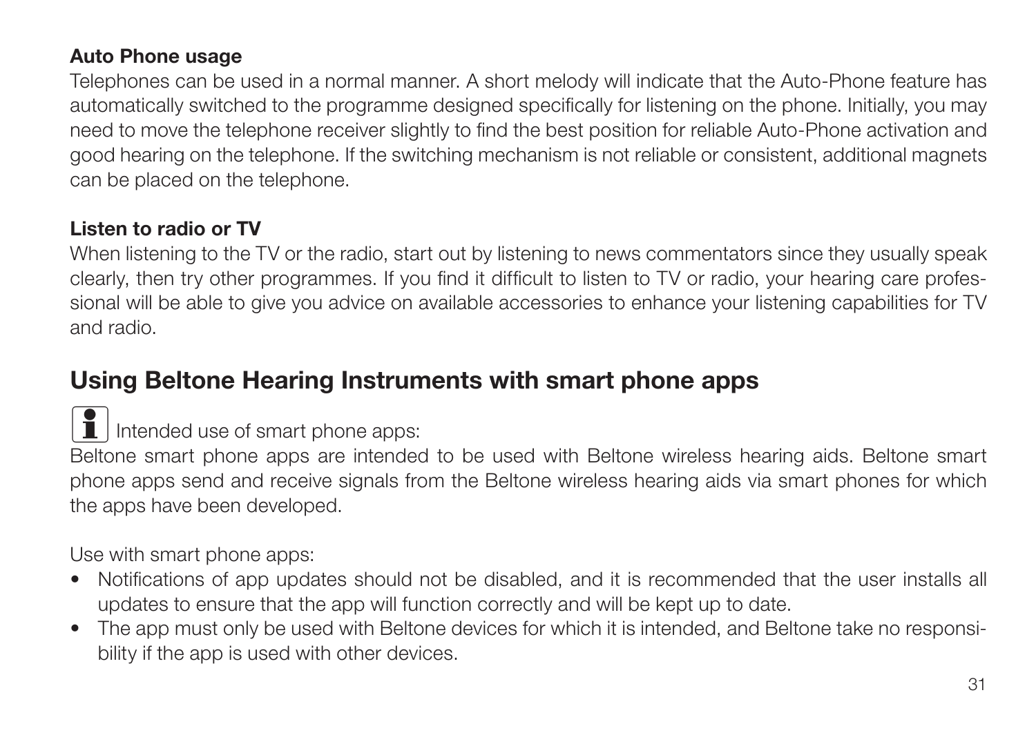**Auto Phone usage**

Telephones can be used in a normal manner. A short melody will indicate that the Auto-Phone feature has automatically switched to the programme designed specifically for listening on the phone. Initially, you may need to move the telephone receiver slightly to find the best position for reliable Auto-Phone activation and good hearing on the telephone. If the switching mechanism is not reliable or consistent, additional magnets can be placed on the telephone.

**Listen to radio or TV**

When listening to the TV or the radio, start out by listening to news commentators since they usually speak clearly, then try other programmes. If you find it difficult to listen to TV or radio, your hearing care professional will be able to give you advice on available accessories to enhance your listening capabilities for TV and radio.

## Using Beltone Hearing Instruments with smart phone apps

Intended use of smart phone apps:

Beltone smart phone apps are intended to be used with Beltone wireless hearing aids. Beltone smart phone apps send and receive signals from the Beltone wireless hearing aids via smart phones for which the apps have been developed.

Use with smart phone apps:

- Notifications of app updates should not be disabled, and it is recommended that the user installs all updates to ensure that the app will function correctly and will be kept up to date.
- The app must only be used with Beltone devices for which it is intended, and Beltone take no responsibility if the app is used with other devices.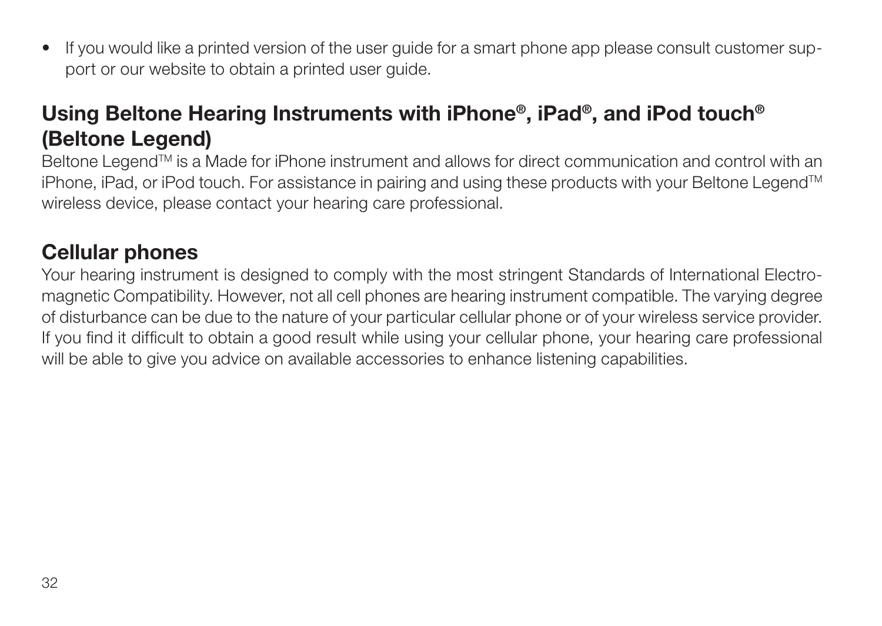- If you would like a printed version of the user guide for a smart phone app please consult customer support or our website to obtain a printed user guide.

## Using Beltone Hearing Instruments with iPhone®, iPad®, and iPod touch® (Beltone Legend)

Beltone Legend™ is a Made for iPhone instrument and allows for direct communication and control with an iPhone, iPad, or iPod touch. For assistance in pairing and using these products with your Beltone Legend™ wireless device, please contact your hearing care professional.

## Cellular phones

Your hearing instrument is designed to comply with the most stringent Standards of International Electromagnetic Compatibility. However, not all cell phones are hearing instrument compatible. The varying degree of disturbance can be due to the nature of your particular cellular phone or of your wireless service provider. If you find it difficult to obtain a good result while using your cellular phone, your hearing care professional will be able to give you advice on available accessories to enhance listening capabilities.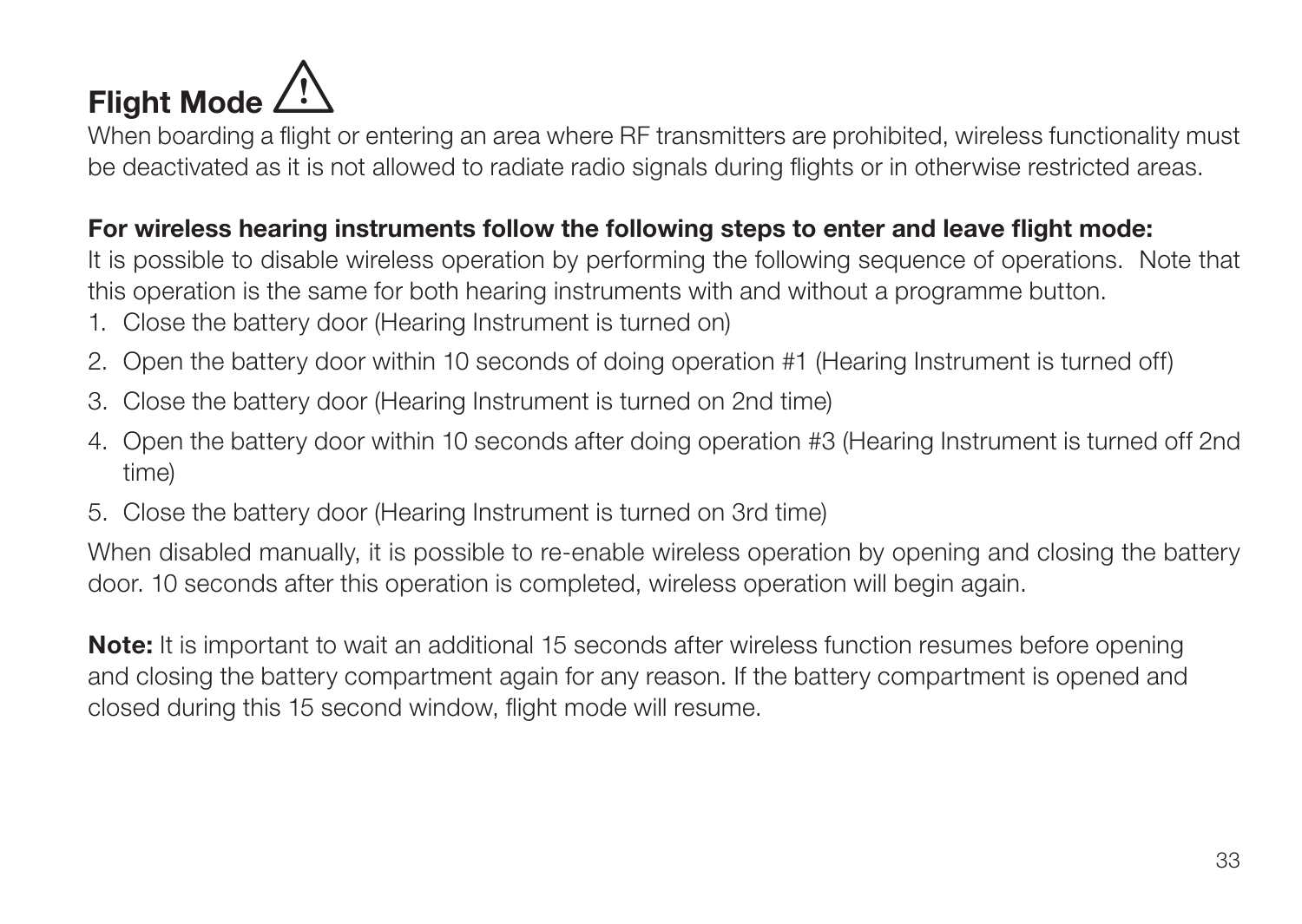# Flight Mode ⚠

When boarding a flight or entering an area where RF transmitters are prohibited, wireless functionality must be deactivated as it is not allowed to radiate radio signals during flights or in otherwise restricted areas.

**For wireless hearing instruments follow the following steps to enter and leave flight mode:**

It is possible to disable wireless operation by performing the following sequence of operations. Note that this operation is the same for both hearing instruments with and without a programme button.

1. Close the battery door (Hearing Instrument is turned on)
2. Open the battery door within 10 seconds of doing operation #1 (Hearing Instrument is turned off)
3. Close the battery door (Hearing Instrument is turned on 2nd time)
4. Open the battery door within 10 seconds after doing operation #3 (Hearing Instrument is turned off 2nd time)
5. Close the battery door (Hearing Instrument is turned on 3rd time)

When disabled manually, it is possible to re-enable wireless operation by opening and closing the battery door. 10 seconds after this operation is completed, wireless operation will begin again.

**Note:** It is important to wait an additional 15 seconds after wireless function resumes before opening and closing the battery compartment again for any reason. If the battery compartment is opened and closed during this 15 second window, flight mode will resume.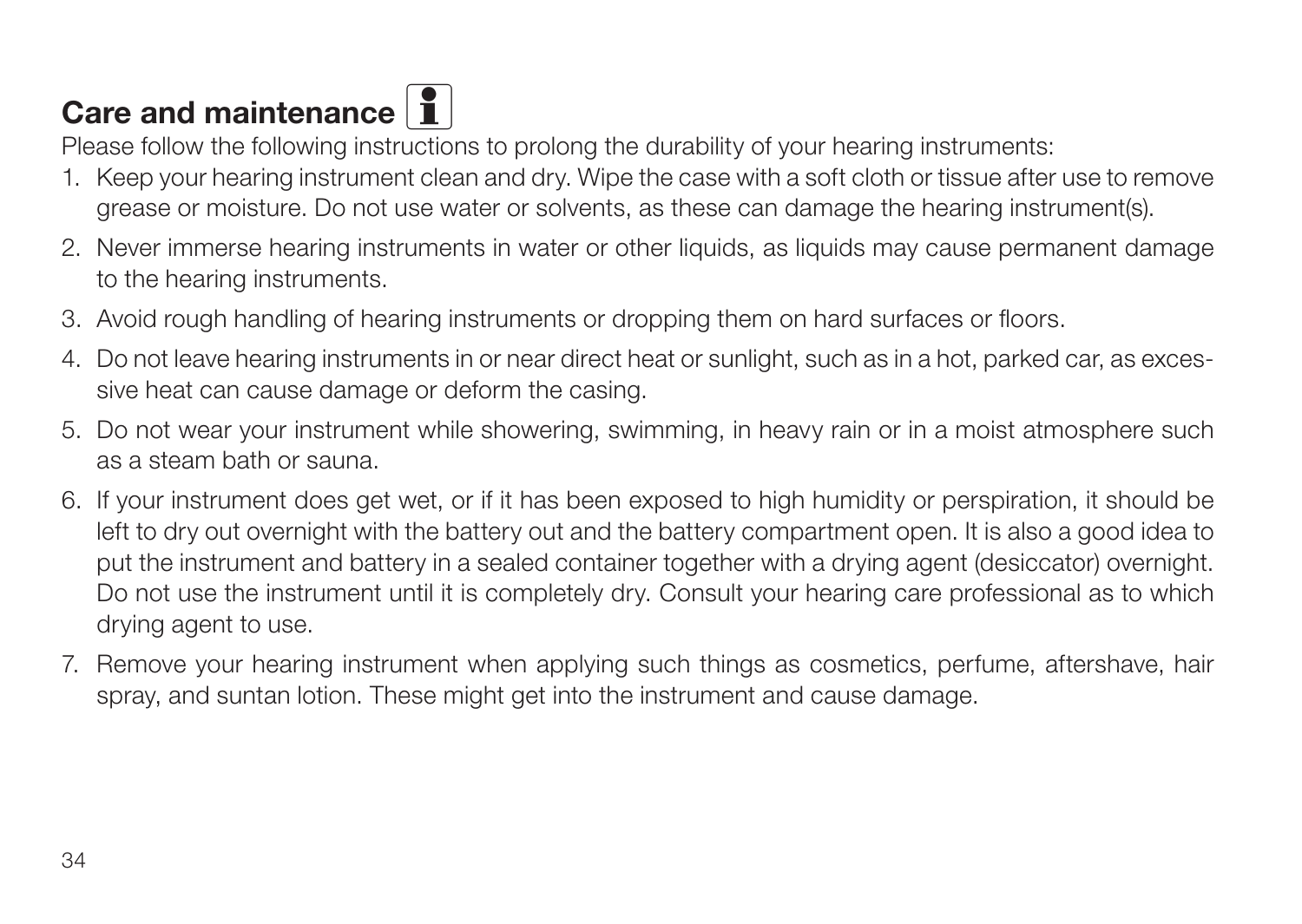## Care and maintenance

Please follow the following instructions to prolong the durability of your hearing instruments:

1. Keep your hearing instrument clean and dry. Wipe the case with a soft cloth or tissue after use to remove grease or moisture. Do not use water or solvents, as these can damage the hearing instrument(s).
2. Never immerse hearing instruments in water or other liquids, as liquids may cause permanent damage to the hearing instruments.
3. Avoid rough handling of hearing instruments or dropping them on hard surfaces or floors.
4. Do not leave hearing instruments in or near direct heat or sunlight, such as in a hot, parked car, as excessive heat can cause damage or deform the casing.
5. Do not wear your instrument while showering, swimming, in heavy rain or in a moist atmosphere such as a steam bath or sauna.
6. If your instrument does get wet, or if it has been exposed to high humidity or perspiration, it should be left to dry out overnight with the battery out and the battery compartment open. It is also a good idea to put the instrument and battery in a sealed container together with a drying agent (desiccator) overnight. Do not use the instrument until it is completely dry. Consult your hearing care professional as to which drying agent to use.
7. Remove your hearing instrument when applying such things as cosmetics, perfume, aftershave, hair spray, and suntan lotion. These might get into the instrument and cause damage.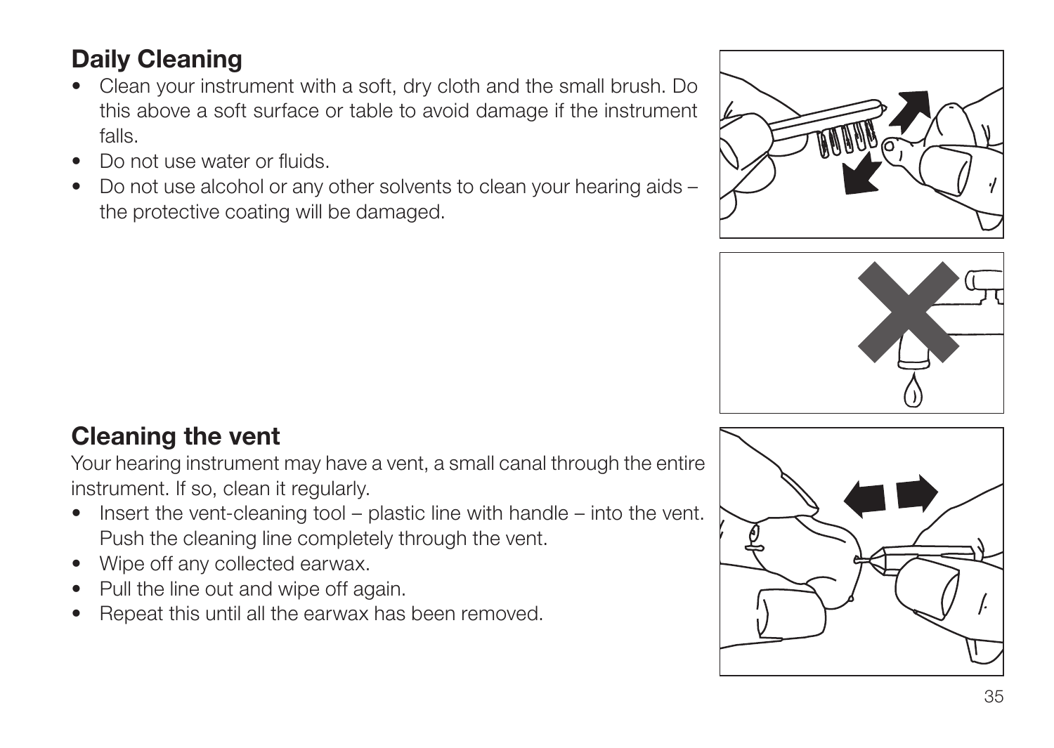## Daily Cleaning

- Clean your instrument with a soft, dry cloth and the small brush. Do this above a soft surface or table to avoid damage if the instrument falls.
- Do not use water or fluids.
- Do not use alcohol or any other solvents to clean your hearing aids – the protective coating will be damaged.

## Cleaning the vent

Your hearing instrument may have a vent, a small canal through the entire instrument. If so, clean it regularly.

- Insert the vent-cleaning tool – plastic line with handle – into the vent. Push the cleaning line completely through the vent.
- Wipe off any collected earwax.
- Pull the line out and wipe off again.
- Repeat this until all the earwax has been removed.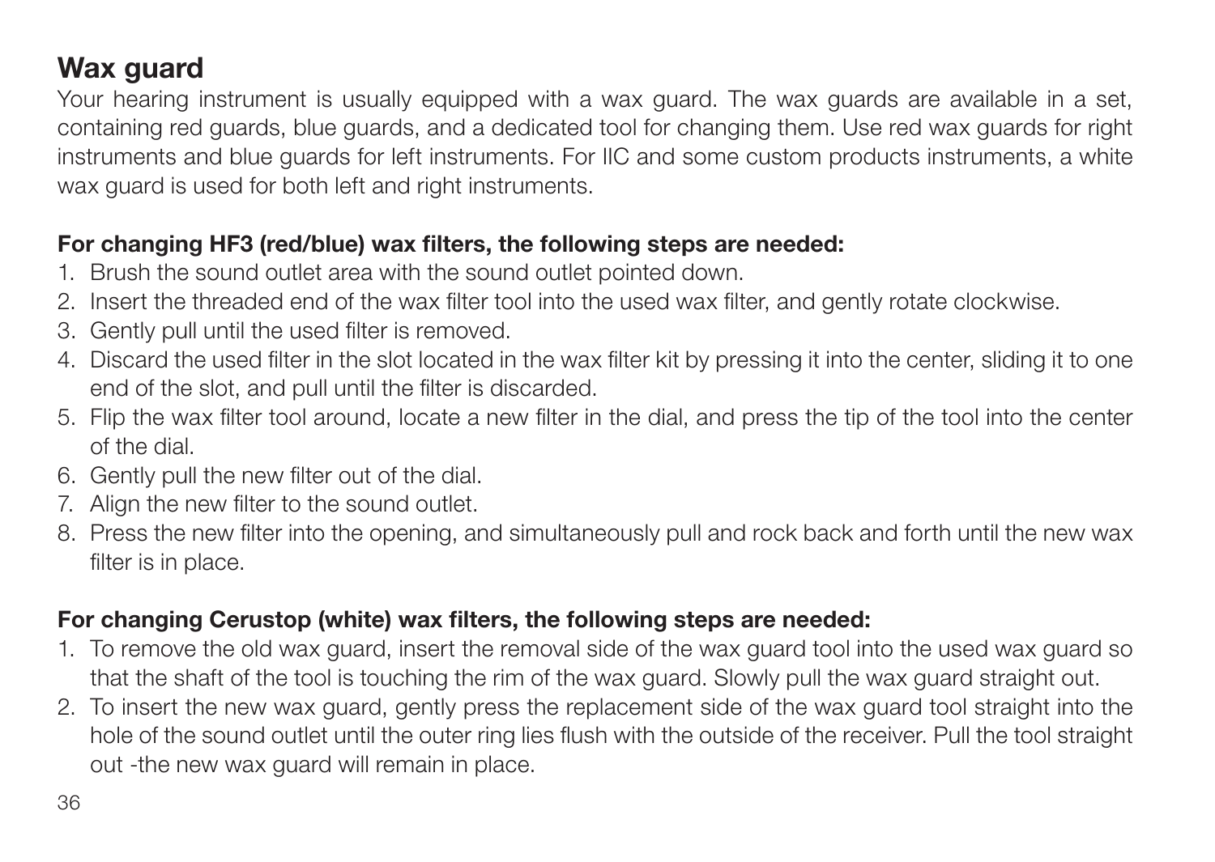## Wax guard

Your hearing instrument is usually equipped with a wax guard. The wax guards are available in a set, containing red guards, blue guards, and a dedicated tool for changing them. Use red wax guards for right instruments and blue guards for left instruments. For IIC and some custom products instruments, a white wax guard is used for both left and right instruments.

**For changing HF3 (red/blue) wax filters, the following steps are needed:**

1. Brush the sound outlet area with the sound outlet pointed down.
2. Insert the threaded end of the wax filter tool into the used wax filter, and gently rotate clockwise.
3. Gently pull until the used filter is removed.
4. Discard the used filter in the slot located in the wax filter kit by pressing it into the center, sliding it to one end of the slot, and pull until the filter is discarded.
5. Flip the wax filter tool around, locate a new filter in the dial, and press the tip of the tool into the center of the dial.
6. Gently pull the new filter out of the dial.
7. Align the new filter to the sound outlet.
8. Press the new filter into the opening, and simultaneously pull and rock back and forth until the new wax filter is in place.

**For changing Cerustop (white) wax filters, the following steps are needed:**

1. To remove the old wax guard, insert the removal side of the wax guard tool into the used wax guard so that the shaft of the tool is touching the rim of the wax guard. Slowly pull the wax guard straight out.
2. To insert the new wax guard, gently press the replacement side of the wax guard tool straight into the hole of the sound outlet until the outer ring lies flush with the outside of the receiver. Pull the tool straight out -the new wax guard will remain in place.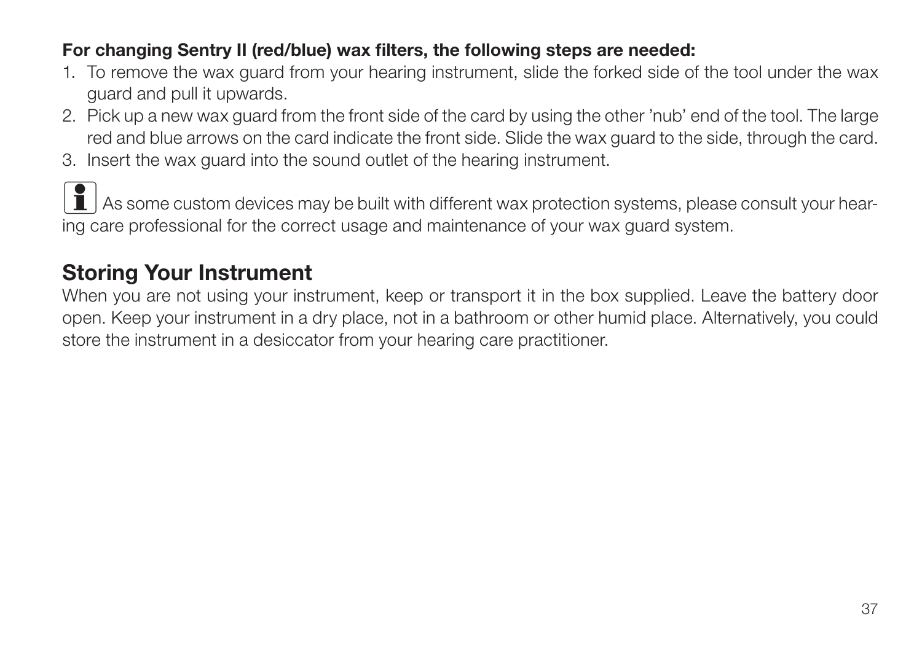**For changing Sentry II (red/blue) wax filters, the following steps are needed:**

1. To remove the wax guard from your hearing instrument, slide the forked side of the tool under the wax guard and pull it upwards.
2. Pick up a new wax guard from the front side of the card by using the other ’nub’ end of the tool. The large red and blue arrows on the card indicate the front side. Slide the wax guard to the side, through the card.
3. Insert the wax guard into the sound outlet of the hearing instrument.

i As some custom devices may be built with different wax protection systems, please consult your hearing care professional for the correct usage and maintenance of your wax guard system.

## Storing Your Instrument

When you are not using your instrument, keep or transport it in the box supplied. Leave the battery door open. Keep your instrument in a dry place, not in a bathroom or other humid place. Alternatively, you could store the instrument in a desiccator from your hearing care practitioner.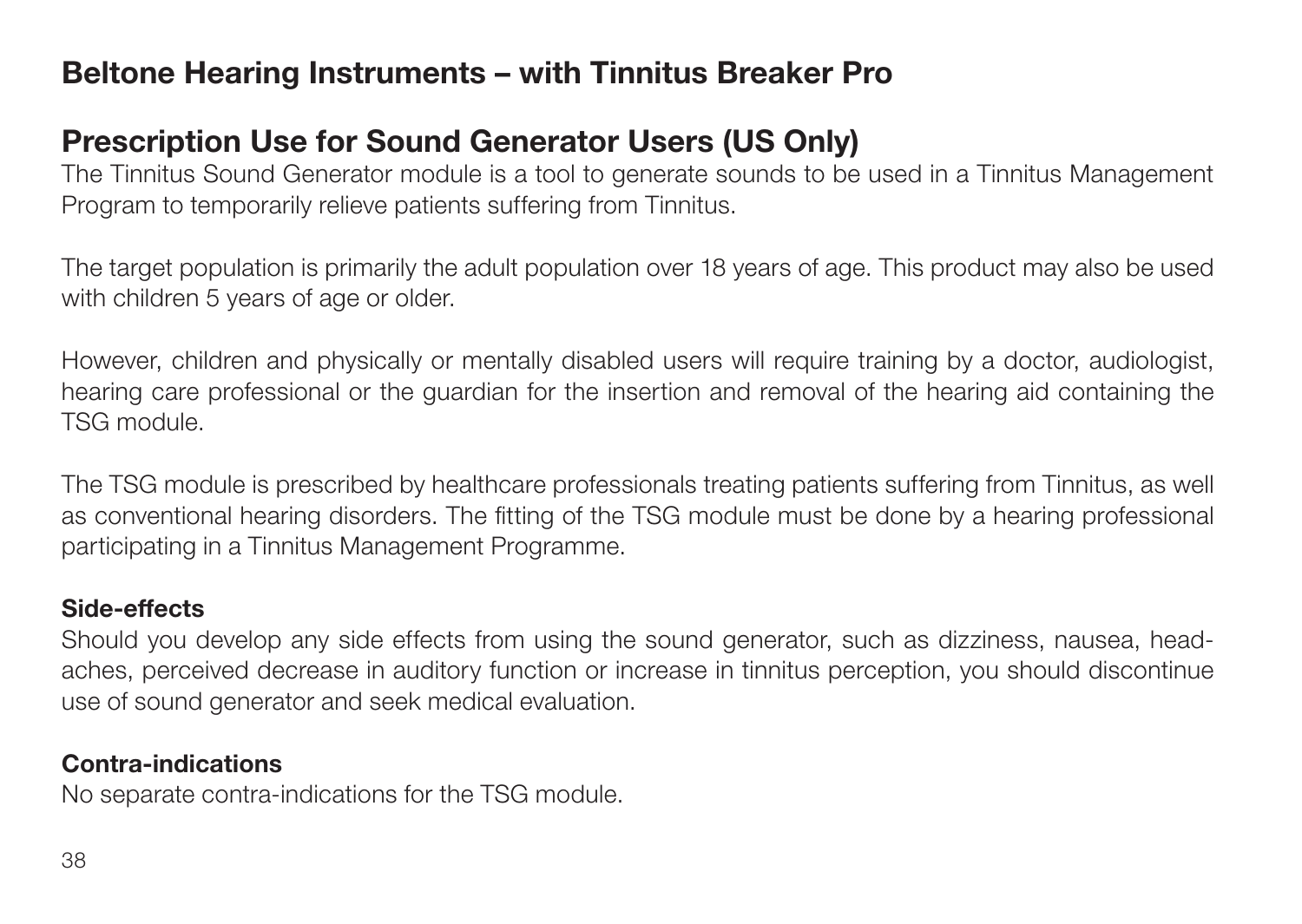# Beltone Hearing Instruments – with Tinnitus Breaker Pro

## Prescription Use for Sound Generator Users (US Only)

The Tinnitus Sound Generator module is a tool to generate sounds to be used in a Tinnitus Management Program to temporarily relieve patients suffering from Tinnitus.

The target population is primarily the adult population over 18 years of age. This product may also be used with children 5 years of age or older.

However, children and physically or mentally disabled users will require training by a doctor, audiologist, hearing care professional or the guardian for the insertion and removal of the hearing aid containing the TSG module.

The TSG module is prescribed by healthcare professionals treating patients suffering from Tinnitus, as well as conventional hearing disorders. The fitting of the TSG module must be done by a hearing professional participating in a Tinnitus Management Programme.

### Side-effects

Should you develop any side effects from using the sound generator, such as dizziness, nausea, headaches, perceived decrease in auditory function or increase in tinnitus perception, you should discontinue use of sound generator and seek medical evaluation.

### Contra-indications

No separate contra-indications for the TSG module.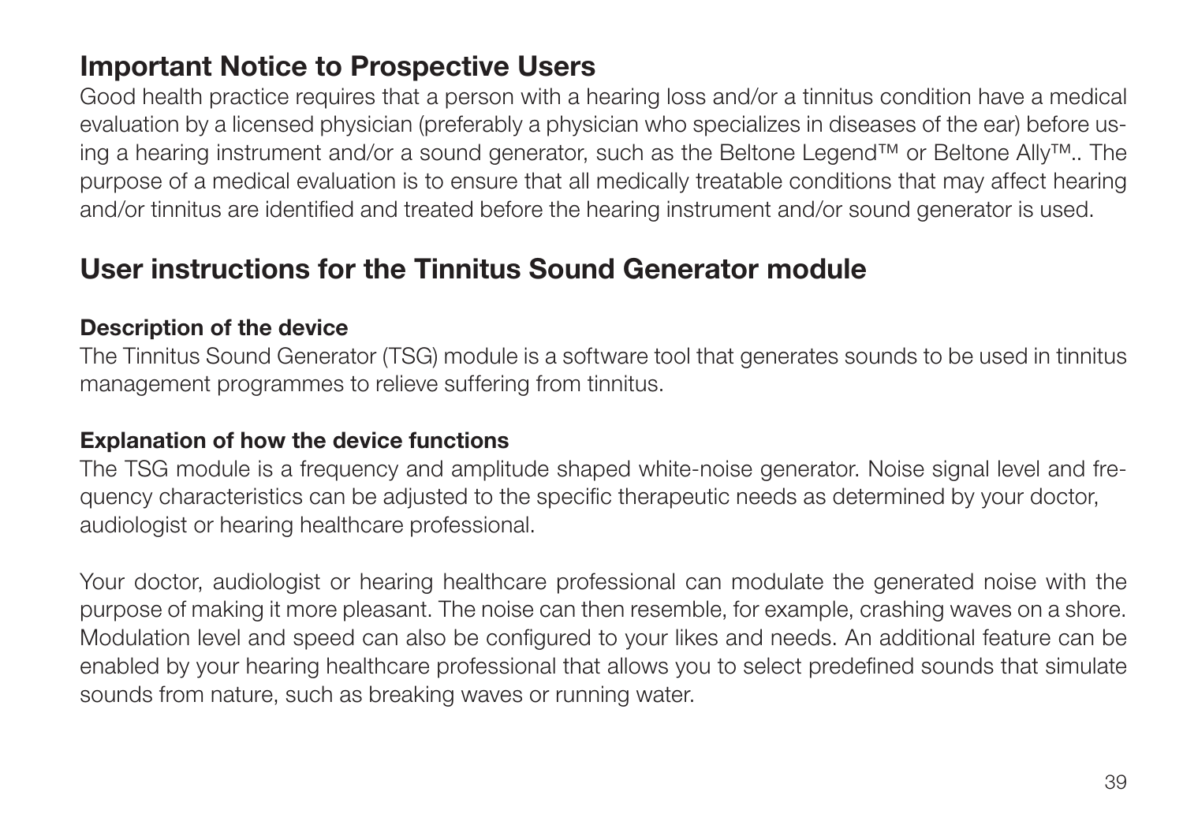## Important Notice to Prospective Users

Good health practice requires that a person with a hearing loss and/or a tinnitus condition have a medical evaluation by a licensed physician (preferably a physician who specializes in diseases of the ear) before using a hearing instrument and/or a sound generator, such as the Beltone Legend™ or Beltone Ally™.. The purpose of a medical evaluation is to ensure that all medically treatable conditions that may affect hearing and/or tinnitus are identified and treated before the hearing instrument and/or sound generator is used.

## User instructions for the Tinnitus Sound Generator module

### Description of the device

The Tinnitus Sound Generator (TSG) module is a software tool that generates sounds to be used in tinnitus management programmes to relieve suffering from tinnitus.

### Explanation of how the device functions

The TSG module is a frequency and amplitude shaped white-noise generator. Noise signal level and frequency characteristics can be adjusted to the specific therapeutic needs as determined by your doctor, audiologist or hearing healthcare professional.

Your doctor, audiologist or hearing healthcare professional can modulate the generated noise with the purpose of making it more pleasant. The noise can then resemble, for example, crashing waves on a shore. Modulation level and speed can also be configured to your likes and needs. An additional feature can be enabled by your hearing healthcare professional that allows you to select predefined sounds that simulate sounds from nature, such as breaking waves or running water.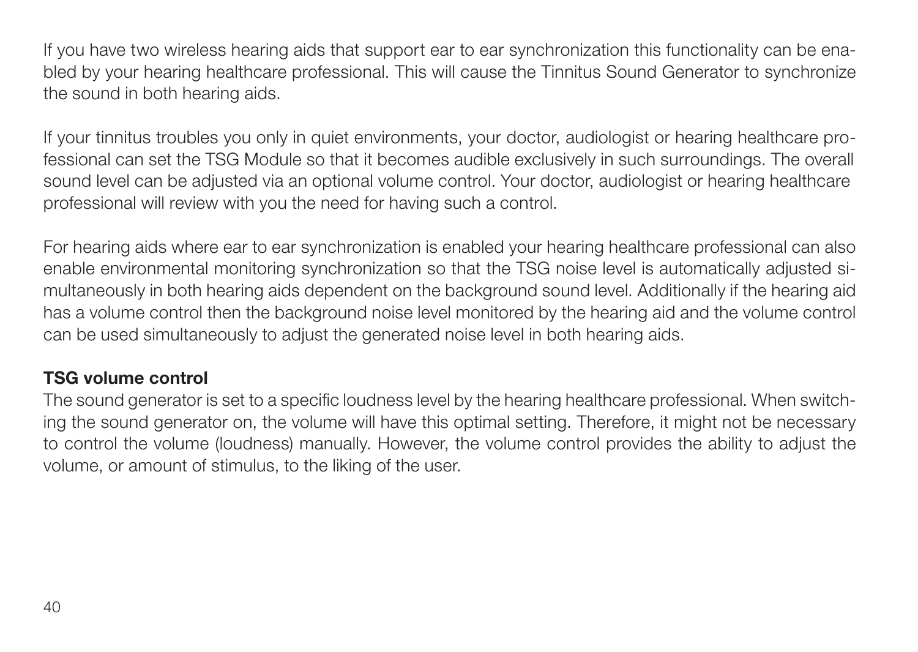If you have two wireless hearing aids that support ear to ear synchronization this functionality can be enabled by your hearing healthcare professional. This will cause the Tinnitus Sound Generator to synchronize the sound in both hearing aids.

If your tinnitus troubles you only in quiet environments, your doctor, audiologist or hearing healthcare professional can set the TSG Module so that it becomes audible exclusively in such surroundings. The overall sound level can be adjusted via an optional volume control. Your doctor, audiologist or hearing healthcare professional will review with you the need for having such a control.

For hearing aids where ear to ear synchronization is enabled your hearing healthcare professional can also enable environmental monitoring synchronization so that the TSG noise level is automatically adjusted simultaneously in both hearing aids dependent on the background sound level. Additionally if the hearing aid has a volume control then the background noise level monitored by the hearing aid and the volume control can be used simultaneously to adjust the generated noise level in both hearing aids.

**TSG volume control**

The sound generator is set to a specific loudness level by the hearing healthcare professional. When switching the sound generator on, the volume will have this optimal setting. Therefore, it might not be necessary to control the volume (loudness) manually. However, the volume control provides the ability to adjust the volume, or amount of stimulus, to the liking of the user.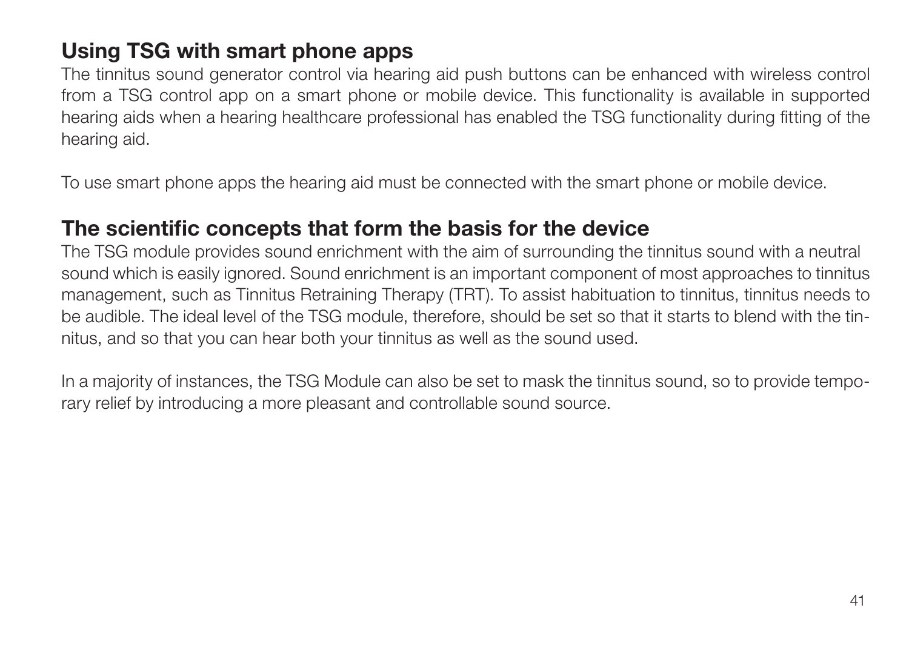## Using TSG with smart phone apps

The tinnitus sound generator control via hearing aid push buttons can be enhanced with wireless control from a TSG control app on a smart phone or mobile device. This functionality is available in supported hearing aids when a hearing healthcare professional has enabled the TSG functionality during fitting of the hearing aid.

To use smart phone apps the hearing aid must be connected with the smart phone or mobile device.

## The scientific concepts that form the basis for the device

The TSG module provides sound enrichment with the aim of surrounding the tinnitus sound with a neutral sound which is easily ignored. Sound enrichment is an important component of most approaches to tinnitus management, such as Tinnitus Retraining Therapy (TRT). To assist habituation to tinnitus, tinnitus needs to be audible. The ideal level of the TSG module, therefore, should be set so that it starts to blend with the tinnitus, and so that you can hear both your tinnitus as well as the sound used.

In a majority of instances, the TSG Module can also be set to mask the tinnitus sound, so to provide temporary relief by introducing a more pleasant and controllable sound source.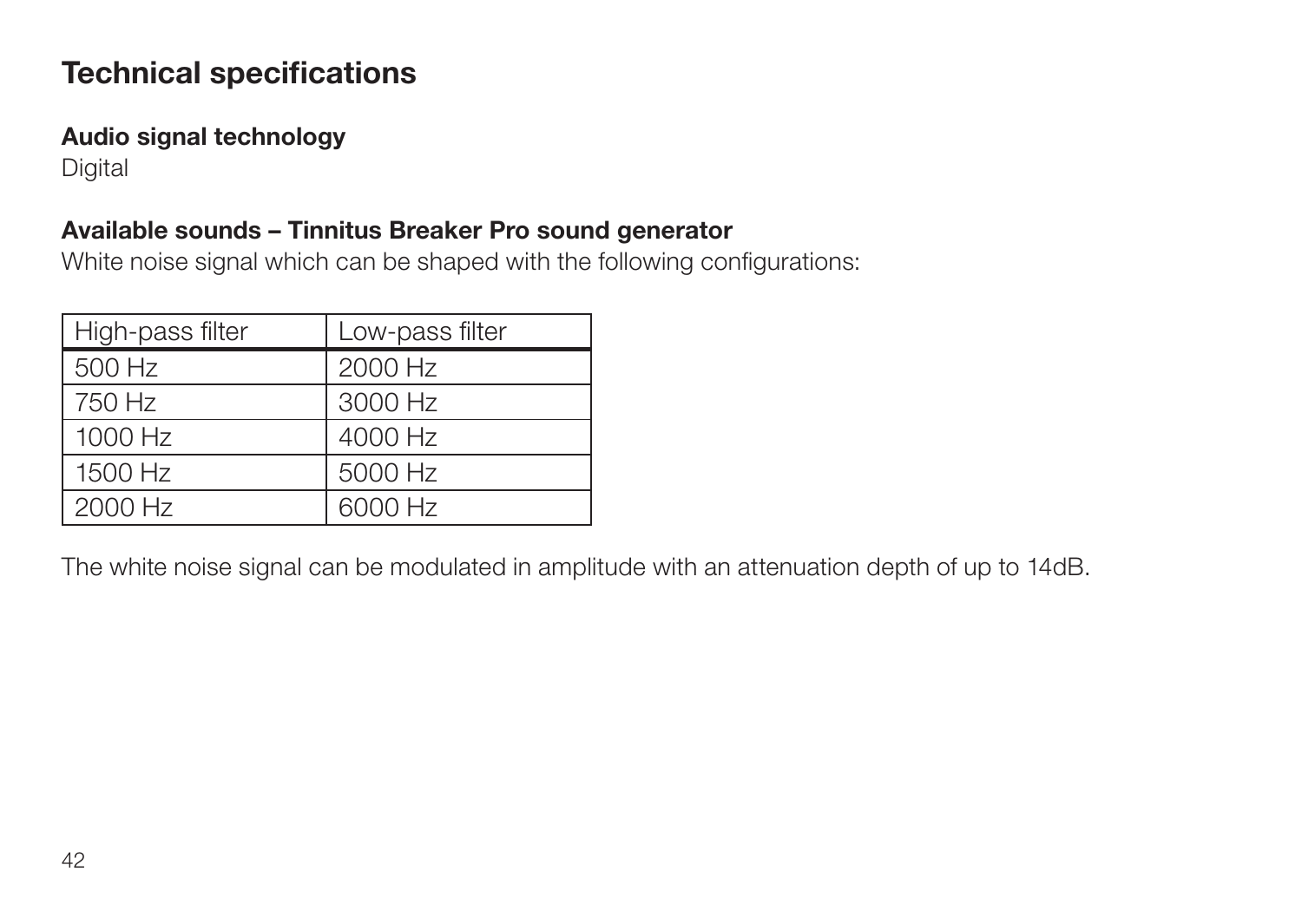# Technical specifications

**Audio signal technology**
Digital

**Available sounds – Tinnitus Breaker Pro sound generator**
White noise signal which can be shaped with the following configurations:

| High-pass filter | Low-pass filter |
|---|---|
| 500 Hz | 2000 Hz |
| 750 Hz | 3000 Hz |
| 1000 Hz | 4000 Hz |
| 1500 Hz | 5000 Hz |
| 2000 Hz | 6000 Hz |

The white noise signal can be modulated in amplitude with an attenuation depth of up to 14dB.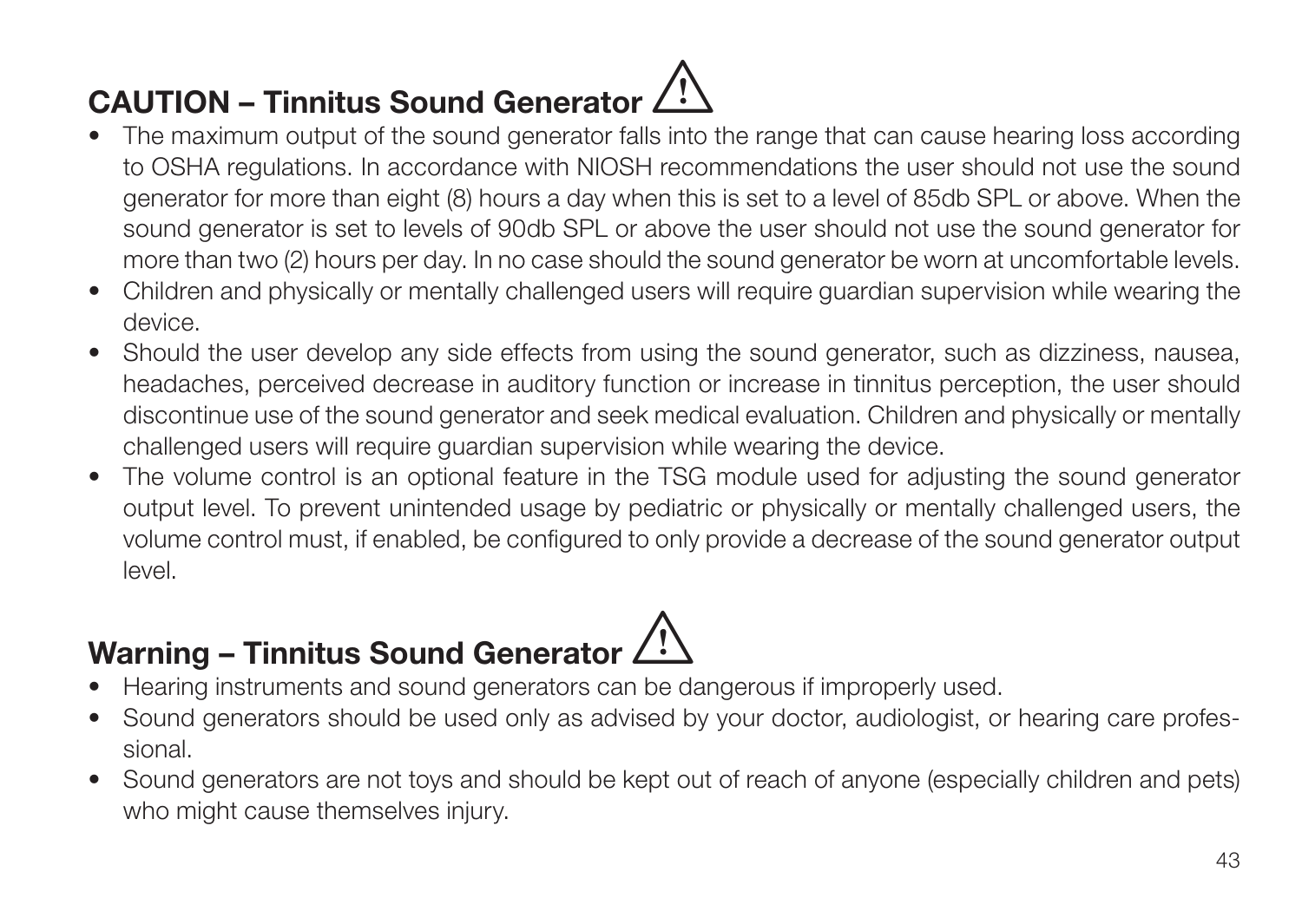## CAUTION – Tinnitus Sound Generator ⚠

- The maximum output of the sound generator falls into the range that can cause hearing loss according to OSHA regulations. In accordance with NIOSH recommendations the user should not use the sound generator for more than eight (8) hours a day when this is set to a level of 85db SPL or above. When the sound generator is set to levels of 90db SPL or above the user should not use the sound generator for more than two (2) hours per day. In no case should the sound generator be worn at uncomfortable levels.
- Children and physically or mentally challenged users will require guardian supervision while wearing the device.
- Should the user develop any side effects from using the sound generator, such as dizziness, nausea, headaches, perceived decrease in auditory function or increase in tinnitus perception, the user should discontinue use of the sound generator and seek medical evaluation. Children and physically or mentally challenged users will require guardian supervision while wearing the device.
- The volume control is an optional feature in the TSG module used for adjusting the sound generator output level. To prevent unintended usage by pediatric or physically or mentally challenged users, the volume control must, if enabled, be configured to only provide a decrease of the sound generator output level.

## Warning – Tinnitus Sound Generator ⚠

- Hearing instruments and sound generators can be dangerous if improperly used.
- Sound generators should be used only as advised by your doctor, audiologist, or hearing care professional.
- Sound generators are not toys and should be kept out of reach of anyone (especially children and pets) who might cause themselves injury.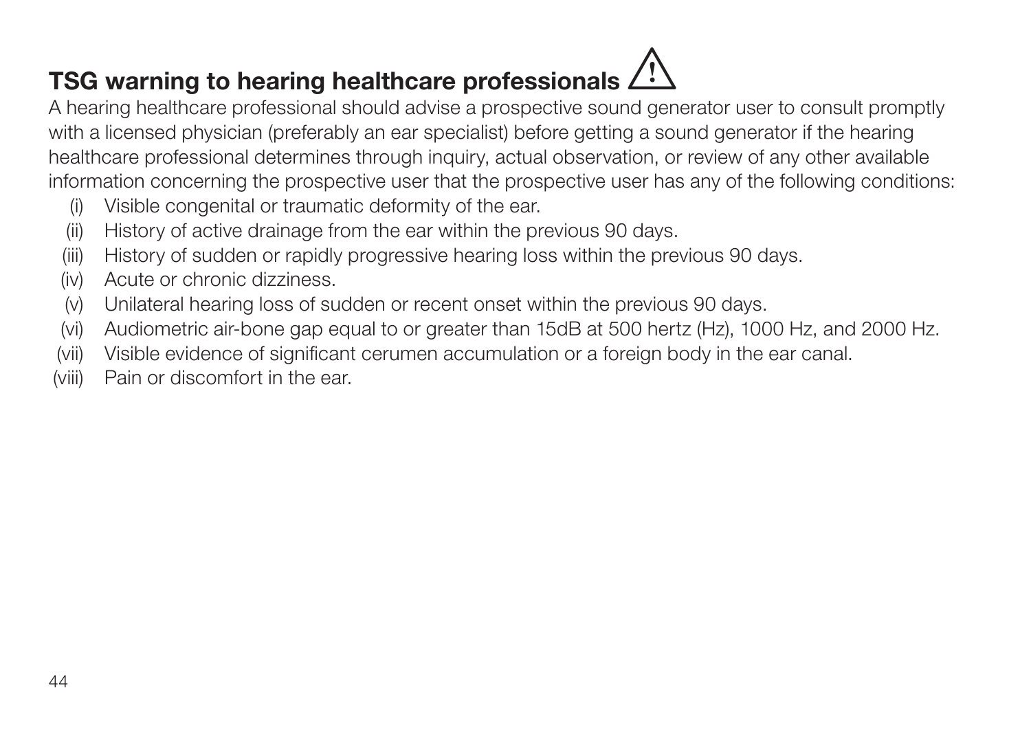## TSG warning to hearing healthcare professionals ⚠

A hearing healthcare professional should advise a prospective sound generator user to consult promptly with a licensed physician (preferably an ear specialist) before getting a sound generator if the hearing healthcare professional determines through inquiry, actual observation, or review of any other available information concerning the prospective user that the prospective user has any of the following conditions:

- (i) Visible congenital or traumatic deformity of the ear.
- (ii) History of active drainage from the ear within the previous 90 days.
- (iii) History of sudden or rapidly progressive hearing loss within the previous 90 days.
- (iv) Acute or chronic dizziness.
- (v) Unilateral hearing loss of sudden or recent onset within the previous 90 days.
- (vi) Audiometric air-bone gap equal to or greater than 15dB at 500 hertz (Hz), 1000 Hz, and 2000 Hz.
- (vii) Visible evidence of significant cerumen accumulation or a foreign body in the ear canal.
- (viii) Pain or discomfort in the ear.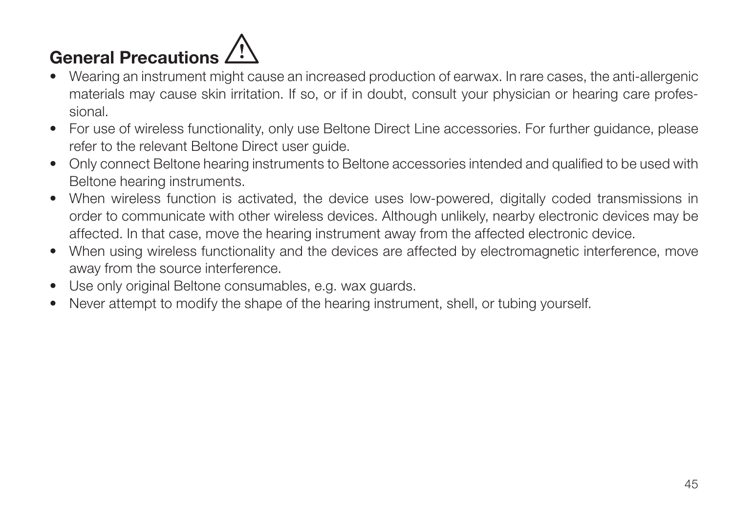## General Precautions ⚠

- Wearing an instrument might cause an increased production of earwax. In rare cases, the anti-allergenic materials may cause skin irritation. If so, or if in doubt, consult your physician or hearing care professional.
- For use of wireless functionality, only use Beltone Direct Line accessories. For further guidance, please refer to the relevant Beltone Direct user guide.
- Only connect Beltone hearing instruments to Beltone accessories intended and qualified to be used with Beltone hearing instruments.
- When wireless function is activated, the device uses low-powered, digitally coded transmissions in order to communicate with other wireless devices. Although unlikely, nearby electronic devices may be affected. In that case, move the hearing instrument away from the affected electronic device.
- When using wireless functionality and the devices are affected by electromagnetic interference, move away from the source interference.
- Use only original Beltone consumables, e.g. wax guards.
- Never attempt to modify the shape of the hearing instrument, shell, or tubing yourself.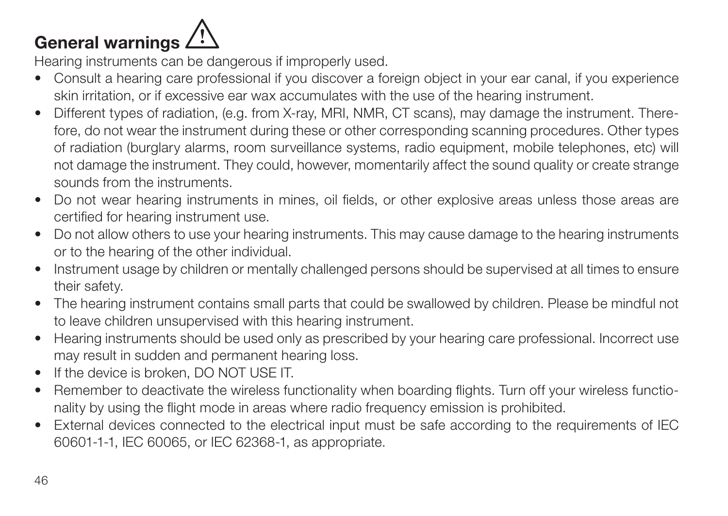# General warnings ⚠

Hearing instruments can be dangerous if improperly used.

- Consult a hearing care professional if you discover a foreign object in your ear canal, if you experience skin irritation, or if excessive ear wax accumulates with the use of the hearing instrument.
- Different types of radiation, (e.g. from X-ray, MRI, NMR, CT scans), may damage the instrument. Therefore, do not wear the instrument during these or other corresponding scanning procedures. Other types of radiation (burglary alarms, room surveillance systems, radio equipment, mobile telephones, etc) will not damage the instrument. They could, however, momentarily affect the sound quality or create strange sounds from the instruments.
- Do not wear hearing instruments in mines, oil fields, or other explosive areas unless those areas are certified for hearing instrument use.
- Do not allow others to use your hearing instruments. This may cause damage to the hearing instruments or to the hearing of the other individual.
- Instrument usage by children or mentally challenged persons should be supervised at all times to ensure their safety.
- The hearing instrument contains small parts that could be swallowed by children. Please be mindful not to leave children unsupervised with this hearing instrument.
- Hearing instruments should be used only as prescribed by your hearing care professional. Incorrect use may result in sudden and permanent hearing loss.
- If the device is broken, DO NOT USE IT.
- Remember to deactivate the wireless functionality when boarding flights. Turn off your wireless functionality by using the flight mode in areas where radio frequency emission is prohibited.
- External devices connected to the electrical input must be safe according to the requirements of IEC 60601-1-1, IEC 60065, or IEC 62368-1, as appropriate.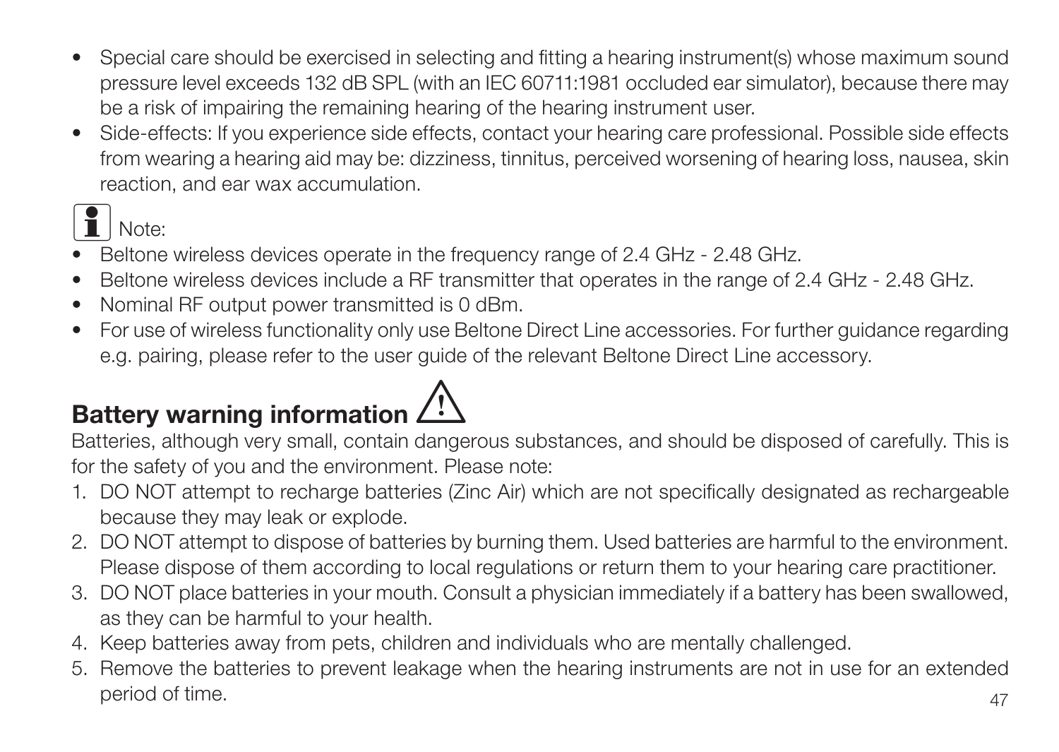- Special care should be exercised in selecting and fitting a hearing instrument(s) whose maximum sound pressure level exceeds 132 dB SPL (with an IEC 60711:1981 occluded ear simulator), because there may be a risk of impairing the remaining hearing of the hearing instrument user.
- Side-effects: If you experience side effects, contact your hearing care professional. Possible side effects from wearing a hearing aid may be: dizziness, tinnitus, perceived worsening of hearing loss, nausea, skin reaction, and ear wax accumulation.

Note:

- Beltone wireless devices operate in the frequency range of 2.4 GHz - 2.48 GHz.
- Beltone wireless devices include a RF transmitter that operates in the range of 2.4 GHz - 2.48 GHz.
- Nominal RF output power transmitted is 0 dBm.
- For use of wireless functionality only use Beltone Direct Line accessories. For further guidance regarding e.g. pairing, please refer to the user guide of the relevant Beltone Direct Line accessory.

## Battery warning information

Batteries, although very small, contain dangerous substances, and should be disposed of carefully. This is for the safety of you and the environment. Please note:

1. DO NOT attempt to recharge batteries (Zinc Air) which are not specifically designated as rechargeable because they may leak or explode.
2. DO NOT attempt to dispose of batteries by burning them. Used batteries are harmful to the environment. Please dispose of them according to local regulations or return them to your hearing care practitioner.
3. DO NOT place batteries in your mouth. Consult a physician immediately if a battery has been swallowed, as they can be harmful to your health.
4. Keep batteries away from pets, children and individuals who are mentally challenged.
5. Remove the batteries to prevent leakage when the hearing instruments are not in use for an extended period of time.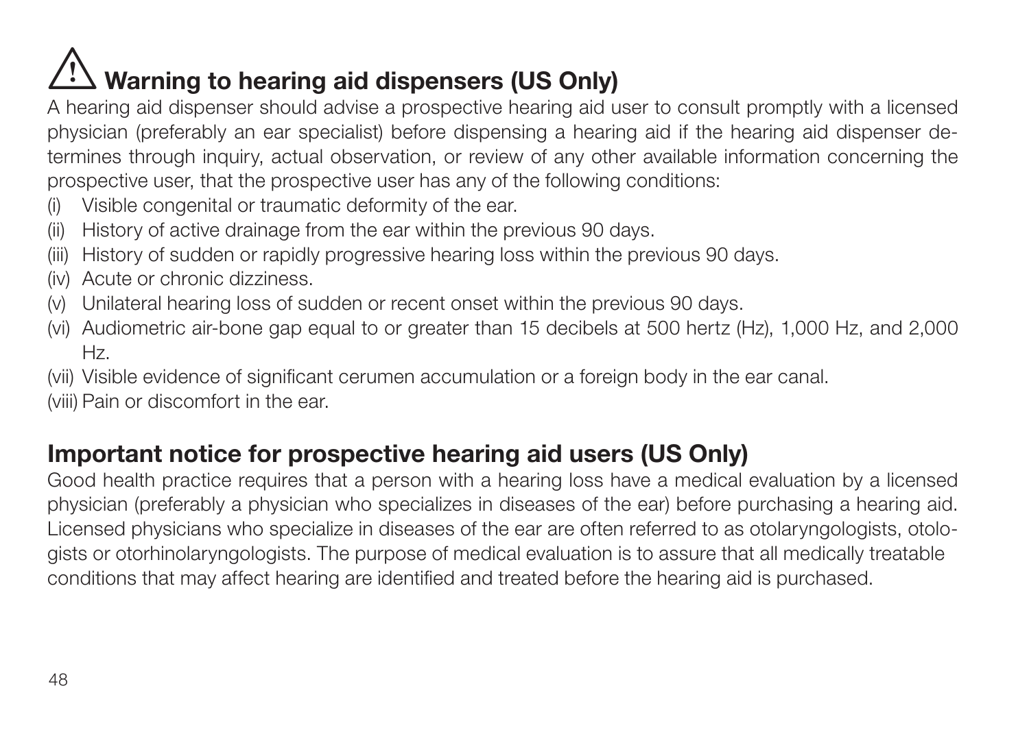## ⚠ Warning to hearing aid dispensers (US Only)

A hearing aid dispenser should advise a prospective hearing aid user to consult promptly with a licensed physician (preferably an ear specialist) before dispensing a hearing aid if the hearing aid dispenser determines through inquiry, actual observation, or review of any other available information concerning the prospective user, that the prospective user has any of the following conditions:

(i) Visible congenital or traumatic deformity of the ear.
(ii) History of active drainage from the ear within the previous 90 days.
(iii) History of sudden or rapidly progressive hearing loss within the previous 90 days.
(iv) Acute or chronic dizziness.
(v) Unilateral hearing loss of sudden or recent onset within the previous 90 days.
(vi) Audiometric air-bone gap equal to or greater than 15 decibels at 500 hertz (Hz), 1,000 Hz, and 2,000 Hz.
(vii) Visible evidence of significant cerumen accumulation or a foreign body in the ear canal.
(viii) Pain or discomfort in the ear.

## Important notice for prospective hearing aid users (US Only)

Good health practice requires that a person with a hearing loss have a medical evaluation by a licensed physician (preferably a physician who specializes in diseases of the ear) before purchasing a hearing aid. Licensed physicians who specialize in diseases of the ear are often referred to as otolaryngologists, otologists or otorhinolaryngologists. The purpose of medical evaluation is to assure that all medically treatable conditions that may affect hearing are identified and treated before the hearing aid is purchased.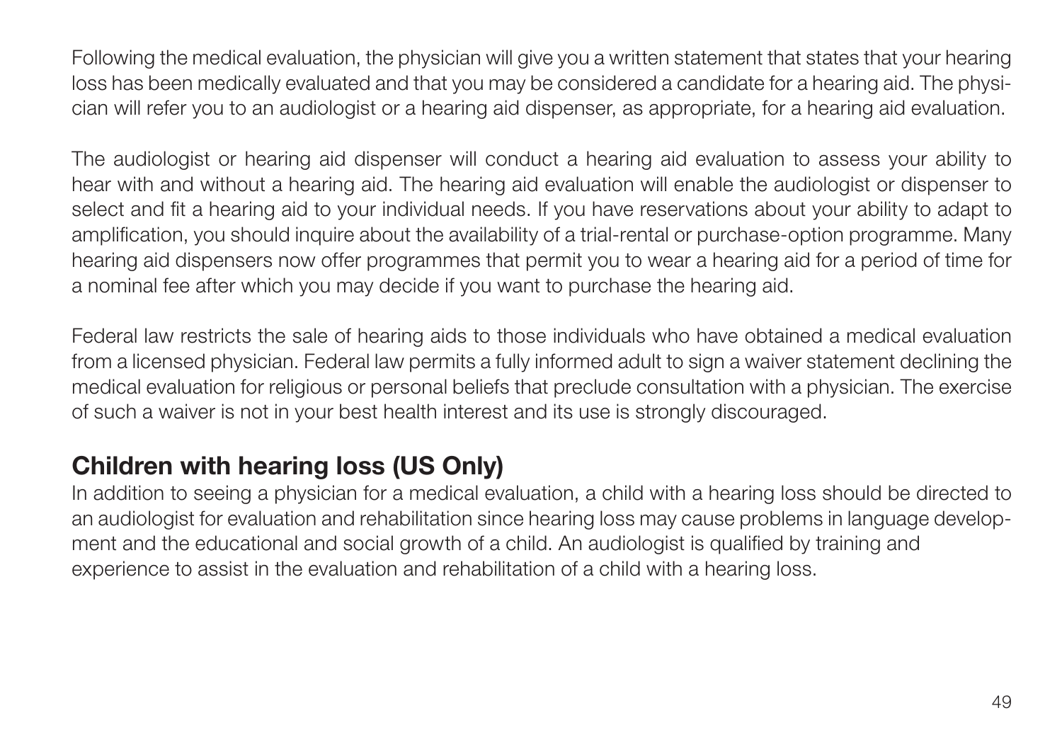Following the medical evaluation, the physician will give you a written statement that states that your hearing loss has been medically evaluated and that you may be considered a candidate for a hearing aid. The physician will refer you to an audiologist or a hearing aid dispenser, as appropriate, for a hearing aid evaluation.

The audiologist or hearing aid dispenser will conduct a hearing aid evaluation to assess your ability to hear with and without a hearing aid. The hearing aid evaluation will enable the audiologist or dispenser to select and fit a hearing aid to your individual needs. If you have reservations about your ability to adapt to amplification, you should inquire about the availability of a trial-rental or purchase-option programme. Many hearing aid dispensers now offer programmes that permit you to wear a hearing aid for a period of time for a nominal fee after which you may decide if you want to purchase the hearing aid.

Federal law restricts the sale of hearing aids to those individuals who have obtained a medical evaluation from a licensed physician. Federal law permits a fully informed adult to sign a waiver statement declining the medical evaluation for religious or personal beliefs that preclude consultation with a physician. The exercise of such a waiver is not in your best health interest and its use is strongly discouraged.

## Children with hearing loss (US Only)

In addition to seeing a physician for a medical evaluation, a child with a hearing loss should be directed to an audiologist for evaluation and rehabilitation since hearing loss may cause problems in language development and the educational and social growth of a child. An audiologist is qualified by training and experience to assist in the evaluation and rehabilitation of a child with a hearing loss.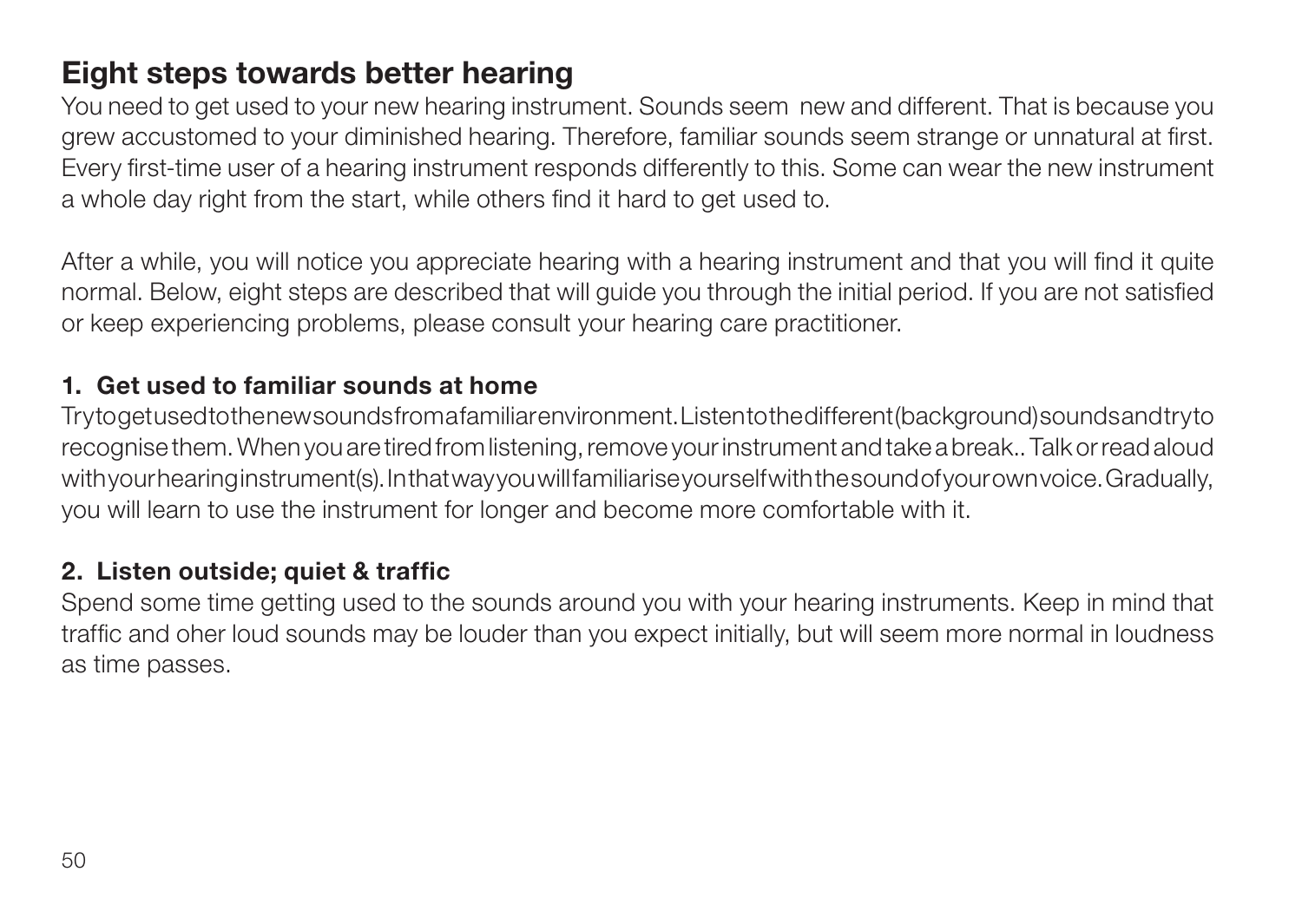## Eight steps towards better hearing

You need to get used to your new hearing instrument. Sounds seem  new and different. That is because you grew accustomed to your diminished hearing. Therefore, familiar sounds seem strange or unnatural at first. Every first-time user of a hearing instrument responds differently to this. Some can wear the new instrument a whole day right from the start, while others find it hard to get used to.

After a while, you will notice you appreciate hearing with a hearing instrument and that you will find it quite normal. Below, eight steps are described that will guide you through the initial period. If you are not satisfied or keep experiencing problems, please consult your hearing care practitioner.

### 1. Get used to familiar sounds at home

Try to get used to the new sounds from a familiar environment. Listen to the different (background) sounds and try to recognise them. When you are tired from listening, remove your instrument and take a break.. Talk or read aloud with your hearing instrument(s). In that way you will familiarise yourself with the sound of your own voice. Gradually, you will learn to use the instrument for longer and become more comfortable with it.

### 2. Listen outside; quiet & traffic

Spend some time getting used to the sounds around you with your hearing instruments. Keep in mind that traffic and oher loud sounds may be louder than you expect initially, but will seem more normal in loudness as time passes.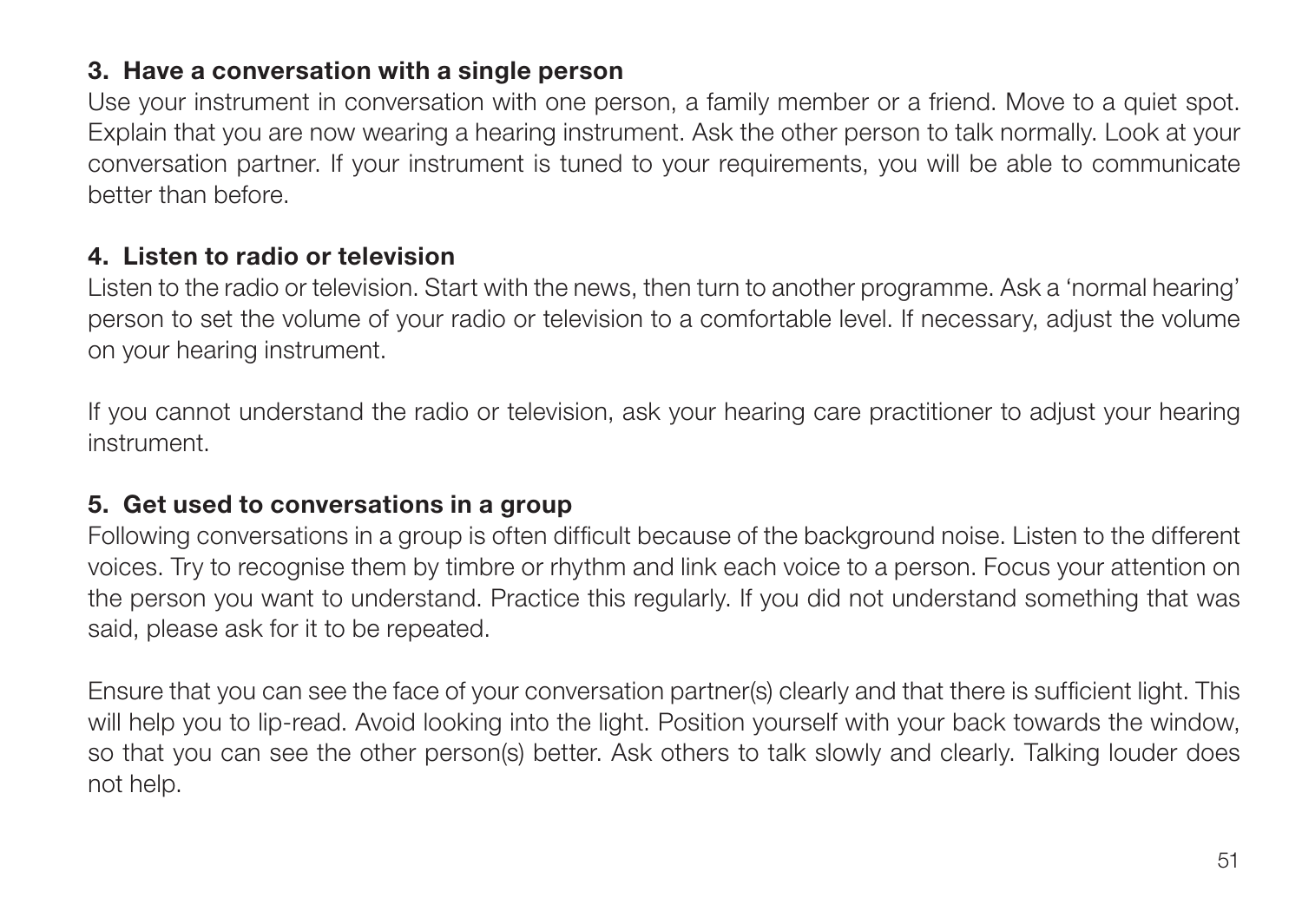**3. Have a conversation with a single person**

Use your instrument in conversation with one person, a family member or a friend. Move to a quiet spot. Explain that you are now wearing a hearing instrument. Ask the other person to talk normally. Look at your conversation partner. If your instrument is tuned to your requirements, you will be able to communicate better than before.

**4. Listen to radio or television**

Listen to the radio or television. Start with the news, then turn to another programme. Ask a 'normal hearing' person to set the volume of your radio or television to a comfortable level. If necessary, adjust the volume on your hearing instrument.

If you cannot understand the radio or television, ask your hearing care practitioner to adjust your hearing instrument.

**5. Get used to conversations in a group**

Following conversations in a group is often difficult because of the background noise. Listen to the different voices. Try to recognise them by timbre or rhythm and link each voice to a person. Focus your attention on the person you want to understand. Practice this regularly. If you did not understand something that was said, please ask for it to be repeated.

Ensure that you can see the face of your conversation partner(s) clearly and that there is sufficient light. This will help you to lip-read. Avoid looking into the light. Position yourself with your back towards the window, so that you can see the other person(s) better. Ask others to talk slowly and clearly. Talking louder does not help.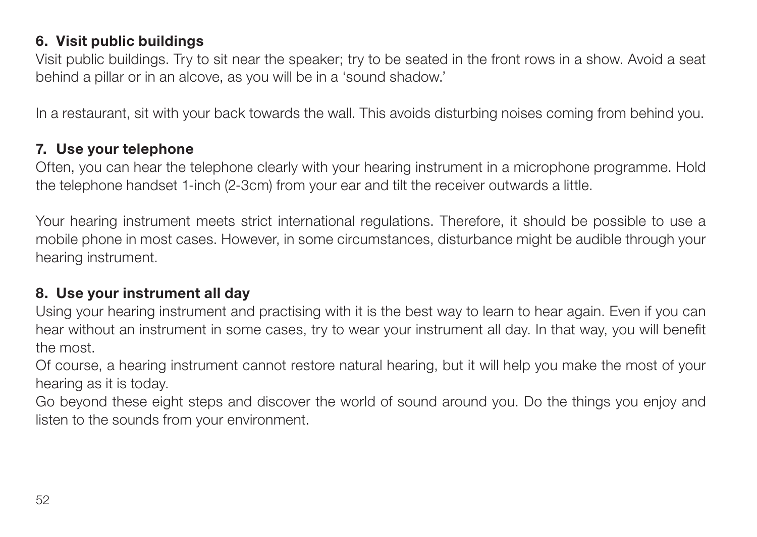### 6. Visit public buildings

Visit public buildings. Try to sit near the speaker; try to be seated in the front rows in a show. Avoid a seat behind a pillar or in an alcove, as you will be in a 'sound shadow.'

In a restaurant, sit with your back towards the wall. This avoids disturbing noises coming from behind you.

### 7. Use your telephone

Often, you can hear the telephone clearly with your hearing instrument in a microphone programme. Hold the telephone handset 1-inch (2-3cm) from your ear and tilt the receiver outwards a little.

Your hearing instrument meets strict international regulations. Therefore, it should be possible to use a mobile phone in most cases. However, in some circumstances, disturbance might be audible through your hearing instrument.

### 8. Use your instrument all day

Using your hearing instrument and practising with it is the best way to learn to hear again. Even if you can hear without an instrument in some cases, try to wear your instrument all day. In that way, you will benefit the most.

Of course, a hearing instrument cannot restore natural hearing, but it will help you make the most of your hearing as it is today.

Go beyond these eight steps and discover the world of sound around you. Do the things you enjoy and listen to the sounds from your environment.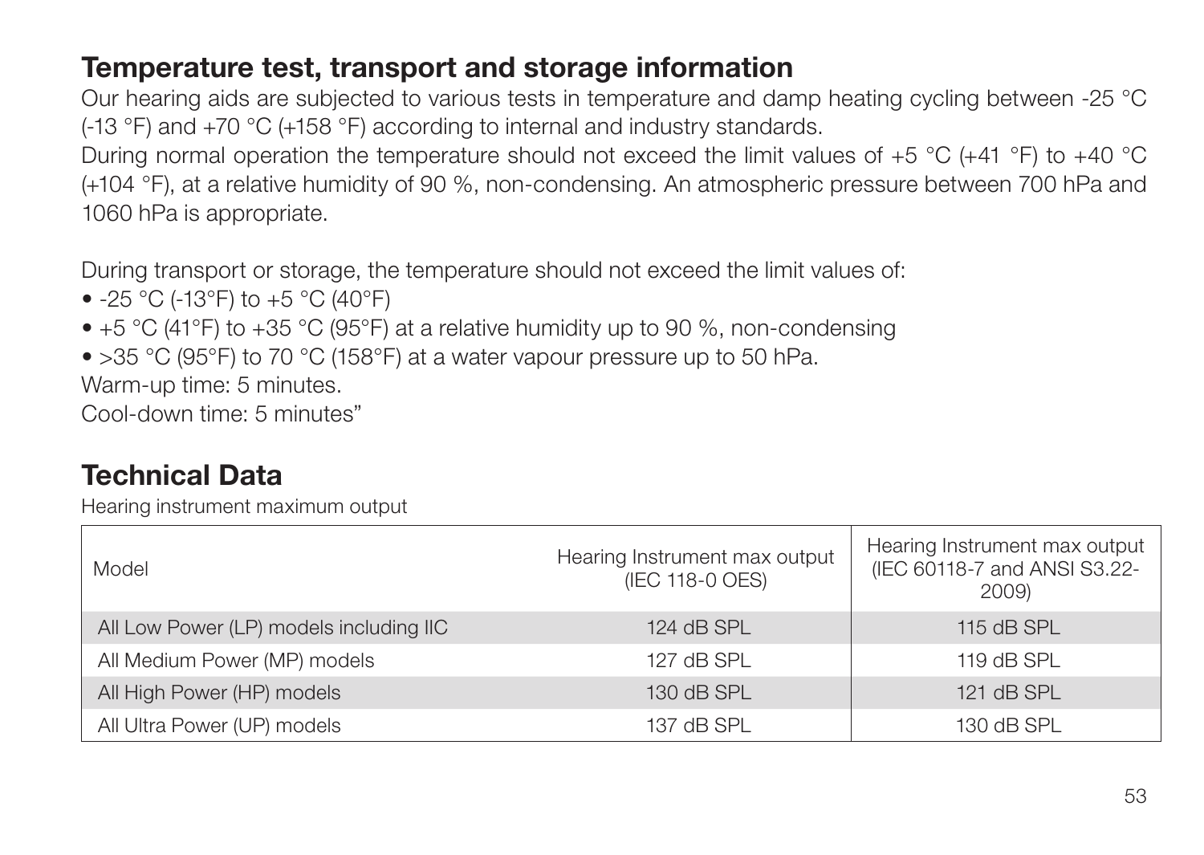## Temperature test, transport and storage information

Our hearing aids are subjected to various tests in temperature and damp heating cycling between -25 °C (-13 °F) and +70 °C (+158 °F) according to internal and industry standards.
During normal operation the temperature should not exceed the limit values of +5 °C (+41 °F) to +40 °C (+104 °F), at a relative humidity of 90 %, non-condensing. An atmospheric pressure between 700 hPa and 1060 hPa is appropriate.

During transport or storage, the temperature should not exceed the limit values of:

- -25 °C (-13°F) to +5 °C (40°F)
- +5 °C (41°F) to +35 °C (95°F) at a relative humidity up to 90 %, non-condensing
- >35 °C (95°F) to 70 °C (158°F) at a water vapour pressure up to 50 hPa.

Warm-up time: 5 minutes.
Cool-down time: 5 minutes"

## Technical Data

Hearing instrument maximum output

| Model | Hearing Instrument max output (IEC 118-0 OES) | Hearing Instrument max output (IEC 60118-7 and ANSI S3.22-2009) |
|---|---|---|
| All Low Power (LP) models including IIC | 124 dB SPL | 115 dB SPL |
| All Medium Power (MP) models | 127 dB SPL | 119 dB SPL |
| All High Power (HP) models | 130 dB SPL | 121 dB SPL |
| All Ultra Power (UP) models | 137 dB SPL | 130 dB SPL |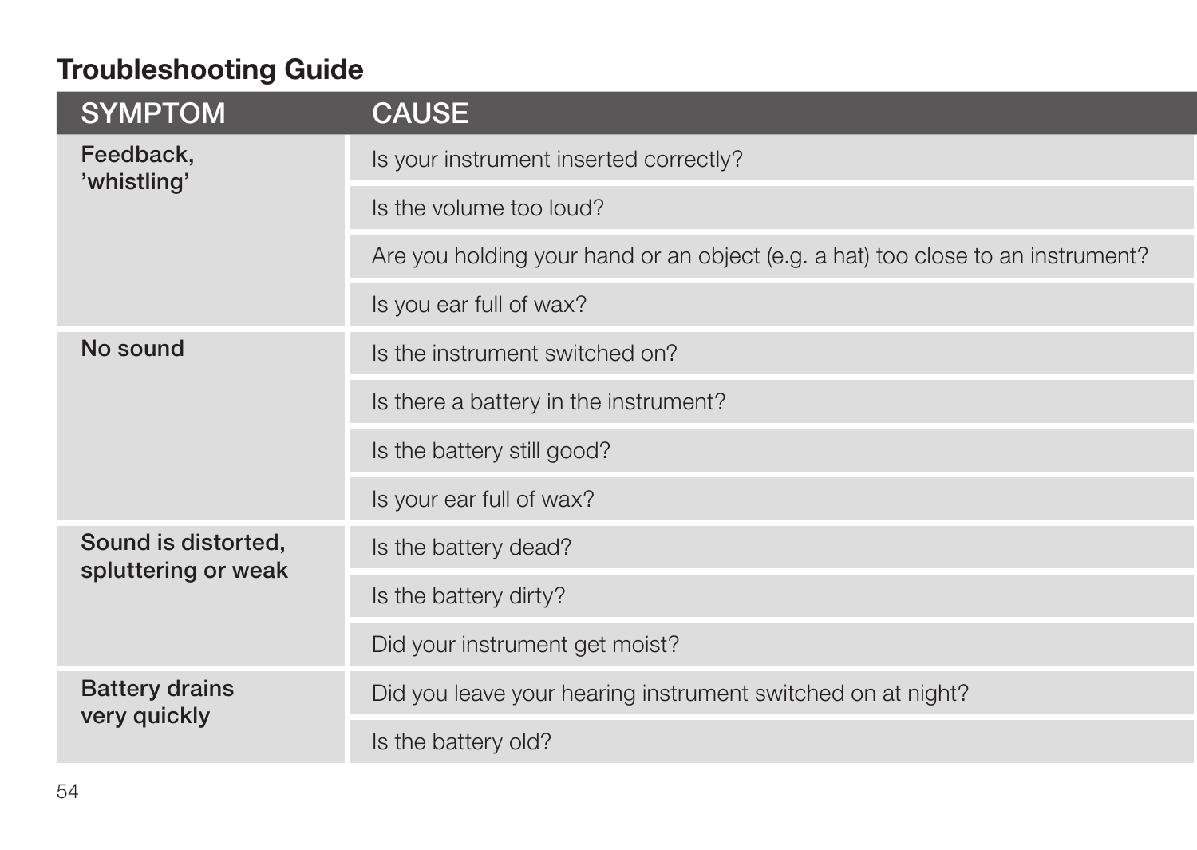## Troubleshooting Guide

| SYMPTOM | CAUSE |
| --- | --- |
| **Feedback, 'whistling'** | Is your instrument inserted correctly? |
| | Is the volume too loud? |
| | Are you holding your hand or an object (e.g. a hat) too close to an instrument? |
| | Is you ear full of wax? |
| **No sound** | Is the instrument switched on? |
| | Is there a battery in the instrument? |
| | Is the battery still good? |
| | Is your ear full of wax? |
| **Sound is distorted, spluttering or weak** | Is the battery dead? |
| | Is the battery dirty? |
| | Did your instrument get moist? |
| **Battery drains very quickly** | Did you leave your hearing instrument switched on at night? |
| | Is the battery old? |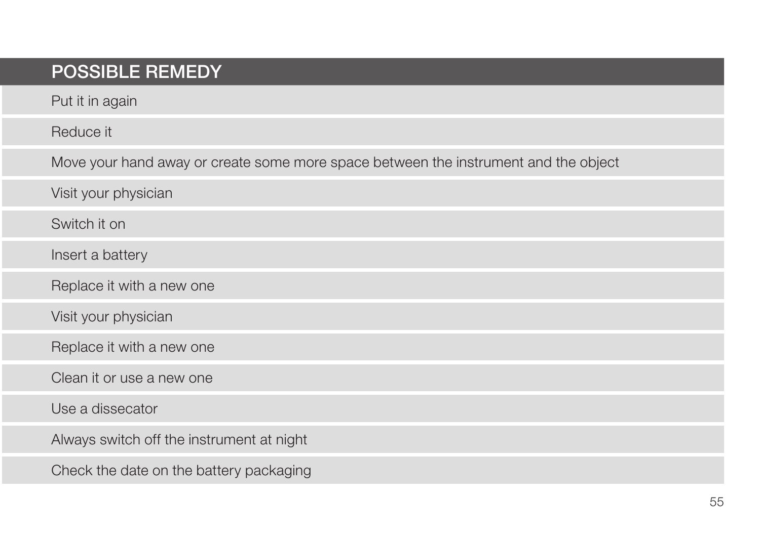| POSSIBLE REMEDY |
| --- |
| Put it in again |
| Reduce it |
| Move your hand away or create some more space between the instrument and the object |
| Visit your physician |
| Switch it on |
| Insert a battery |
| Replace it with a new one |
| Visit your physician |
| Replace it with a new one |
| Clean it or use a new one |
| Use a dissecator |
| Always switch off the instrument at night |
| Check the date on the battery packaging |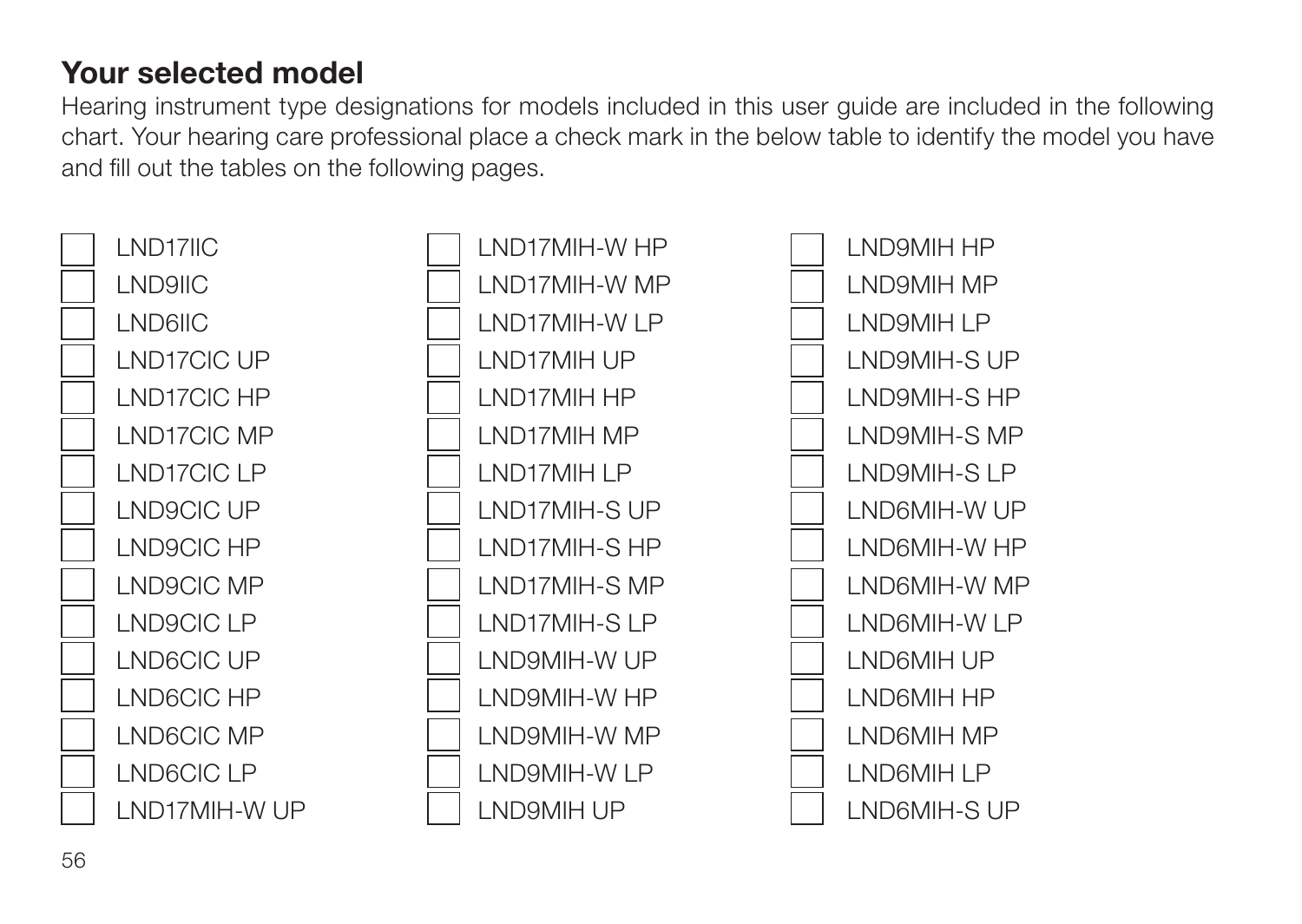## Your selected model

Hearing instrument type designations for models included in this user guide are included in the following chart. Your hearing care professional place a check mark in the below table to identify the model you have and fill out the tables on the following pages.

- ☐ LND17IIC
- ☐ LND9IIC
- ☐ LND6IIC
- ☐ LND17CIC UP
- ☐ LND17CIC HP
- ☐ LND17CIC MP
- ☐ LND17CIC LP
- ☐ LND9CIC UP
- ☐ LND9CIC HP
- ☐ LND9CIC MP
- ☐ LND9CIC LP
- ☐ LND6CIC UP
- ☐ LND6CIC HP
- ☐ LND6CIC MP
- ☐ LND6CIC LP
- ☐ LND17MIH-W UP
- ☐ LND17MIH-W HP
- ☐ LND17MIH-W MP
- ☐ LND17MIH-W LP
- ☐ LND17MIH UP
- ☐ LND17MIH HP
- ☐ LND17MIH MP
- ☐ LND17MIH LP
- ☐ LND17MIH-S UP
- ☐ LND17MIH-S HP
- ☐ LND17MIH-S MP
- ☐ LND17MIH-S LP
- ☐ LND9MIH-W UP
- ☐ LND9MIH-W HP
- ☐ LND9MIH-W MP
- ☐ LND9MIH-W LP
- ☐ LND9MIH UP
- ☐ LND9MIH HP
- ☐ LND9MIH MP
- ☐ LND9MIH LP
- ☐ LND9MIH-S UP
- ☐ LND9MIH-S HP
- ☐ LND9MIH-S MP
- ☐ LND9MIH-S LP
- ☐ LND6MIH-W UP
- ☐ LND6MIH-W HP
- ☐ LND6MIH-W MP
- ☐ LND6MIH-W LP
- ☐ LND6MIH UP
- ☐ LND6MIH HP
- ☐ LND6MIH MP
- ☐ LND6MIH LP
- ☐ LND6MIH-S UP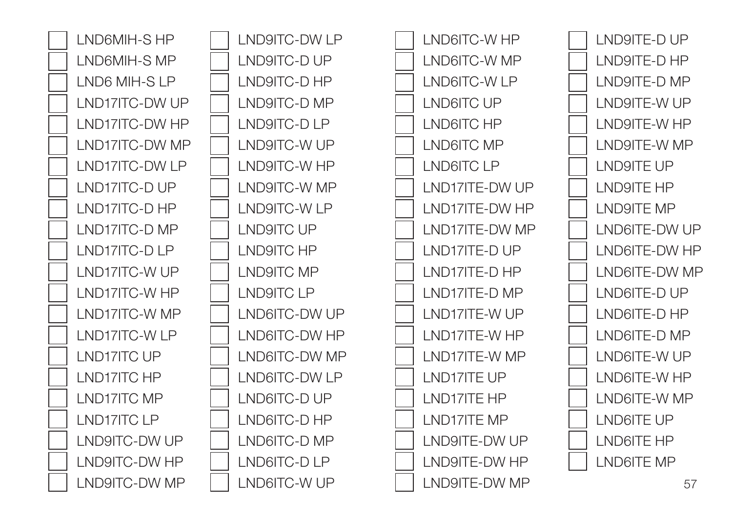- [ ] LND6MIH-S HP
- [ ] LND6MIH-S MP
- [ ] LND6 MIH-S LP
- [ ] LND17ITC-DW UP
- [ ] LND17ITC-DW HP
- [ ] LND17ITC-DW MP
- [ ] LND17ITC-DW LP
- [ ] LND17ITC-D UP
- [ ] LND17ITC-D HP
- [ ] LND17ITC-D MP
- [ ] LND17ITC-D LP
- [ ] LND17ITC-W UP
- [ ] LND17ITC-W HP
- [ ] LND17ITC-W MP
- [ ] LND17ITC-W LP
- [ ] LND17ITC UP
- [ ] LND17ITC HP
- [ ] LND17ITC MP
- [ ] LND17ITC LP
- [ ] LND9ITC-DW UP
- [ ] LND9ITC-DW HP
- [ ] LND9ITC-DW MP
- [ ] LND9ITC-DW LP
- [ ] LND9ITC-D UP
- [ ] LND9ITC-D HP
- [ ] LND9ITC-D MP
- [ ] LND9ITC-D LP
- [ ] LND9ITC-W UP
- [ ] LND9ITC-W HP
- [ ] LND9ITC-W MP
- [ ] LND9ITC-W LP
- [ ] LND9ITC UP
- [ ] LND9ITC HP
- [ ] LND9ITC MP
- [ ] LND9ITC LP
- [ ] LND6ITC-DW UP
- [ ] LND6ITC-DW HP
- [ ] LND6ITC-DW MP
- [ ] LND6ITC-DW LP
- [ ] LND6ITC-D UP
- [ ] LND6ITC-D HP
- [ ] LND6ITC-D MP
- [ ] LND6ITC-D LP
- [ ] LND6ITC-W UP
- [ ] LND6ITC-W HP
- [ ] LND6ITC-W MP
- [ ] LND6ITC-W LP
- [ ] LND6ITC UP
- [ ] LND6ITC HP
- [ ] LND6ITC MP
- [ ] LND6ITC LP
- [ ] LND17ITE-DW UP
- [ ] LND17ITE-DW HP
- [ ] LND17ITE-DW MP
- [ ] LND17ITE-D UP
- [ ] LND17ITE-D HP
- [ ] LND17ITE-D MP
- [ ] LND17ITE-W UP
- [ ] LND17ITE-W HP
- [ ] LND17ITE-W MP
- [ ] LND17ITE UP
- [ ] LND17ITE HP
- [ ] LND17ITE MP
- [ ] LND9ITE-DW UP
- [ ] LND9ITE-DW HP
- [ ] LND9ITE-DW MP
- [ ] LND9ITE-D UP
- [ ] LND9ITE-D HP
- [ ] LND9ITE-D MP
- [ ] LND9ITE-W UP
- [ ] LND9ITE-W HP
- [ ] LND9ITE-W MP
- [ ] LND9ITE UP
- [ ] LND9ITE HP
- [ ] LND9ITE MP
- [ ] LND6ITE-DW UP
- [ ] LND6ITE-DW HP
- [ ] LND6ITE-DW MP
- [ ] LND6ITE-D UP
- [ ] LND6ITE-D HP
- [ ] LND6ITE-D MP
- [ ] LND6ITE-W UP
- [ ] LND6ITE-W HP
- [ ] LND6ITE-W MP
- [ ] LND6ITE UP
- [ ] LND6ITE HP
- [ ] LND6ITE MP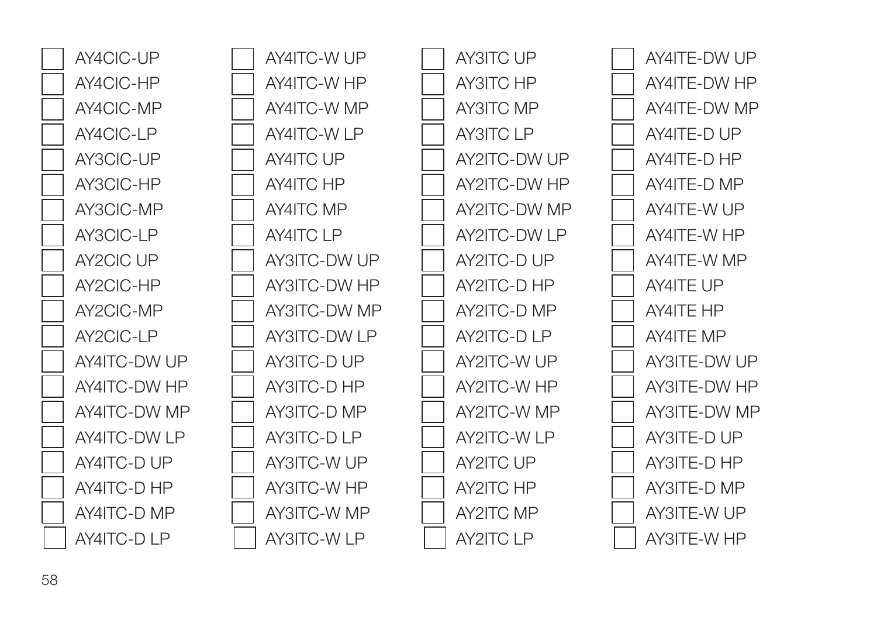- [ ] AY4CIC-UP
- [ ] AY4CIC-HP
- [ ] AY4CIC-MP
- [ ] AY4CIC-LP
- [ ] AY3CIC-UP
- [ ] AY3CIC-HP
- [ ] AY3CIC-MP
- [ ] AY3CIC-LP
- [ ] AY2CIC UP
- [ ] AY2CIC-HP
- [ ] AY2CIC-MP
- [ ] AY2CIC-LP
- [ ] AY4ITC-DW UP
- [ ] AY4ITC-DW HP
- [ ] AY4ITC-DW MP
- [ ] AY4ITC-DW LP
- [ ] AY4ITC-D UP
- [ ] AY4ITC-D HP
- [ ] AY4ITC-D MP
- [ ] AY4ITC-D LP
- [ ] AY4ITC-W UP
- [ ] AY4ITC-W HP
- [ ] AY4ITC-W MP
- [ ] AY4ITC-W LP
- [ ] AY4ITC UP
- [ ] AY4ITC HP
- [ ] AY4ITC MP
- [ ] AY4ITC LP
- [ ] AY3ITC-DW UP
- [ ] AY3ITC-DW HP
- [ ] AY3ITC-DW MP
- [ ] AY3ITC-DW LP
- [ ] AY3ITC-D UP
- [ ] AY3ITC-D HP
- [ ] AY3ITC-D MP
- [ ] AY3ITC-D LP
- [ ] AY3ITC-W UP
- [ ] AY3ITC-W HP
- [ ] AY3ITC-W MP
- [ ] AY3ITC-W LP
- [ ] AY3ITC UP
- [ ] AY3ITC HP
- [ ] AY3ITC MP
- [ ] AY3ITC LP
- [ ] AY2ITC-DW UP
- [ ] AY2ITC-DW HP
- [ ] AY2ITC-DW MP
- [ ] AY2ITC-DW LP
- [ ] AY2ITC-D UP
- [ ] AY2ITC-D HP
- [ ] AY2ITC-D MP
- [ ] AY2ITC-D LP
- [ ] AY2ITC-W UP
- [ ] AY2ITC-W HP
- [ ] AY2ITC-W MP
- [ ] AY2ITC-W LP
- [ ] AY2ITC UP
- [ ] AY2ITC HP
- [ ] AY2ITC MP
- [ ] AY2ITC LP
- [ ] AY4ITE-DW UP
- [ ] AY4ITE-DW HP
- [ ] AY4ITE-DW MP
- [ ] AY4ITE-D UP
- [ ] AY4ITE-D HP
- [ ] AY4ITE-D MP
- [ ] AY4ITE-W UP
- [ ] AY4ITE-W HP
- [ ] AY4ITE-W MP
- [ ] AY4ITE UP
- [ ] AY4ITE HP
- [ ] AY4ITE MP
- [ ] AY3ITE-DW UP
- [ ] AY3ITE-DW HP
- [ ] AY3ITE-DW MP
- [ ] AY3ITE-D UP
- [ ] AY3ITE-D HP
- [ ] AY3ITE-D MP
- [ ] AY3ITE-W UP
- [ ] AY3ITE-W HP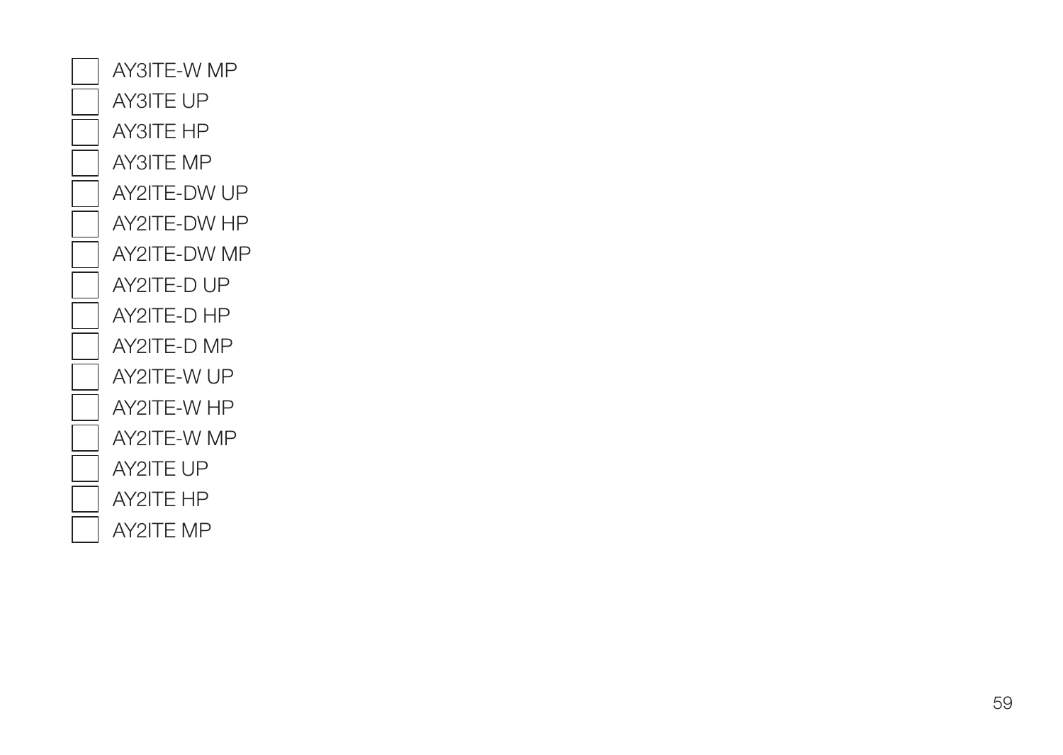- [ ] AY3ITE-W MP
- [ ] AY3ITE UP
- [ ] AY3ITE HP
- [ ] AY3ITE MP
- [ ] AY2ITE-DW UP
- [ ] AY2ITE-DW HP
- [ ] AY2ITE-DW MP
- [ ] AY2ITE-D UP
- [ ] AY2ITE-D HP
- [ ] AY2ITE-D MP
- [ ] AY2ITE-W UP
- [ ] AY2ITE-W HP
- [ ] AY2ITE-W MP
- [ ] AY2ITE UP
- [ ] AY2ITE HP
- [ ] AY2ITE MP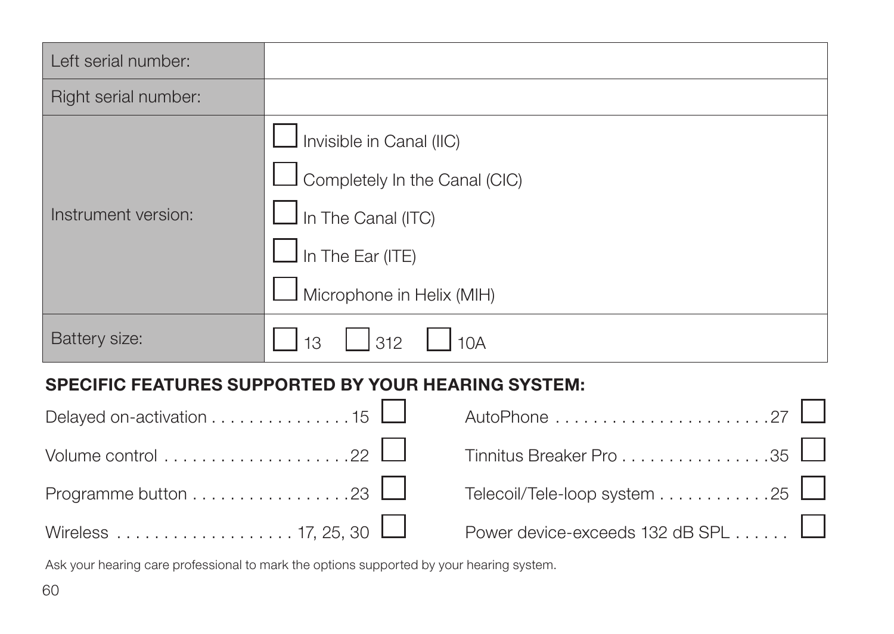| | |
|---|---|
| Left serial number: | |
| Right serial number: | |
| Instrument version: | ☐ Invisible in Canal (IIC)<br>☐ Completely In the Canal (CIC)<br>☐ In The Canal (ITC)<br>☐ In The Ear (ITE)<br>☐ Microphone in Helix (MIH) |
| Battery size: | ☐ 13 ☐ 312 ☐ 10A |

**SPECIFIC FEATURES SUPPORTED BY YOUR HEARING SYSTEM:**

Delayed on-activation . . . . . . . . . . . . . . . 15 ☐

Volume control . . . . . . . . . . . . . . . . . . . .22 ☐

Programme button . . . . . . . . . . . . . . . . .23 ☐

Wireless . . . . . . . . . . . . . . . . . . . 17, 25, 30 ☐

AutoPhone . . . . . . . . . . . . . . . . . . . . . . .27 ☐

Tinnitus Breaker Pro . . . . . . . . . . . . . . . .35 ☐

Telecoil/Tele-loop system . . . . . . . . . . . .25 ☐

Power device-exceeds 132 dB SPL . . . . . . ☐

Ask your hearing care professional to mark the options supported by your hearing system.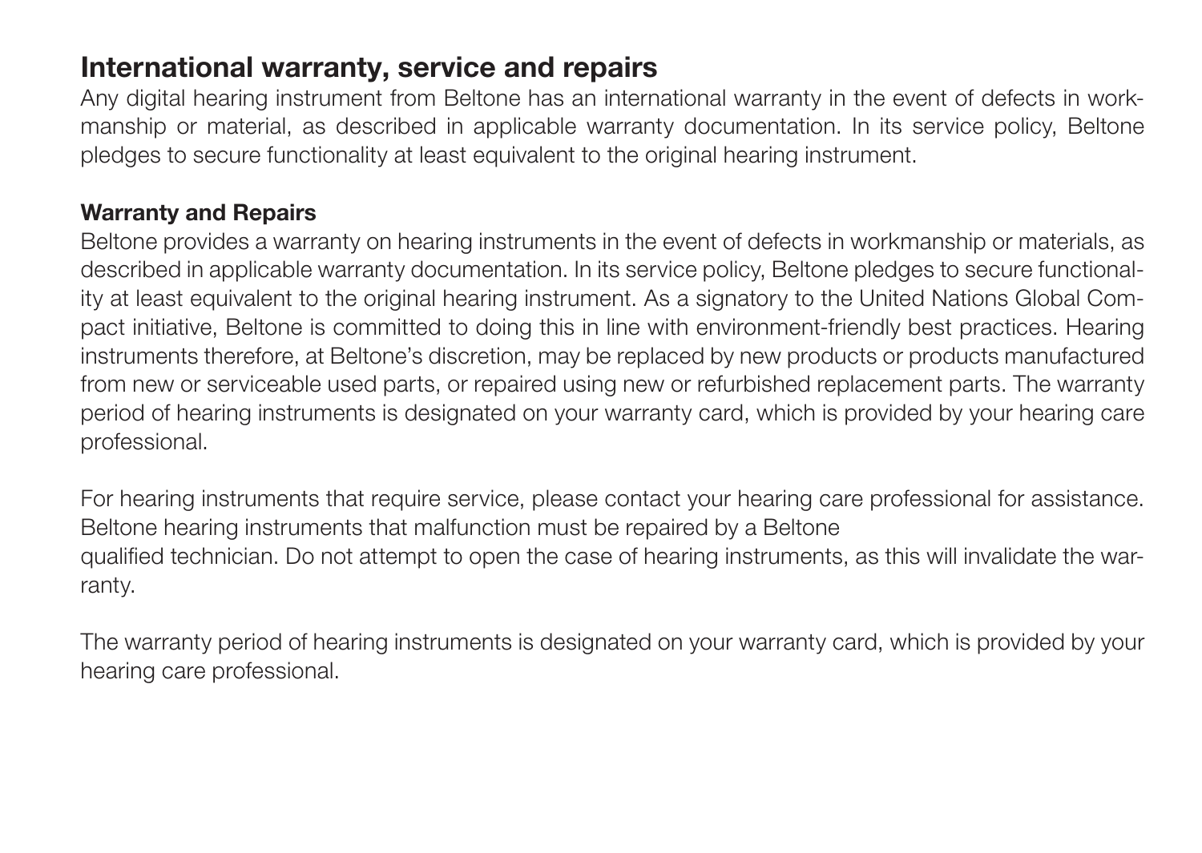## International warranty, service and repairs

Any digital hearing instrument from Beltone has an international warranty in the event of defects in workmanship or material, as described in applicable warranty documentation. In its service policy, Beltone pledges to secure functionality at least equivalent to the original hearing instrument.

### Warranty and Repairs

Beltone provides a warranty on hearing instruments in the event of defects in workmanship or materials, as described in applicable warranty documentation. In its service policy, Beltone pledges to secure functionality at least equivalent to the original hearing instrument. As a signatory to the United Nations Global Compact initiative, Beltone is committed to doing this in line with environment-friendly best practices. Hearing instruments therefore, at Beltone's discretion, may be replaced by new products or products manufactured from new or serviceable used parts, or repaired using new or refurbished replacement parts. The warranty period of hearing instruments is designated on your warranty card, which is provided by your hearing care professional.

For hearing instruments that require service, please contact your hearing care professional for assistance. Beltone hearing instruments that malfunction must be repaired by a Beltone qualified technician. Do not attempt to open the case of hearing instruments, as this will invalidate the warranty.

The warranty period of hearing instruments is designated on your warranty card, which is provided by your hearing care professional.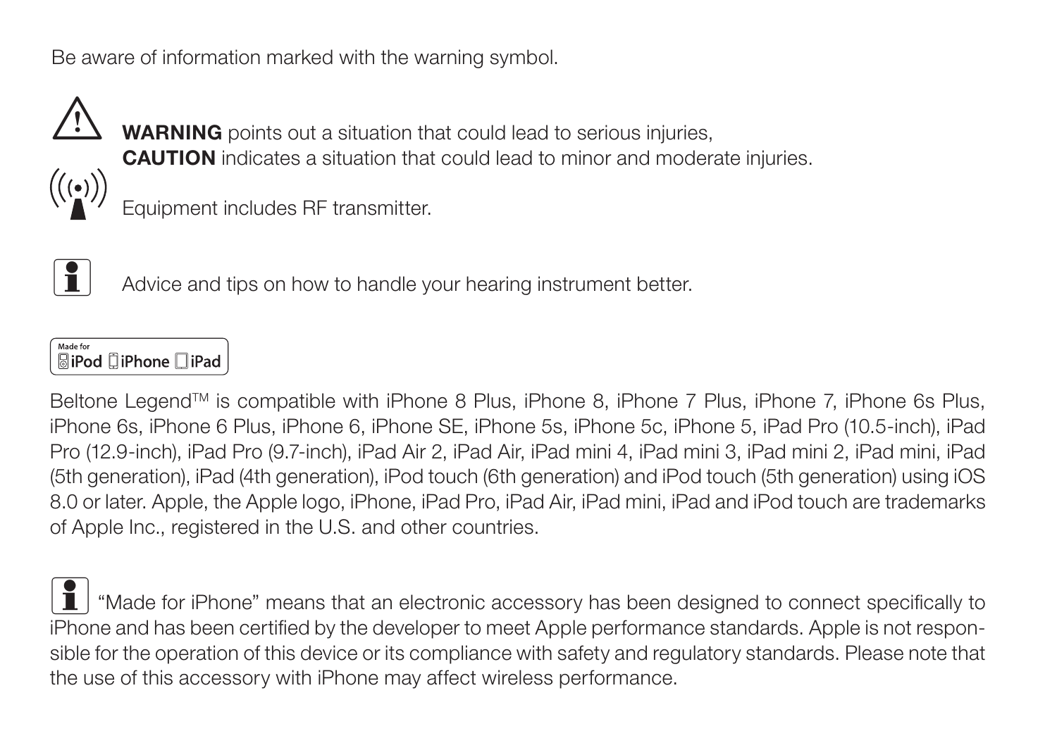Be aware of information marked with the warning symbol.

**WARNING** points out a situation that could lead to serious injuries,
**CAUTION** indicates a situation that could lead to minor and moderate injuries.

Equipment includes RF transmitter.

Advice and tips on how to handle your hearing instrument better.

Made for iPod iPhone iPad

Beltone Legend™ is compatible with iPhone 8 Plus, iPhone 8, iPhone 7 Plus, iPhone 7, iPhone 6s Plus, iPhone 6s, iPhone 6 Plus, iPhone 6, iPhone SE, iPhone 5s, iPhone 5c, iPhone 5, iPad Pro (10.5-inch), iPad Pro (12.9-inch), iPad Pro (9.7-inch), iPad Air 2, iPad Air, iPad mini 4, iPad mini 3, iPad mini 2, iPad mini, iPad (5th generation), iPad (4th generation), iPod touch (6th generation) and iPod touch (5th generation) using iOS 8.0 or later. Apple, the Apple logo, iPhone, iPad Pro, iPad Air, iPad mini, iPad and iPod touch are trademarks of Apple Inc., registered in the U.S. and other countries.

"Made for iPhone" means that an electronic accessory has been designed to connect specifically to iPhone and has been certified by the developer to meet Apple performance standards. Apple is not responsible for the operation of this device or its compliance with safety and regulatory standards. Please note that the use of this accessory with iPhone may affect wireless performance.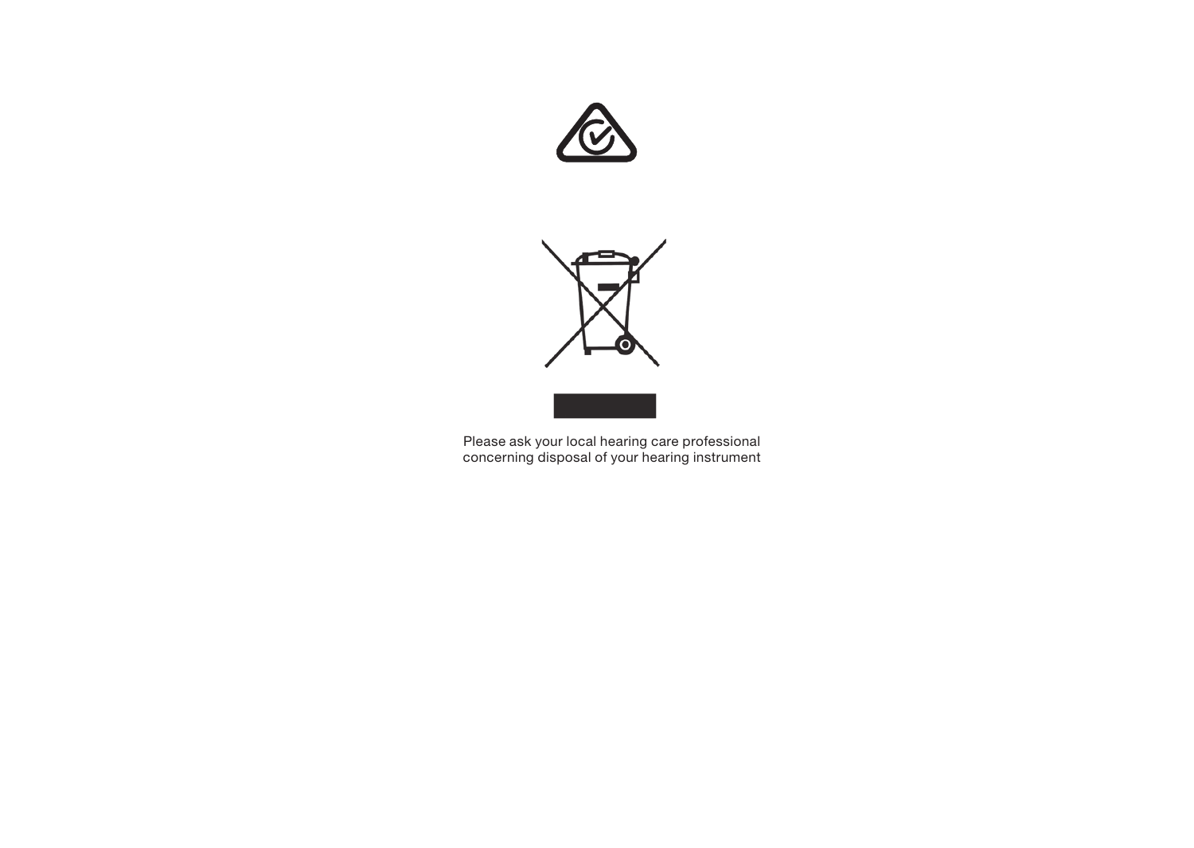Please ask your local hearing care professional concerning disposal of your hearing instrument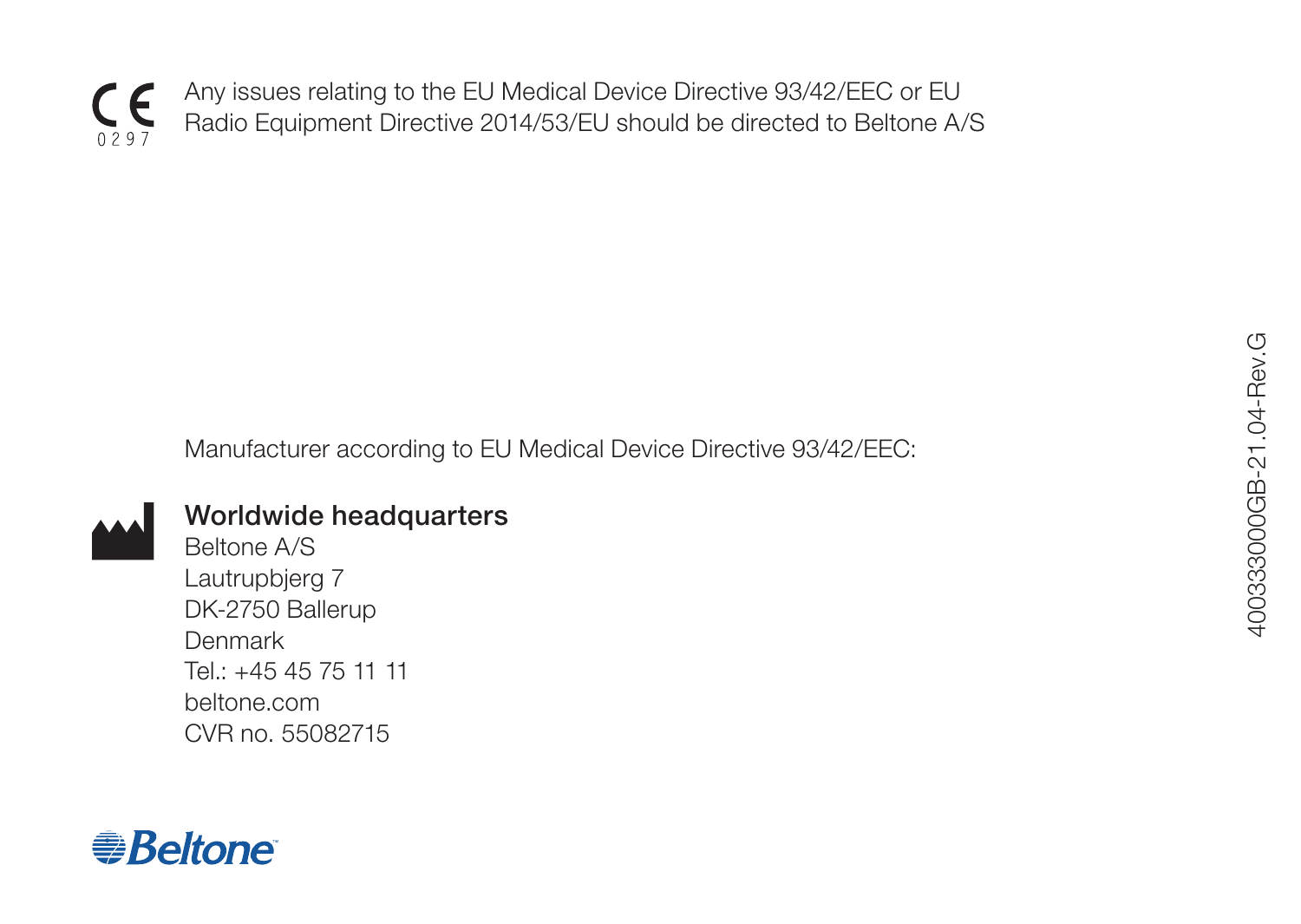0297

Any issues relating to the EU Medical Device Directive 93/42/EEC or EU Radio Equipment Directive 2014/53/EU should be directed to Beltone A/S

Manufacturer according to EU Medical Device Directive 93/42/EEC:

**Worldwide headquarters**
Beltone A/S
Lautrupbjerg 7
DK-2750 Ballerup
Denmark
Tel.: +45 45 75 11 11
beltone.com
CVR no. 55082715

Beltone

400333000GB-21.04-Rev.G